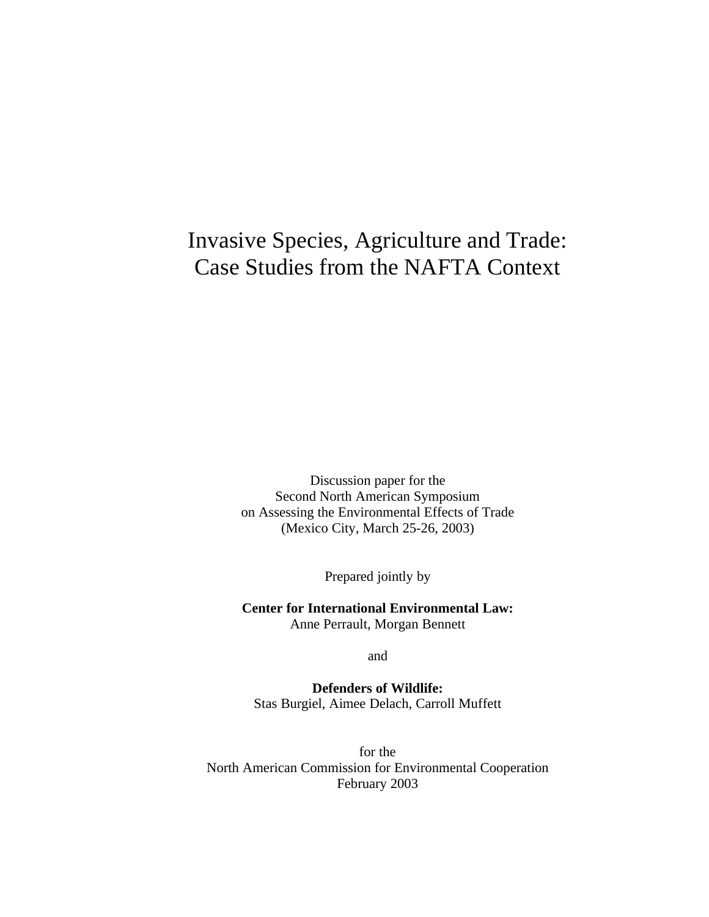# Invasive Species, Agriculture and Trade: Case Studies from the NAFTA Context

Discussion paper for the
Second North American Symposium
on Assessing the Environmental Effects of Trade
(Mexico City, March 25-26, 2003)

Prepared jointly by

**Center for International Environmental Law:**
Anne Perrault, Morgan Bennett

and

**Defenders of Wildlife:**
Stas Burgiel, Aimee Delach, Carroll Muffett

for the
North American Commission for Environmental Cooperation
February 2003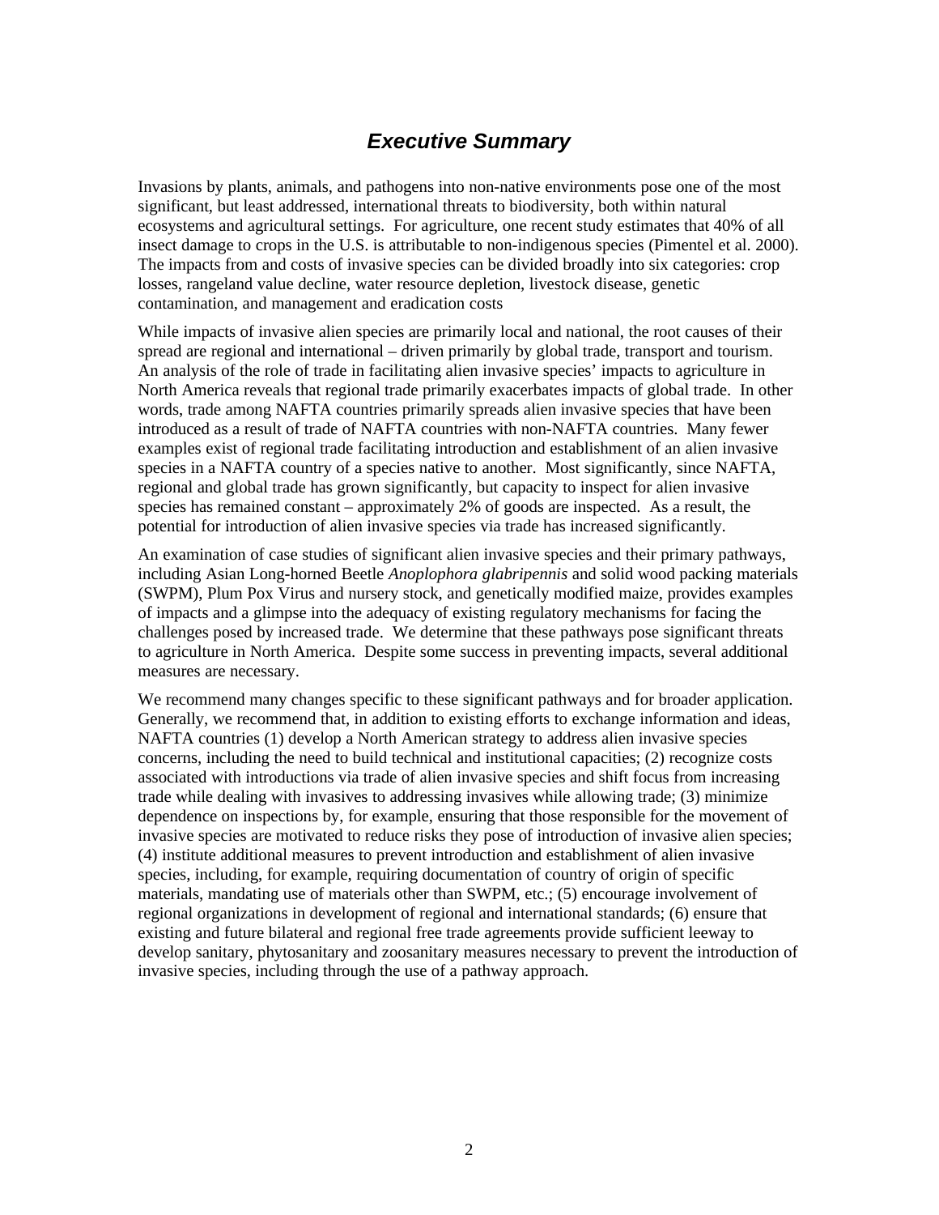## *Executive Summary*

Invasions by plants, animals, and pathogens into non-native environments pose one of the most significant, but least addressed, international threats to biodiversity, both within natural ecosystems and agricultural settings. For agriculture, one recent study estimates that 40% of all insect damage to crops in the U.S. is attributable to non-indigenous species (Pimentel et al. 2000). The impacts from and costs of invasive species can be divided broadly into six categories: crop losses, rangeland value decline, water resource depletion, livestock disease, genetic contamination, and management and eradication costs

While impacts of invasive alien species are primarily local and national, the root causes of their spread are regional and international – driven primarily by global trade, transport and tourism. An analysis of the role of trade in facilitating alien invasive species' impacts to agriculture in North America reveals that regional trade primarily exacerbates impacts of global trade. In other words, trade among NAFTA countries primarily spreads alien invasive species that have been introduced as a result of trade of NAFTA countries with non-NAFTA countries. Many fewer examples exist of regional trade facilitating introduction and establishment of an alien invasive species in a NAFTA country of a species native to another. Most significantly, since NAFTA, regional and global trade has grown significantly, but capacity to inspect for alien invasive species has remained constant – approximately 2% of goods are inspected. As a result, the potential for introduction of alien invasive species via trade has increased significantly.

An examination of case studies of significant alien invasive species and their primary pathways, including Asian Long-horned Beetle *Anoplophora glabripennis* and solid wood packing materials (SWPM), Plum Pox Virus and nursery stock, and genetically modified maize, provides examples of impacts and a glimpse into the adequacy of existing regulatory mechanisms for facing the challenges posed by increased trade. We determine that these pathways pose significant threats to agriculture in North America. Despite some success in preventing impacts, several additional measures are necessary.

We recommend many changes specific to these significant pathways and for broader application. Generally, we recommend that, in addition to existing efforts to exchange information and ideas, NAFTA countries (1) develop a North American strategy to address alien invasive species concerns, including the need to build technical and institutional capacities; (2) recognize costs associated with introductions via trade of alien invasive species and shift focus from increasing trade while dealing with invasives to addressing invasives while allowing trade; (3) minimize dependence on inspections by, for example, ensuring that those responsible for the movement of invasive species are motivated to reduce risks they pose of introduction of invasive alien species; (4) institute additional measures to prevent introduction and establishment of alien invasive species, including, for example, requiring documentation of country of origin of specific materials, mandating use of materials other than SWPM, etc.; (5) encourage involvement of regional organizations in development of regional and international standards; (6) ensure that existing and future bilateral and regional free trade agreements provide sufficient leeway to develop sanitary, phytosanitary and zoosanitary measures necessary to prevent the introduction of invasive species, including through the use of a pathway approach.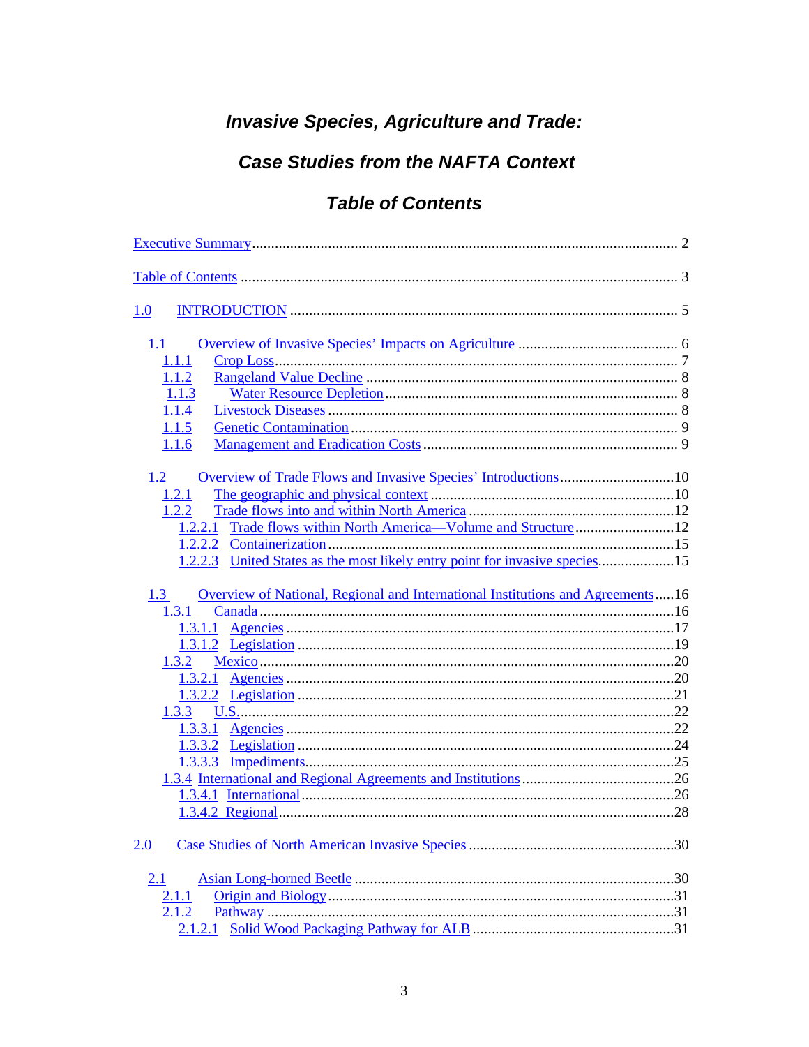# *Invasive Species, Agriculture and Trade:*

## *Case Studies from the NAFTA Context*

## *Table of Contents*

Executive Summary ................................................................................................. 2

Table of Contents ..................................................................................................... 3

1.0 INTRODUCTION ................................................................................................ 5

- 1.1 Overview of Invasive Species' Impacts on Agriculture .......................................... 6
  - 1.1.1 Crop Loss ......................................................................................... 7
  - 1.1.2 Rangeland Value Decline ................................................................ 8
  - 1.1.3 Water Resource Depletion ............................................................... 8
  - 1.1.4 Livestock Diseases ........................................................................... 8
  - 1.1.5 Genetic Contamination ..................................................................... 9
  - 1.1.6 Management and Eradication Costs ................................................. 9

- 1.2 Overview of Trade Flows and Invasive Species' Introductions .............................10
  - 1.2.1 The geographic and physical context ...............................................10
  - 1.2.2 Trade flows into and within North America .....................................12
    - 1.2.2.1 Trade flows within North America—Volume and Structure ..........12
    - 1.2.2.2 Containerization ..........................................................................15
    - 1.2.2.3 United States as the most likely entry point for invasive species....................15

- 1.3 Overview of National, Regional and International Institutions and Agreements .....16
  - 1.3.1 Canada ............................................................................................16
    - 1.3.1.1 Agencies .....................................................................................17
    - 1.3.1.2 Legislation ..................................................................................19
  - 1.3.2 Mexico ............................................................................................20
    - 1.3.2.1 Agencies .....................................................................................20
    - 1.3.2.2 Legislation ..................................................................................21
  - 1.3.3 U.S. .................................................................................................22
    - 1.3.3.1 Agencies .....................................................................................22
    - 1.3.3.2 Legislation ..................................................................................24
    - 1.3.3.3 Impediments ................................................................................25
  - 1.3.4 International and Regional Agreements and Institutions ........................26
    - 1.3.4.1 International ................................................................................26
    - 1.3.4.2 Regional ......................................................................................28

2.0 Case Studies of North American Invasive Species .....................................................30

- 2.1 Asian Long-horned Beetle ...................................................................................30
  - 2.1.1 Origin and Biology ...........................................................................31
  - 2.1.2 Pathway ..........................................................................................31
    - 2.1.2.1 Solid Wood Packaging Pathway for ALB ....................................31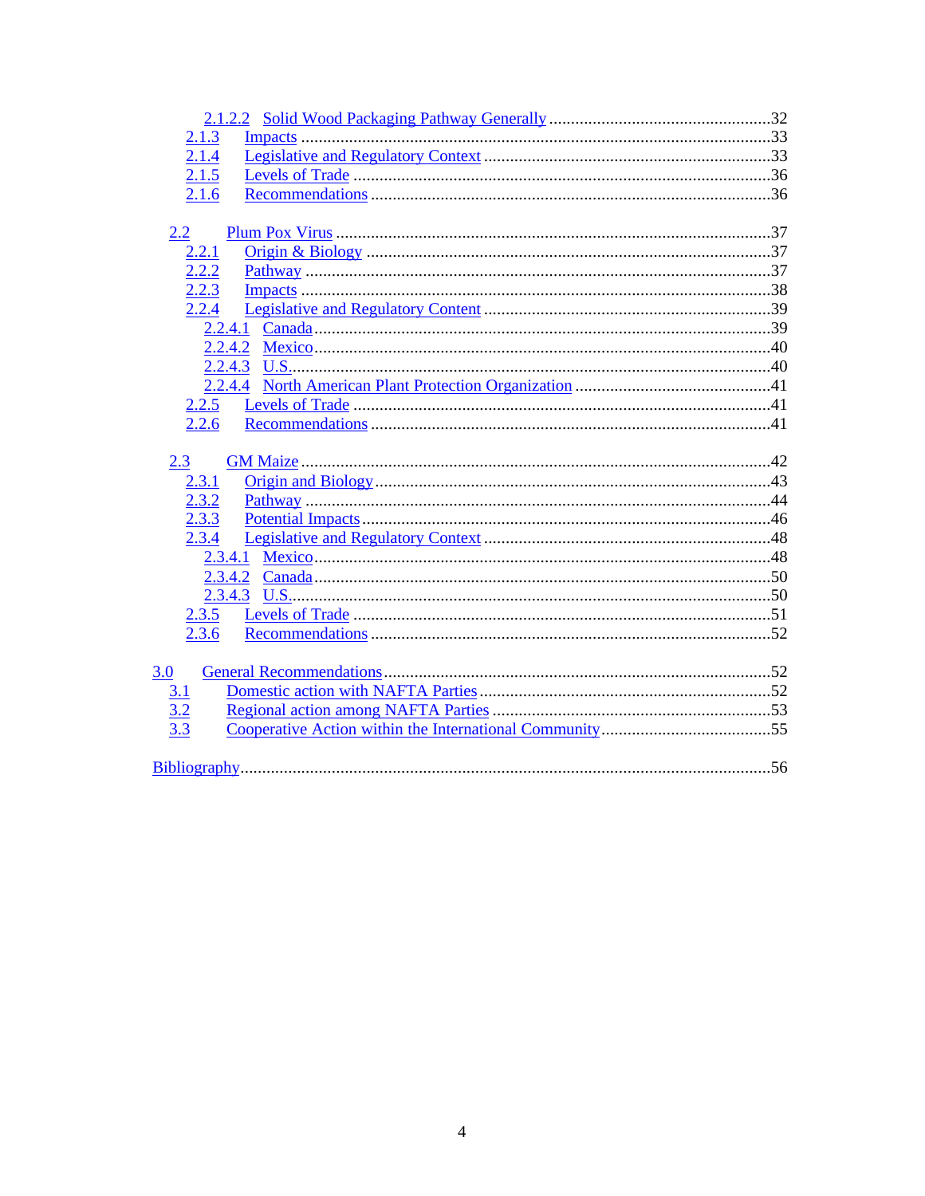2.1.2.2 Solid Wood Packaging Pathway Generally ....................................................32
2.1.3 Impacts ..........................................................................................................33
2.1.4 Legislative and Regulatory Context ..................................................................33
2.1.5 Levels of Trade ...............................................................................................36
2.1.6 Recommendations ...........................................................................................36

2.2 Plum Pox Virus ..................................................................................................37
2.2.1 Origin & Biology ............................................................................................37
2.2.2 Pathway ..........................................................................................................37
2.2.3 Impacts ...........................................................................................................38
2.2.4 Legislative and Regulatory Content ..................................................................39
2.2.4.1 Canada........................................................................................................39
2.2.4.2 Mexico........................................................................................................40
2.2.4.3 U.S.............................................................................................................40
2.2.4.4 North American Plant Protection Organization .............................................41
2.2.5 Levels of Trade ...............................................................................................41
2.2.6 Recommendations ...........................................................................................41

2.3 GM Maize ..........................................................................................................42
2.3.1 Origin and Biology..........................................................................................43
2.3.2 Pathway ..........................................................................................................44
2.3.3 Potential Impacts.............................................................................................46
2.3.4 Legislative and Regulatory Context ..................................................................48
2.3.4.1 Mexico........................................................................................................48
2.3.4.2 Canada........................................................................................................50
2.3.4.3 U.S.............................................................................................................50
2.3.5 Levels of Trade ...............................................................................................51
2.3.6 Recommendations ...........................................................................................52

3.0 General Recommendations.......................................................................................52
3.1 Domestic action with NAFTA Parties ..................................................................52
3.2 Regional action among NAFTA Parties ...............................................................53
3.3 Cooperative Action within the International Community.......................................55

Bibliography........................................................................................................56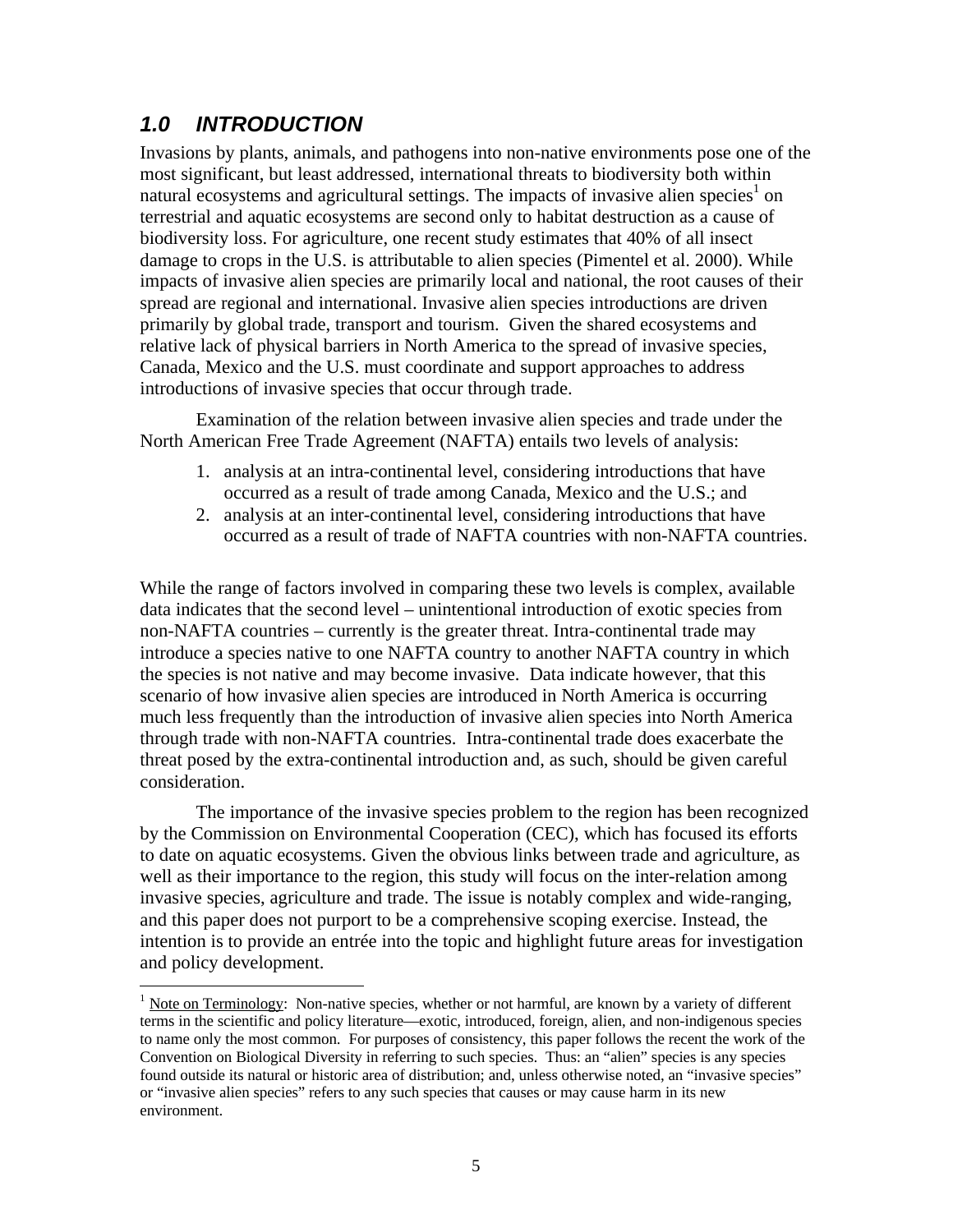## *1.0 INTRODUCTION*

Invasions by plants, animals, and pathogens into non-native environments pose one of the most significant, but least addressed, international threats to biodiversity both within natural ecosystems and agricultural settings. The impacts of invasive alien species[1] on terrestrial and aquatic ecosystems are second only to habitat destruction as a cause of biodiversity loss. For agriculture, one recent study estimates that 40% of all insect damage to crops in the U.S. is attributable to alien species (Pimentel et al. 2000). While impacts of invasive alien species are primarily local and national, the root causes of their spread are regional and international. Invasive alien species introductions are driven primarily by global trade, transport and tourism. Given the shared ecosystems and relative lack of physical barriers in North America to the spread of invasive species, Canada, Mexico and the U.S. must coordinate and support approaches to address introductions of invasive species that occur through trade.

Examination of the relation between invasive alien species and trade under the North American Free Trade Agreement (NAFTA) entails two levels of analysis:

1. analysis at an intra-continental level, considering introductions that have occurred as a result of trade among Canada, Mexico and the U.S.; and
2. analysis at an inter-continental level, considering introductions that have occurred as a result of trade of NAFTA countries with non-NAFTA countries.

While the range of factors involved in comparing these two levels is complex, available data indicates that the second level – unintentional introduction of exotic species from non-NAFTA countries – currently is the greater threat. Intra-continental trade may introduce a species native to one NAFTA country to another NAFTA country in which the species is not native and may become invasive. Data indicate however, that this scenario of how invasive alien species are introduced in North America is occurring much less frequently than the introduction of invasive alien species into North America through trade with non-NAFTA countries. Intra-continental trade does exacerbate the threat posed by the extra-continental introduction and, as such, should be given careful consideration.

The importance of the invasive species problem to the region has been recognized by the Commission on Environmental Cooperation (CEC), which has focused its efforts to date on aquatic ecosystems. Given the obvious links between trade and agriculture, as well as their importance to the region, this study will focus on the inter-relation among invasive species, agriculture and trade. The issue is notably complex and wide-ranging, and this paper does not purport to be a comprehensive scoping exercise. Instead, the intention is to provide an entrée into the topic and highlight future areas for investigation and policy development.

---

[1] Note on Terminology: Non-native species, whether or not harmful, are known by a variety of different terms in the scientific and policy literature—exotic, introduced, foreign, alien, and non-indigenous species to name only the most common. For purposes of consistency, this paper follows the recent the work of the Convention on Biological Diversity in referring to such species. Thus: an "alien" species is any species found outside its natural or historic area of distribution; and, unless otherwise noted, an "invasive species" or "invasive alien species" refers to any such species that causes or may cause harm in its new environment.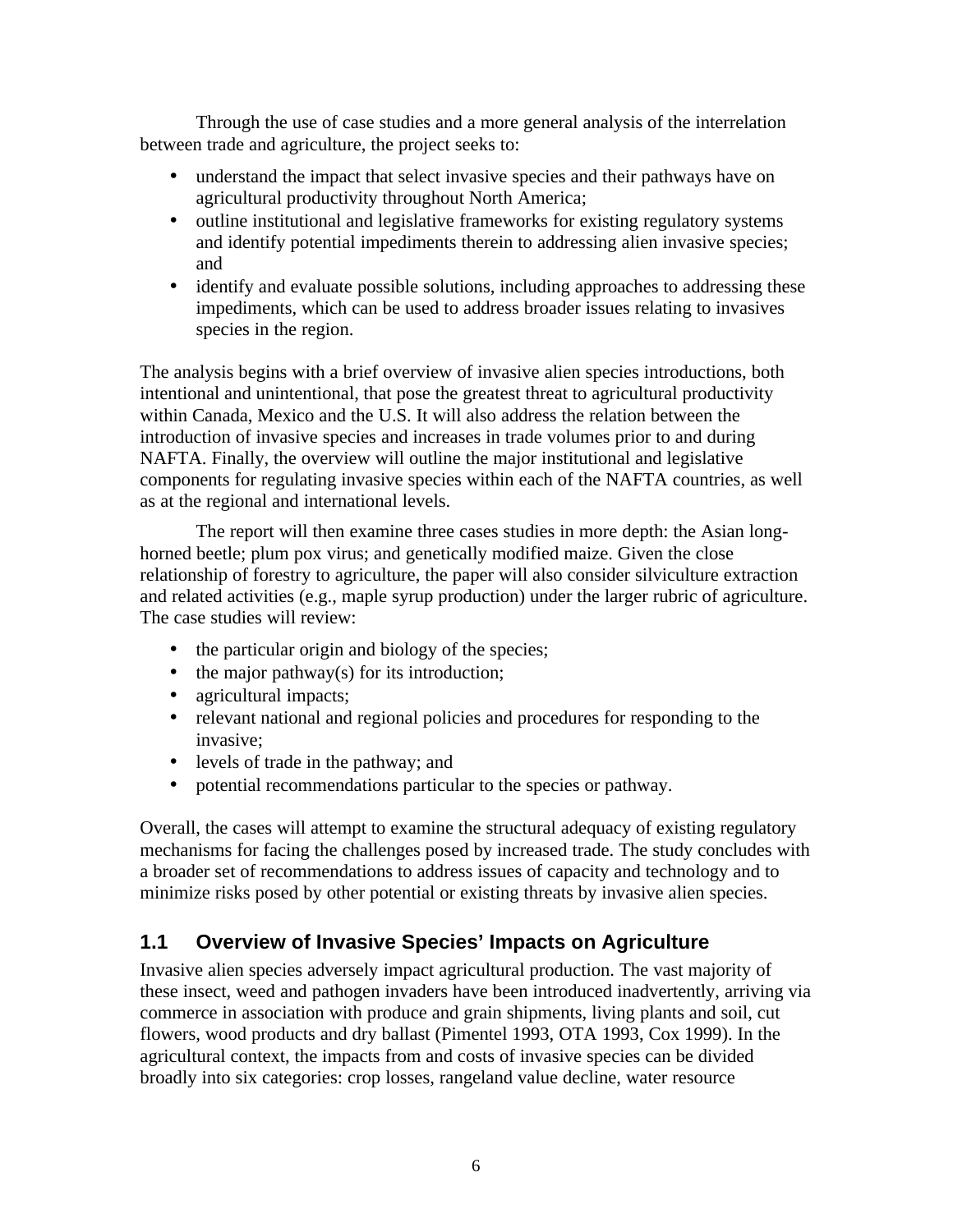Through the use of case studies and a more general analysis of the interrelation between trade and agriculture, the project seeks to:

- understand the impact that select invasive species and their pathways have on agricultural productivity throughout North America;
- outline institutional and legislative frameworks for existing regulatory systems and identify potential impediments therein to addressing alien invasive species; and
- identify and evaluate possible solutions, including approaches to addressing these impediments, which can be used to address broader issues relating to invasives species in the region.

The analysis begins with a brief overview of invasive alien species introductions, both intentional and unintentional, that pose the greatest threat to agricultural productivity within Canada, Mexico and the U.S. It will also address the relation between the introduction of invasive species and increases in trade volumes prior to and during NAFTA. Finally, the overview will outline the major institutional and legislative components for regulating invasive species within each of the NAFTA countries, as well as at the regional and international levels.

The report will then examine three cases studies in more depth: the Asian long-horned beetle; plum pox virus; and genetically modified maize. Given the close relationship of forestry to agriculture, the paper will also consider silviculture extraction and related activities (e.g., maple syrup production) under the larger rubric of agriculture. The case studies will review:

- the particular origin and biology of the species;
- the major pathway(s) for its introduction;
- agricultural impacts;
- relevant national and regional policies and procedures for responding to the invasive;
- levels of trade in the pathway; and
- potential recommendations particular to the species or pathway.

Overall, the cases will attempt to examine the structural adequacy of existing regulatory mechanisms for facing the challenges posed by increased trade. The study concludes with a broader set of recommendations to address issues of capacity and technology and to minimize risks posed by other potential or existing threats by invasive alien species.

## 1.1 Overview of Invasive Species' Impacts on Agriculture

Invasive alien species adversely impact agricultural production. The vast majority of these insect, weed and pathogen invaders have been introduced inadvertently, arriving via commerce in association with produce and grain shipments, living plants and soil, cut flowers, wood products and dry ballast (Pimentel 1993, OTA 1993, Cox 1999). In the agricultural context, the impacts from and costs of invasive species can be divided broadly into six categories: crop losses, rangeland value decline, water resource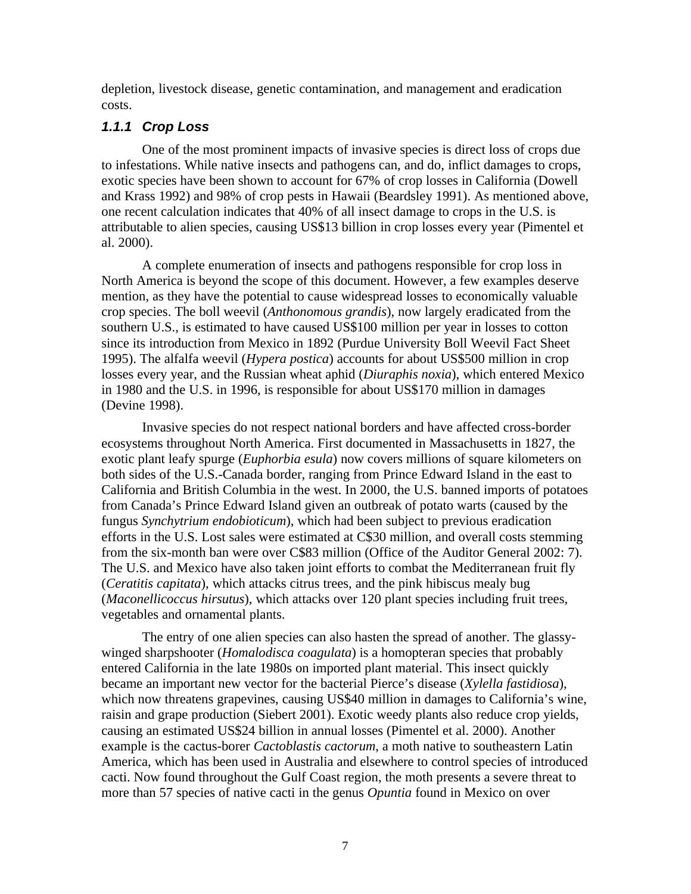depletion, livestock disease, genetic contamination, and management and eradication costs.

### *1.1.1 Crop Loss*

One of the most prominent impacts of invasive species is direct loss of crops due to infestations. While native insects and pathogens can, and do, inflict damages to crops, exotic species have been shown to account for 67% of crop losses in California (Dowell and Krass 1992) and 98% of crop pests in Hawaii (Beardsley 1991). As mentioned above, one recent calculation indicates that 40% of all insect damage to crops in the U.S. is attributable to alien species, causing US$13 billion in crop losses every year (Pimentel et al. 2000).

A complete enumeration of insects and pathogens responsible for crop loss in North America is beyond the scope of this document. However, a few examples deserve mention, as they have the potential to cause widespread losses to economically valuable crop species. The boll weevil (*Anthonomous grandis*), now largely eradicated from the southern U.S., is estimated to have caused US$100 million per year in losses to cotton since its introduction from Mexico in 1892 (Purdue University Boll Weevil Fact Sheet 1995). The alfalfa weevil (*Hypera postica*) accounts for about US$500 million in crop losses every year, and the Russian wheat aphid (*Diuraphis noxia*), which entered Mexico in 1980 and the U.S. in 1996, is responsible for about US$170 million in damages (Devine 1998).

Invasive species do not respect national borders and have affected cross-border ecosystems throughout North America. First documented in Massachusetts in 1827, the exotic plant leafy spurge (*Euphorbia esula*) now covers millions of square kilometers on both sides of the U.S.-Canada border, ranging from Prince Edward Island in the east to California and British Columbia in the west. In 2000, the U.S. banned imports of potatoes from Canada's Prince Edward Island given an outbreak of potato warts (caused by the fungus *Synchytrium endobioticum*), which had been subject to previous eradication efforts in the U.S. Lost sales were estimated at C$30 million, and overall costs stemming from the six-month ban were over C$83 million (Office of the Auditor General 2002: 7). The U.S. and Mexico have also taken joint efforts to combat the Mediterranean fruit fly (*Ceratitis capitata*), which attacks citrus trees, and the pink hibiscus mealy bug (*Maconellicoccus hirsutus*), which attacks over 120 plant species including fruit trees, vegetables and ornamental plants.

The entry of one alien species can also hasten the spread of another. The glassy-winged sharpshooter (*Homalodisca coagulata*) is a homopteran species that probably entered California in the late 1980s on imported plant material. This insect quickly became an important new vector for the bacterial Pierce's disease (*Xylella fastidiosa*), which now threatens grapevines, causing US$40 million in damages to California's wine, raisin and grape production (Siebert 2001). Exotic weedy plants also reduce crop yields, causing an estimated US$24 billion in annual losses (Pimentel et al. 2000). Another example is the cactus-borer *Cactoblastis cactorum*, a moth native to southeastern Latin America, which has been used in Australia and elsewhere to control species of introduced cacti. Now found throughout the Gulf Coast region, the moth presents a severe threat to more than 57 species of native cacti in the genus *Opuntia* found in Mexico on over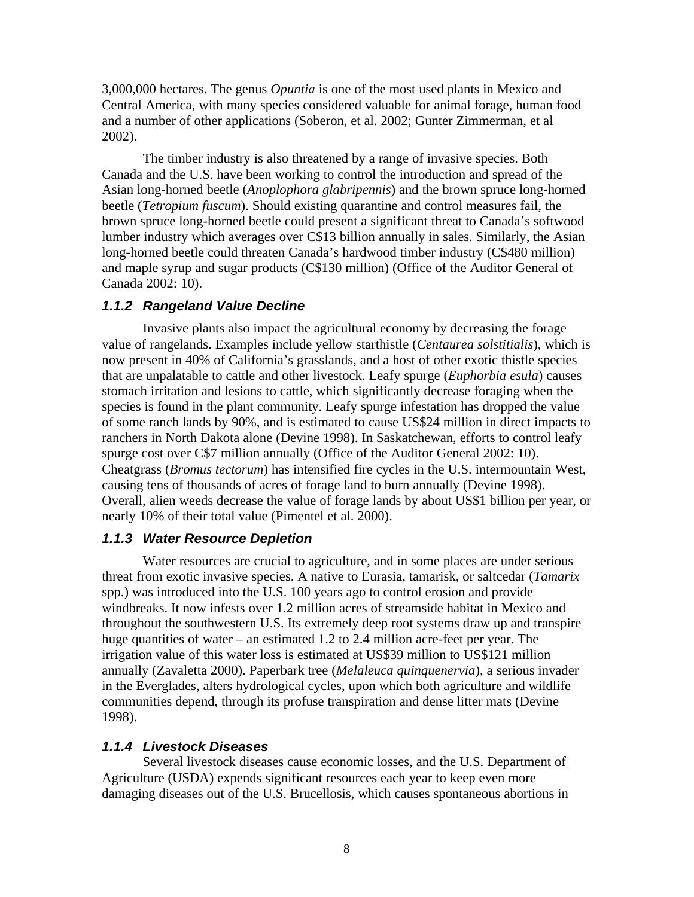3,000,000 hectares. The genus *Opuntia* is one of the most used plants in Mexico and Central America, with many species considered valuable for animal forage, human food and a number of other applications (Soberon, et al. 2002; Gunter Zimmerman, et al 2002).

The timber industry is also threatened by a range of invasive species. Both Canada and the U.S. have been working to control the introduction and spread of the Asian long-horned beetle (*Anoplophora glabripennis*) and the brown spruce long-horned beetle (*Tetropium fuscum*). Should existing quarantine and control measures fail, the brown spruce long-horned beetle could present a significant threat to Canada's softwood lumber industry which averages over C$13 billion annually in sales. Similarly, the Asian long-horned beetle could threaten Canada's hardwood timber industry (C$480 million) and maple syrup and sugar products (C$130 million) (Office of the Auditor General of Canada 2002: 10).

### *1.1.2 Rangeland Value Decline*

Invasive plants also impact the agricultural economy by decreasing the forage value of rangelands. Examples include yellow starthistle (*Centaurea solstitialis*), which is now present in 40% of California's grasslands, and a host of other exotic thistle species that are unpalatable to cattle and other livestock. Leafy spurge (*Euphorbia esula*) causes stomach irritation and lesions to cattle, which significantly decrease foraging when the species is found in the plant community. Leafy spurge infestation has dropped the value of some ranch lands by 90%, and is estimated to cause US$24 million in direct impacts to ranchers in North Dakota alone (Devine 1998). In Saskatchewan, efforts to control leafy spurge cost over C$7 million annually (Office of the Auditor General 2002: 10). Cheatgrass (*Bromus tectorum*) has intensified fire cycles in the U.S. intermountain West, causing tens of thousands of acres of forage land to burn annually (Devine 1998). Overall, alien weeds decrease the value of forage lands by about US$1 billion per year, or nearly 10% of their total value (Pimentel et al. 2000).

### *1.1.3 Water Resource Depletion*

Water resources are crucial to agriculture, and in some places are under serious threat from exotic invasive species. A native to Eurasia, tamarisk, or saltcedar (*Tamarix* spp.) was introduced into the U.S. 100 years ago to control erosion and provide windbreaks. It now infests over 1.2 million acres of streamside habitat in Mexico and throughout the southwestern U.S. Its extremely deep root systems draw up and transpire huge quantities of water – an estimated 1.2 to 2.4 million acre-feet per year. The irrigation value of this water loss is estimated at US$39 million to US$121 million annually (Zavaletta 2000). Paperbark tree (*Melaleuca quinquenervia*), a serious invader in the Everglades, alters hydrological cycles, upon which both agriculture and wildlife communities depend, through its profuse transpiration and dense litter mats (Devine 1998).

### *1.1.4 Livestock Diseases*

Several livestock diseases cause economic losses, and the U.S. Department of Agriculture (USDA) expends significant resources each year to keep even more damaging diseases out of the U.S. Brucellosis, which causes spontaneous abortions in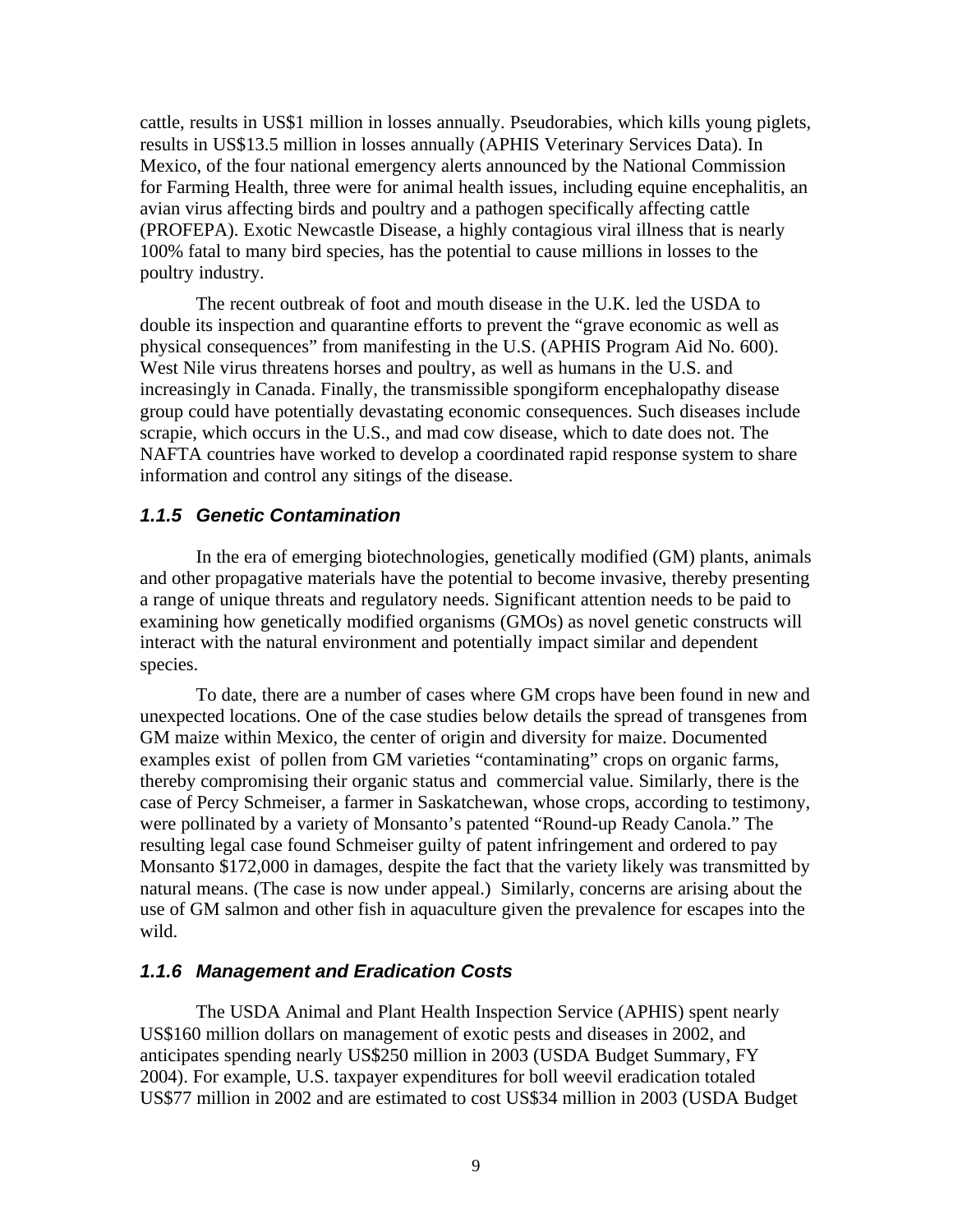cattle, results in US$1 million in losses annually. Pseudorabies, which kills young piglets, results in US$13.5 million in losses annually (APHIS Veterinary Services Data). In Mexico, of the four national emergency alerts announced by the National Commission for Farming Health, three were for animal health issues, including equine encephalitis, an avian virus affecting birds and poultry and a pathogen specifically affecting cattle (PROFEPA). Exotic Newcastle Disease, a highly contagious viral illness that is nearly 100% fatal to many bird species, has the potential to cause millions in losses to the poultry industry.

The recent outbreak of foot and mouth disease in the U.K. led the USDA to double its inspection and quarantine efforts to prevent the "grave economic as well as physical consequences" from manifesting in the U.S. (APHIS Program Aid No. 600). West Nile virus threatens horses and poultry, as well as humans in the U.S. and increasingly in Canada. Finally, the transmissible spongiform encephalopathy disease group could have potentially devastating economic consequences. Such diseases include scrapie, which occurs in the U.S., and mad cow disease, which to date does not. The NAFTA countries have worked to develop a coordinated rapid response system to share information and control any sitings of the disease.

### *1.1.5 Genetic Contamination*

In the era of emerging biotechnologies, genetically modified (GM) plants, animals and other propagative materials have the potential to become invasive, thereby presenting a range of unique threats and regulatory needs. Significant attention needs to be paid to examining how genetically modified organisms (GMOs) as novel genetic constructs will interact with the natural environment and potentially impact similar and dependent species.

To date, there are a number of cases where GM crops have been found in new and unexpected locations. One of the case studies below details the spread of transgenes from GM maize within Mexico, the center of origin and diversity for maize. Documented examples exist of pollen from GM varieties "contaminating" crops on organic farms, thereby compromising their organic status and commercial value. Similarly, there is the case of Percy Schmeiser, a farmer in Saskatchewan, whose crops, according to testimony, were pollinated by a variety of Monsanto's patented "Round-up Ready Canola." The resulting legal case found Schmeiser guilty of patent infringement and ordered to pay Monsanto $172,000 in damages, despite the fact that the variety likely was transmitted by natural means. (The case is now under appeal.) Similarly, concerns are arising about the use of GM salmon and other fish in aquaculture given the prevalence for escapes into the wild.

### *1.1.6 Management and Eradication Costs*

The USDA Animal and Plant Health Inspection Service (APHIS) spent nearly US$160 million dollars on management of exotic pests and diseases in 2002, and anticipates spending nearly US$250 million in 2003 (USDA Budget Summary, FY 2004). For example, U.S. taxpayer expenditures for boll weevil eradication totaled US$77 million in 2002 and are estimated to cost US$34 million in 2003 (USDA Budget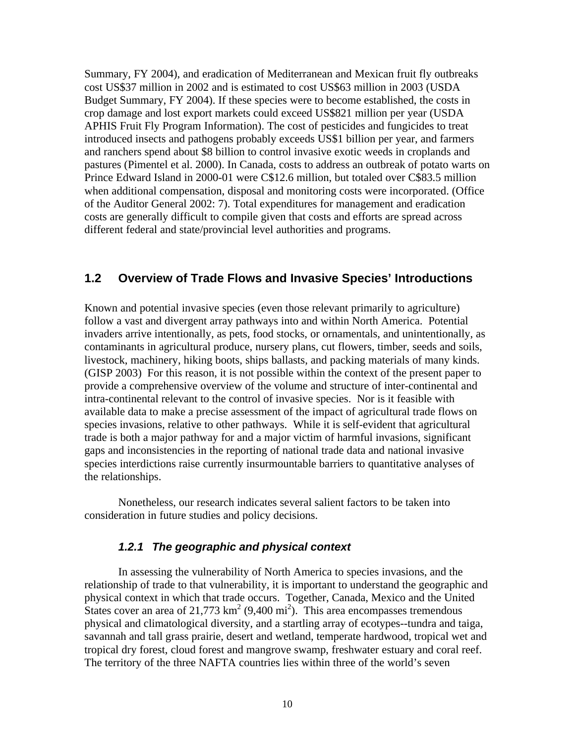Summary, FY 2004), and eradication of Mediterranean and Mexican fruit fly outbreaks cost US$37 million in 2002 and is estimated to cost US$63 million in 2003 (USDA Budget Summary, FY 2004). If these species were to become established, the costs in crop damage and lost export markets could exceed US$821 million per year (USDA APHIS Fruit Fly Program Information). The cost of pesticides and fungicides to treat introduced insects and pathogens probably exceeds US$1 billion per year, and farmers and ranchers spend about $8 billion to control invasive exotic weeds in croplands and pastures (Pimentel et al. 2000). In Canada, costs to address an outbreak of potato warts on Prince Edward Island in 2000-01 were C$12.6 million, but totaled over C$83.5 million when additional compensation, disposal and monitoring costs were incorporated. (Office of the Auditor General 2002: 7). Total expenditures for management and eradication costs are generally difficult to compile given that costs and efforts are spread across different federal and state/provincial level authorities and programs.

## 1.2 Overview of Trade Flows and Invasive Species' Introductions

Known and potential invasive species (even those relevant primarily to agriculture) follow a vast and divergent array pathways into and within North America. Potential invaders arrive intentionally, as pets, food stocks, or ornamentals, and unintentionally, as contaminants in agricultural produce, nursery plans, cut flowers, timber, seeds and soils, livestock, machinery, hiking boots, ships ballasts, and packing materials of many kinds. (GISP 2003) For this reason, it is not possible within the context of the present paper to provide a comprehensive overview of the volume and structure of inter-continental and intra-continental relevant to the control of invasive species. Nor is it feasible with available data to make a precise assessment of the impact of agricultural trade flows on species invasions, relative to other pathways. While it is self-evident that agricultural trade is both a major pathway for and a major victim of harmful invasions, significant gaps and inconsistencies in the reporting of national trade data and national invasive species interdictions raise currently insurmountable barriers to quantitative analyses of the relationships.

Nonetheless, our research indicates several salient factors to be taken into consideration in future studies and policy decisions.

### *1.2.1 The geographic and physical context*

In assessing the vulnerability of North America to species invasions, and the relationship of trade to that vulnerability, it is important to understand the geographic and physical context in which that trade occurs. Together, Canada, Mexico and the United States cover an area of 21,773 $km^2$ (9,400 $mi^2$). This area encompasses tremendous physical and climatological diversity, and a startling array of ecotypes--tundra and taiga, savannah and tall grass prairie, desert and wetland, temperate hardwood, tropical wet and tropical dry forest, cloud forest and mangrove swamp, freshwater estuary and coral reef. The territory of the three NAFTA countries lies within three of the world's seven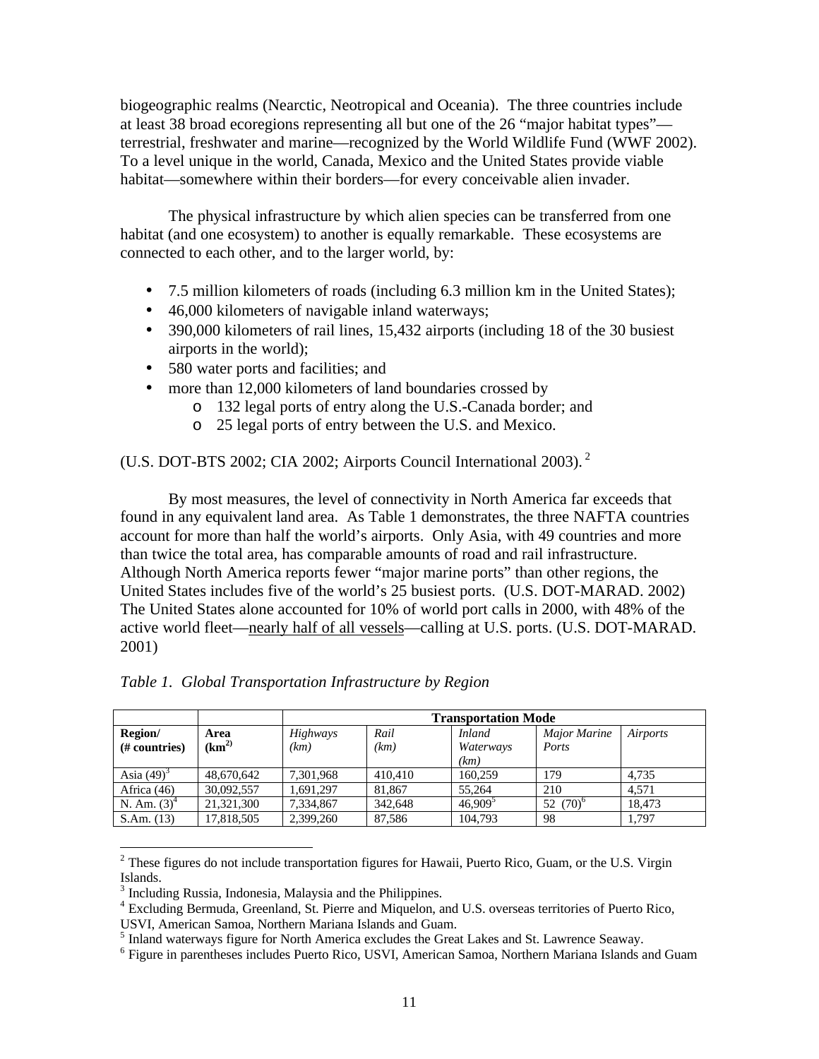biogeographic realms (Nearctic, Neotropical and Oceania). The three countries include at least 38 broad ecoregions representing all but one of the 26 "major habitat types"—terrestrial, freshwater and marine—recognized by the World Wildlife Fund (WWF 2002). To a level unique in the world, Canada, Mexico and the United States provide viable habitat—somewhere within their borders—for every conceivable alien invader.

The physical infrastructure by which alien species can be transferred from one habitat (and one ecosystem) to another is equally remarkable. These ecosystems are connected to each other, and to the larger world, by:

- 7.5 million kilometers of roads (including 6.3 million km in the United States);
- 46,000 kilometers of navigable inland waterways;
- 390,000 kilometers of rail lines, 15,432 airports (including 18 of the 30 busiest airports in the world);
- 580 water ports and facilities; and
- more than 12,000 kilometers of land boundaries crossed by
  - 132 legal ports of entry along the U.S.-Canada border; and
  - 25 legal ports of entry between the U.S. and Mexico.

(U.S. DOT-BTS 2002; CIA 2002; Airports Council International 2003).[2]

By most measures, the level of connectivity in North America far exceeds that found in any equivalent land area. As Table 1 demonstrates, the three NAFTA countries account for more than half the world's airports. Only Asia, with 49 countries and more than twice the total area, has comparable amounts of road and rail infrastructure. Although North America reports fewer "major marine ports" than other regions, the United States includes five of the world's 25 busiest ports. (U.S. DOT-MARAD. 2002) The United States alone accounted for 10% of world port calls in 2000, with 48% of the active world fleet—<u>nearly half of all vessels</u>—calling at U.S. ports. (U.S. DOT-MARAD. 2001)

*Table 1. Global Transportation Infrastructure by Region*

| | | **Transportation Mode** | | | | |
|---|---|---|---|---|---|---|
| **Region/ (# countries)** | **Area ($km^2$)** | *Highways (km)* | *Rail (km)* | *Inland Waterways (km)* | *Major Marine Ports* | *Airports* |
| Asia (49)[3] | 48,670,642 | 7,301,968 | 410,410 | 160,259 | 179 | 4,735 |
| Africa (46) | 30,092,557 | 1,691,297 | 81,867 | 55,264 | 210 | 4,571 |
| N. Am. (3)[4] | 21,321,300 | 7,334,867 | 342,648 | 46,909[5] | 52 (70)[6] | 18,473 |
| S.Am. (13) | 17,818,505 | 2,399,260 | 87,586 | 104,793 | 98 | 1,797 |

[2] These figures do not include transportation figures for Hawaii, Puerto Rico, Guam, or the U.S. Virgin Islands.

[3] Including Russia, Indonesia, Malaysia and the Philippines.

[4] Excluding Bermuda, Greenland, St. Pierre and Miquelon, and U.S. overseas territories of Puerto Rico, USVI, American Samoa, Northern Mariana Islands and Guam.

[5] Inland waterways figure for North America excludes the Great Lakes and St. Lawrence Seaway.

[6] Figure in parentheses includes Puerto Rico, USVI, American Samoa, Northern Mariana Islands and Guam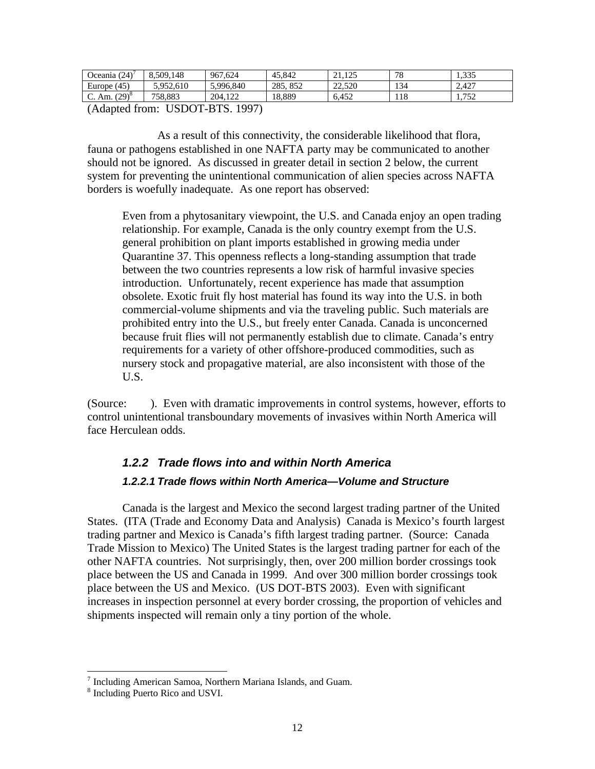| Oceania (24)[7] | 8,509,148 | 967,624 | 45,842 | 21,125 | 78 | 1,335 |
|---|---|---|---|---|---|---|
| Europe (45) | 5,952,610 | 5,996,840 | 285, 852 | 22,520 | 134 | 2,427 |
| C. Am. (29)[8] | 758,883 | 204,122 | 18,889 | 6,452 | 118 | 1,752 |

(Adapted from: USDOT-BTS. 1997)

As a result of this connectivity, the considerable likelihood that flora, fauna or pathogens established in one NAFTA party may be communicated to another should not be ignored. As discussed in greater detail in section 2 below, the current system for preventing the unintentional communication of alien species across NAFTA borders is woefully inadequate. As one report has observed:

> Even from a phytosanitary viewpoint, the U.S. and Canada enjoy an open trading relationship. For example, Canada is the only country exempt from the U.S. general prohibition on plant imports established in growing media under Quarantine 37. This openness reflects a long-standing assumption that trade between the two countries represents a low risk of harmful invasive species introduction. Unfortunately, recent experience has made that assumption obsolete. Exotic fruit fly host material has found its way into the U.S. in both commercial-volume shipments and via the traveling public. Such materials are prohibited entry into the U.S., but freely enter Canada. Canada is unconcerned because fruit flies will not permanently establish due to climate. Canada's entry requirements for a variety of other offshore-produced commodities, such as nursery stock and propagative material, are also inconsistent with those of the U.S.

(Source: ). Even with dramatic improvements in control systems, however, efforts to control unintentional transboundary movements of invasives within North America will face Herculean odds.

### *1.2.2 Trade flows into and within North America*

#### *1.2.2.1 Trade flows within North America—Volume and Structure*

Canada is the largest and Mexico the second largest trading partner of the United States. (ITA (Trade and Economy Data and Analysis) Canada is Mexico's fourth largest trading partner and Mexico is Canada's fifth largest trading partner. (Source: Canada Trade Mission to Mexico) The United States is the largest trading partner for each of the other NAFTA countries. Not surprisingly, then, over 200 million border crossings took place between the US and Canada in 1999. And over 300 million border crossings took place between the US and Mexico. (US DOT-BTS 2003). Even with significant increases in inspection personnel at every border crossing, the proportion of vehicles and shipments inspected will remain only a tiny portion of the whole.

---

[7] Including American Samoa, Northern Mariana Islands, and Guam.

[8] Including Puerto Rico and USVI.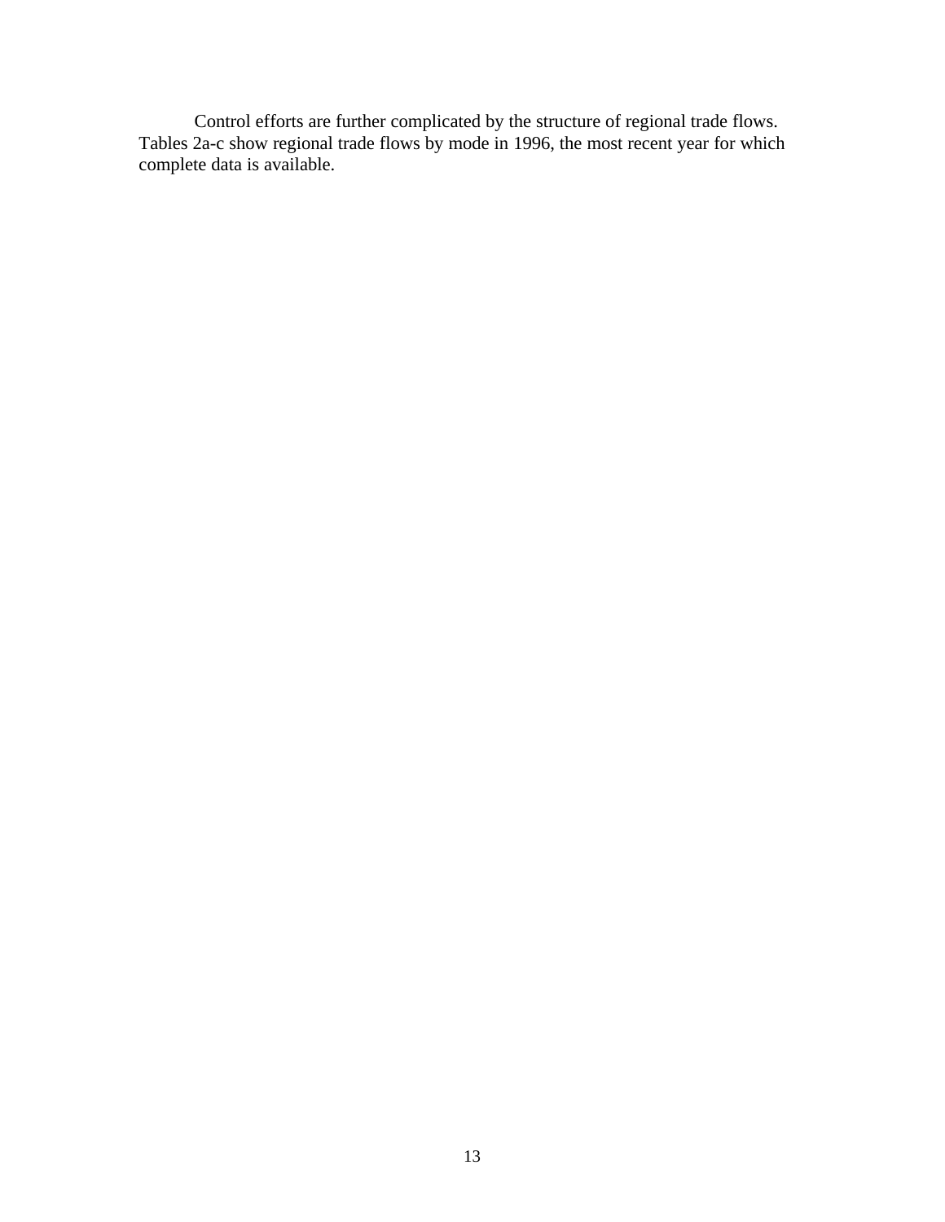Control efforts are further complicated by the structure of regional trade flows. Tables 2a-c show regional trade flows by mode in 1996, the most recent year for which complete data is available.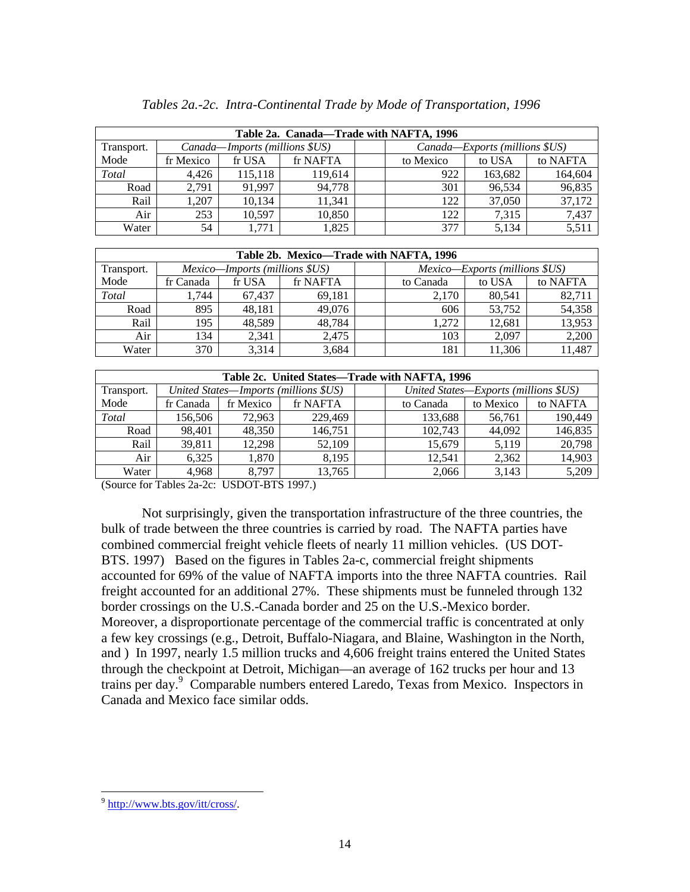*Tables 2a.-2c. Intra-Continental Trade by Mode of Transportation, 1996*

| Table 2a. Canada—Trade with NAFTA, 1996 | | | | | | | |
|---|---|---|---|---|---|---|---|
| Transport. Mode | *Canada—Imports (millions $US)* | | | | *Canada—Exports (millions $US)* | | |
| | fr Mexico | fr USA | fr NAFTA | | to Mexico | to USA | to NAFTA |
| *Total* | 4,426 | 115,118 | 119,614 | | 922 | 163,682 | 164,604 |
| Road | 2,791 | 91,997 | 94,778 | | 301 | 96,534 | 96,835 |
| Rail | 1,207 | 10,134 | 11,341 | | 122 | 37,050 | 37,172 |
| Air | 253 | 10,597 | 10,850 | | 122 | 7,315 | 7,437 |
| Water | 54 | 1,771 | 1,825 | | 377 | 5,134 | 5,511 |

| Table 2b. Mexico—Trade with NAFTA, 1996 | | | | | | | |
|---|---|---|---|---|---|---|---|
| Transport. Mode | *Mexico—Imports (millions $US)* | | | | *Mexico—Exports (millions $US)* | | |
| | fr Canada | fr USA | fr NAFTA | | to Canada | to USA | to NAFTA |
| *Total* | 1,744 | 67,437 | 69,181 | | 2,170 | 80,541 | 82,711 |
| Road | 895 | 48,181 | 49,076 | | 606 | 53,752 | 54,358 |
| Rail | 195 | 48,589 | 48,784 | | 1,272 | 12,681 | 13,953 |
| Air | 134 | 2,341 | 2,475 | | 103 | 2,097 | 2,200 |
| Water | 370 | 3,314 | 3,684 | | 181 | 11,306 | 11,487 |

| Table 2c. United States—Trade with NAFTA, 1996 | | | | | | | |
|---|---|---|---|---|---|---|---|
| Transport. Mode | *United States—Imports (millions $US)* | | | | *United States—Exports (millions $US)* | | |
| | fr Canada | fr Mexico | fr NAFTA | | to Canada | to Mexico | to NAFTA |
| *Total* | 156,506 | 72,963 | 229,469 | | 133,688 | 56,761 | 190,449 |
| Road | 98,401 | 48,350 | 146,751 | | 102,743 | 44,092 | 146,835 |
| Rail | 39,811 | 12,298 | 52,109 | | 15,679 | 5,119 | 20,798 |
| Air | 6,325 | 1,870 | 8,195 | | 12,541 | 2,362 | 14,903 |
| Water | 4,968 | 8,797 | 13,765 | | 2,066 | 3,143 | 5,209 |

(Source for Tables 2a-2c: USDOT-BTS 1997.)

Not surprisingly, given the transportation infrastructure of the three countries, the bulk of trade between the three countries is carried by road. The NAFTA parties have combined commercial freight vehicle fleets of nearly 11 million vehicles. (US DOT-BTS. 1997) Based on the figures in Tables 2a-c, commercial freight shipments accounted for 69% of the value of NAFTA imports into the three NAFTA countries. Rail freight accounted for an additional 27%. These shipments must be funneled through 132 border crossings on the U.S.-Canada border and 25 on the U.S.-Mexico border. Moreover, a disproportionate percentage of the commercial traffic is concentrated at only a few key crossings (e.g., Detroit, Buffalo-Niagara, and Blaine, Washington in the North, and ) In 1997, nearly 1.5 million trucks and 4,606 freight trains entered the United States through the checkpoint at Detroit, Michigan—an average of 162 trucks per hour and 13 trains per day.[9] Comparable numbers entered Laredo, Texas from Mexico. Inspectors in Canada and Mexico face similar odds.

---

[9] http://www.bts.gov/itt/cross/.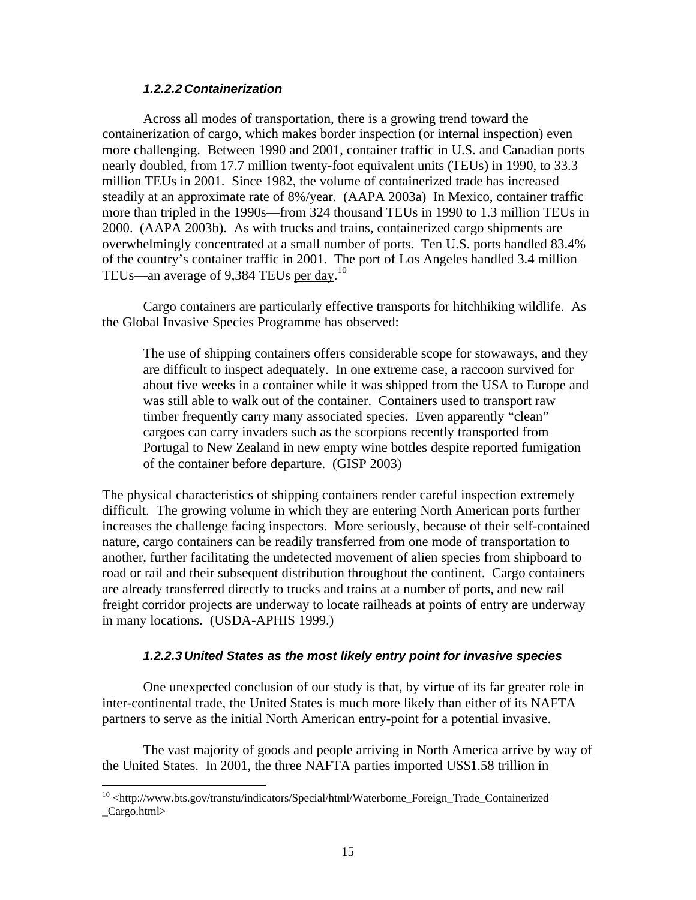#### *1.2.2.2 Containerization*

Across all modes of transportation, there is a growing trend toward the containerization of cargo, which makes border inspection (or internal inspection) even more challenging. Between 1990 and 2001, container traffic in U.S. and Canadian ports nearly doubled, from 17.7 million twenty-foot equivalent units (TEUs) in 1990, to 33.3 million TEUs in 2001. Since 1982, the volume of containerized trade has increased steadily at an approximate rate of 8%/year. (AAPA 2003a) In Mexico, container traffic more than tripled in the 1990s—from 324 thousand TEUs in 1990 to 1.3 million TEUs in 2000. (AAPA 2003b). As with trucks and trains, containerized cargo shipments are overwhelmingly concentrated at a small number of ports. Ten U.S. ports handled 83.4% of the country's container traffic in 2001. The port of Los Angeles handled 3.4 million TEUs—an average of 9,384 TEUs <u>per day</u>.[10]

Cargo containers are particularly effective transports for hitchhiking wildlife. As the Global Invasive Species Programme has observed:

> The use of shipping containers offers considerable scope for stowaways, and they are difficult to inspect adequately. In one extreme case, a raccoon survived for about five weeks in a container while it was shipped from the USA to Europe and was still able to walk out of the container. Containers used to transport raw timber frequently carry many associated species. Even apparently "clean" cargoes can carry invaders such as the scorpions recently transported from Portugal to New Zealand in new empty wine bottles despite reported fumigation of the container before departure. (GISP 2003)

The physical characteristics of shipping containers render careful inspection extremely difficult. The growing volume in which they are entering North American ports further increases the challenge facing inspectors. More seriously, because of their self-contained nature, cargo containers can be readily transferred from one mode of transportation to another, further facilitating the undetected movement of alien species from shipboard to road or rail and their subsequent distribution throughout the continent. Cargo containers are already transferred directly to trucks and trains at a number of ports, and new rail freight corridor projects are underway to locate railheads at points of entry are underway in many locations. (USDA-APHIS 1999.)

#### *1.2.2.3 United States as the most likely entry point for invasive species*

One unexpected conclusion of our study is that, by virtue of its far greater role in inter-continental trade, the United States is much more likely than either of its NAFTA partners to serve as the initial North American entry-point for a potential invasive.

The vast majority of goods and people arriving in North America arrive by way of the United States. In 2001, the three NAFTA parties imported US$1.58 trillion in

[10] <http://www.bts.gov/transtu/indicators/Special/html/Waterborne_Foreign_Trade_Containerized_Cargo.html>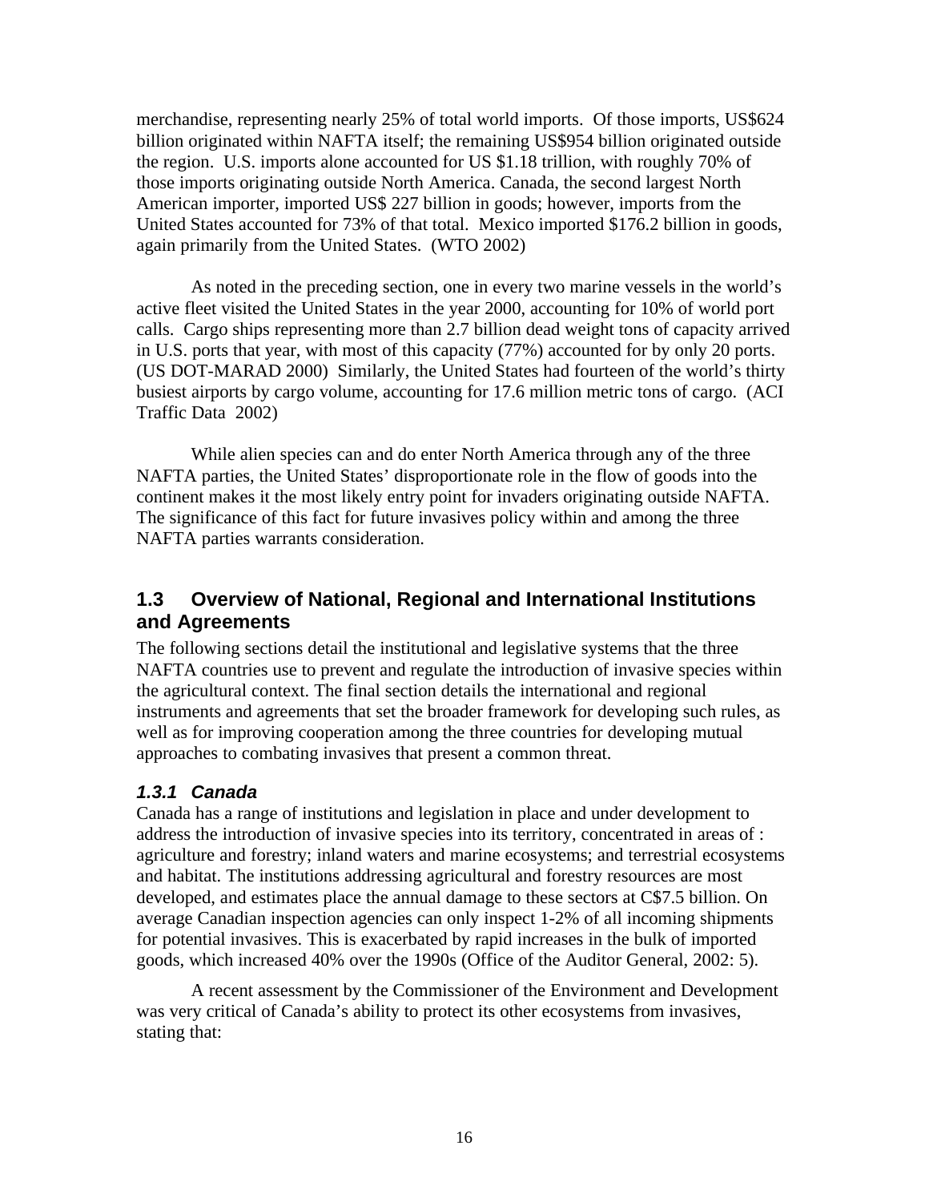merchandise, representing nearly 25% of total world imports. Of those imports, US$624 billion originated within NAFTA itself; the remaining US$954 billion originated outside the region. U.S. imports alone accounted for US $1.18 trillion, with roughly 70% of those imports originating outside North America. Canada, the second largest North American importer, imported US$ 227 billion in goods; however, imports from the United States accounted for 73% of that total. Mexico imported $176.2 billion in goods, again primarily from the United States. (WTO 2002)

As noted in the preceding section, one in every two marine vessels in the world's active fleet visited the United States in the year 2000, accounting for 10% of world port calls. Cargo ships representing more than 2.7 billion dead weight tons of capacity arrived in U.S. ports that year, with most of this capacity (77%) accounted for by only 20 ports. (US DOT-MARAD 2000) Similarly, the United States had fourteen of the world's thirty busiest airports by cargo volume, accounting for 17.6 million metric tons of cargo. (ACI Traffic Data 2002)

While alien species can and do enter North America through any of the three NAFTA parties, the United States' disproportionate role in the flow of goods into the continent makes it the most likely entry point for invaders originating outside NAFTA. The significance of this fact for future invasives policy within and among the three NAFTA parties warrants consideration.

## 1.3 Overview of National, Regional and International Institutions and Agreements

The following sections detail the institutional and legislative systems that the three NAFTA countries use to prevent and regulate the introduction of invasive species within the agricultural context. The final section details the international and regional instruments and agreements that set the broader framework for developing such rules, as well as for improving cooperation among the three countries for developing mutual approaches to combating invasives that present a common threat.

### *1.3.1 Canada*

Canada has a range of institutions and legislation in place and under development to address the introduction of invasive species into its territory, concentrated in areas of : agriculture and forestry; inland waters and marine ecosystems; and terrestrial ecosystems and habitat. The institutions addressing agricultural and forestry resources are most developed, and estimates place the annual damage to these sectors at C$7.5 billion. On average Canadian inspection agencies can only inspect 1-2% of all incoming shipments for potential invasives. This is exacerbated by rapid increases in the bulk of imported goods, which increased 40% over the 1990s (Office of the Auditor General, 2002: 5).

A recent assessment by the Commissioner of the Environment and Development was very critical of Canada's ability to protect its other ecosystems from invasives, stating that: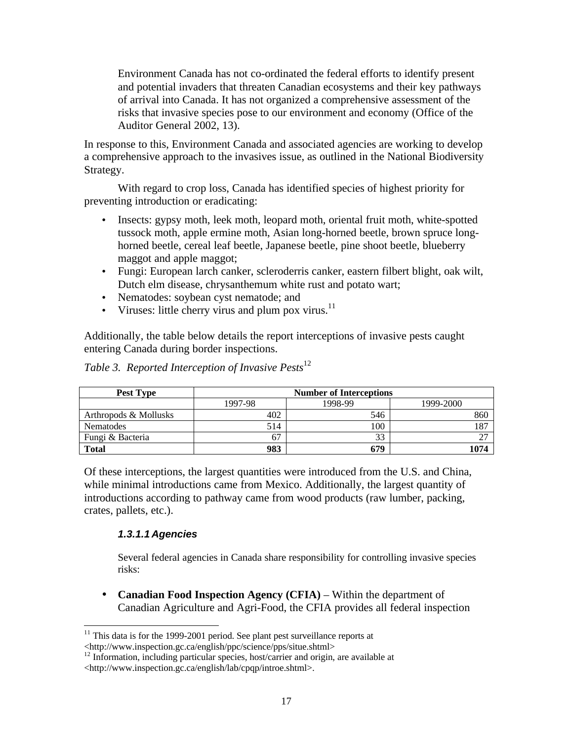> Environment Canada has not co-ordinated the federal efforts to identify present and potential invaders that threaten Canadian ecosystems and their key pathways of arrival into Canada. It has not organized a comprehensive assessment of the risks that invasive species pose to our environment and economy (Office of the Auditor General 2002, 13).

In response to this, Environment Canada and associated agencies are working to develop a comprehensive approach to the invasives issue, as outlined in the National Biodiversity Strategy.

With regard to crop loss, Canada has identified species of highest priority for preventing introduction or eradicating:

- Insects: gypsy moth, leek moth, leopard moth, oriental fruit moth, white-spotted tussock moth, apple ermine moth, Asian long-horned beetle, brown spruce long-horned beetle, cereal leaf beetle, Japanese beetle, pine shoot beetle, blueberry maggot and apple maggot;
- Fungi: European larch canker, scleroderris canker, eastern filbert blight, oak wilt, Dutch elm disease, chrysanthemum white rust and potato wart;
- Nematodes: soybean cyst nematode; and
- Viruses: little cherry virus and plum pox virus.[11]

Additionally, the table below details the report interceptions of invasive pests caught entering Canada during border inspections.

*Table 3. Reported Interception of Invasive Pests*[12]

| Pest Type | Number of Interceptions | | |
|---|---|---|---|
| | 1997-98 | 1998-99 | 1999-2000 |
| Arthropods & Mollusks | 402 | 546 | 860 |
| Nematodes | 514 | 100 | 187 |
| Fungi & Bacteria | 67 | 33 | 27 |
| **Total** | **983** | **679** | **1074** |

Of these interceptions, the largest quantities were introduced from the U.S. and China, while minimal introductions came from Mexico. Additionally, the largest quantity of introductions according to pathway came from wood products (raw lumber, packing, crates, pallets, etc.).

#### *1.3.1.1 Agencies*

Several federal agencies in Canada share responsibility for controlling invasive species risks:

- **Canadian Food Inspection Agency (CFIA)** – Within the department of Canadian Agriculture and Agri-Food, the CFIA provides all federal inspection

[11] This data is for the 1999-2001 period. See plant pest surveillance reports at <http://www.inspection.gc.ca/english/ppc/science/pps/situe.shtml>

[12] Information, including particular species, host/carrier and origin, are available at <http://www.inspection.gc.ca/english/lab/cpqp/introe.shtml>.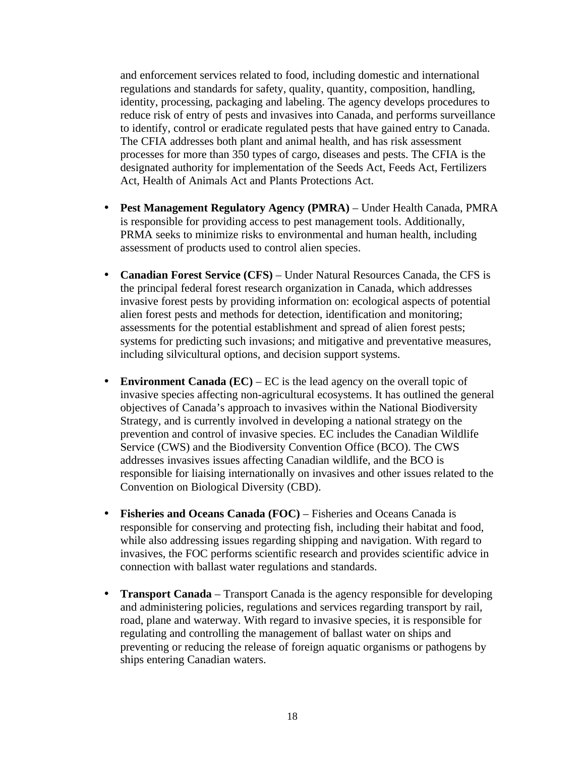and enforcement services related to food, including domestic and international regulations and standards for safety, quality, quantity, composition, handling, identity, processing, packaging and labeling. The agency develops procedures to reduce risk of entry of pests and invasives into Canada, and performs surveillance to identify, control or eradicate regulated pests that have gained entry to Canada. The CFIA addresses both plant and animal health, and has risk assessment processes for more than 350 types of cargo, diseases and pests. The CFIA is the designated authority for implementation of the Seeds Act, Feeds Act, Fertilizers Act, Health of Animals Act and Plants Protections Act.

- **Pest Management Regulatory Agency (PMRA)** – Under Health Canada, PMRA is responsible for providing access to pest management tools. Additionally, PRMA seeks to minimize risks to environmental and human health, including assessment of products used to control alien species.

- **Canadian Forest Service (CFS)** – Under Natural Resources Canada, the CFS is the principal federal forest research organization in Canada, which addresses invasive forest pests by providing information on: ecological aspects of potential alien forest pests and methods for detection, identification and monitoring; assessments for the potential establishment and spread of alien forest pests; systems for predicting such invasions; and mitigative and preventative measures, including silvicultural options, and decision support systems.

- **Environment Canada (EC)** – EC is the lead agency on the overall topic of invasive species affecting non-agricultural ecosystems. It has outlined the general objectives of Canada's approach to invasives within the National Biodiversity Strategy, and is currently involved in developing a national strategy on the prevention and control of invasive species. EC includes the Canadian Wildlife Service (CWS) and the Biodiversity Convention Office (BCO). The CWS addresses invasives issues affecting Canadian wildlife, and the BCO is responsible for liaising internationally on invasives and other issues related to the Convention on Biological Diversity (CBD).

- **Fisheries and Oceans Canada (FOC)** – Fisheries and Oceans Canada is responsible for conserving and protecting fish, including their habitat and food, while also addressing issues regarding shipping and navigation. With regard to invasives, the FOC performs scientific research and provides scientific advice in connection with ballast water regulations and standards.

- **Transport Canada** – Transport Canada is the agency responsible for developing and administering policies, regulations and services regarding transport by rail, road, plane and waterway. With regard to invasive species, it is responsible for regulating and controlling the management of ballast water on ships and preventing or reducing the release of foreign aquatic organisms or pathogens by ships entering Canadian waters.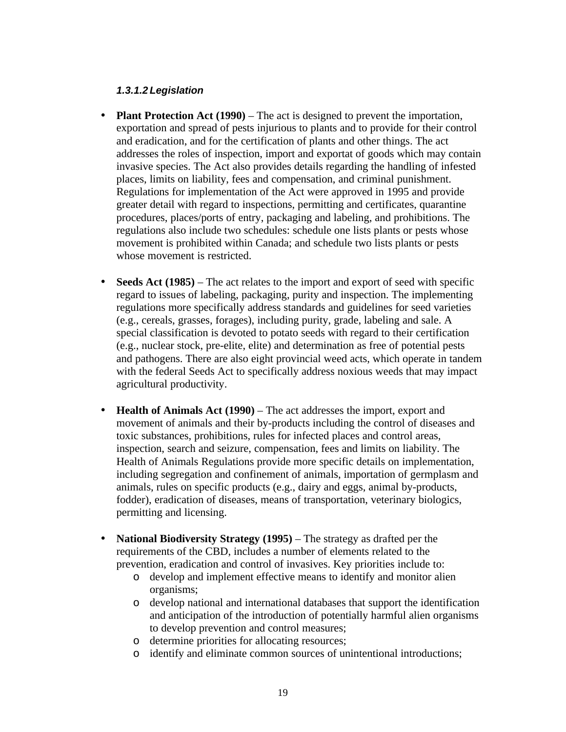#### *1.3.1.2 Legislation*

- **Plant Protection Act (1990)** – The act is designed to prevent the importation, exportation and spread of pests injurious to plants and to provide for their control and eradication, and for the certification of plants and other things. The act addresses the roles of inspection, import and exportat of goods which may contain invasive species. The Act also provides details regarding the handling of infested places, limits on liability, fees and compensation, and criminal punishment. Regulations for implementation of the Act were approved in 1995 and provide greater detail with regard to inspections, permitting and certificates, quarantine procedures, places/ports of entry, packaging and labeling, and prohibitions. The regulations also include two schedules: schedule one lists plants or pests whose movement is prohibited within Canada; and schedule two lists plants or pests whose movement is restricted.

- **Seeds Act (1985)** – The act relates to the import and export of seed with specific regard to issues of labeling, packaging, purity and inspection. The implementing regulations more specifically address standards and guidelines for seed varieties (e.g., cereals, grasses, forages), including purity, grade, labeling and sale. A special classification is devoted to potato seeds with regard to their certification (e.g., nuclear stock, pre-elite, elite) and determination as free of potential pests and pathogens. There are also eight provincial weed acts, which operate in tandem with the federal Seeds Act to specifically address noxious weeds that may impact agricultural productivity.

- **Health of Animals Act (1990)** – The act addresses the import, export and movement of animals and their by-products including the control of diseases and toxic substances, prohibitions, rules for infected places and control areas, inspection, search and seizure, compensation, fees and limits on liability. The Health of Animals Regulations provide more specific details on implementation, including segregation and confinement of animals, importation of germplasm and animals, rules on specific products (e.g., dairy and eggs, animal by-products, fodder), eradication of diseases, means of transportation, veterinary biologics, permitting and licensing.

- **National Biodiversity Strategy (1995)** – The strategy as drafted per the requirements of the CBD, includes a number of elements related to the prevention, eradication and control of invasives. Key priorities include to:
  - develop and implement effective means to identify and monitor alien organisms;
  - develop national and international databases that support the identification and anticipation of the introduction of potentially harmful alien organisms to develop prevention and control measures;
  - determine priorities for allocating resources;
  - identify and eliminate common sources of unintentional introductions;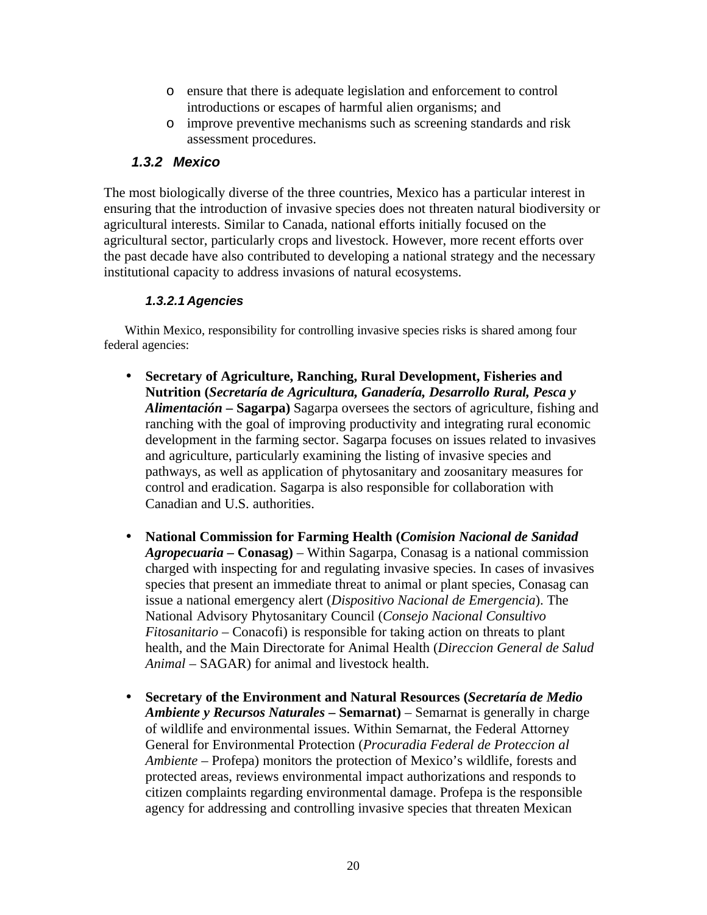- ensure that there is adequate legislation and enforcement to control introductions or escapes of harmful alien organisms; and
- improve preventive mechanisms such as screening standards and risk assessment procedures.

### 1.3.2 Mexico

The most biologically diverse of the three countries, Mexico has a particular interest in ensuring that the introduction of invasive species does not threaten natural biodiversity or agricultural interests. Similar to Canada, national efforts initially focused on the agricultural sector, particularly crops and livestock. However, more recent efforts over the past decade have also contributed to developing a national strategy and the necessary institutional capacity to address invasions of natural ecosystems.

#### 1.3.2.1 Agencies

Within Mexico, responsibility for controlling invasive species risks is shared among four federal agencies:

- **Secretary of Agriculture, Ranching, Rural Development, Fisheries and Nutrition (*Secretaría de Agricultura, Ganadería, Desarrollo Rural, Pesca y Alimentación* – Sagarpa)** Sagarpa oversees the sectors of agriculture, fishing and ranching with the goal of improving productivity and integrating rural economic development in the farming sector. Sagarpa focuses on issues related to invasives and agriculture, particularly examining the listing of invasive species and pathways, as well as application of phytosanitary and zoosanitary measures for control and eradication. Sagarpa is also responsible for collaboration with Canadian and U.S. authorities.

- **National Commission for Farming Health (*Comision Nacional de Sanidad Agropecuaria* – Conasag)** – Within Sagarpa, Conasag is a national commission charged with inspecting for and regulating invasive species. In cases of invasives species that present an immediate threat to animal or plant species, Conasag can issue a national emergency alert (*Dispositivo Nacional de Emergencia*). The National Advisory Phytosanitary Council (*Consejo Nacional Consultivo Fitosanitario* – Conacofi) is responsible for taking action on threats to plant health, and the Main Directorate for Animal Health (*Direccion General de Salud Animal* – SAGAR) for animal and livestock health.

- **Secretary of the Environment and Natural Resources (*Secretaría de Medio Ambiente y Recursos Naturales* – Semarnat)** – Semarnat is generally in charge of wildlife and environmental issues. Within Semarnat, the Federal Attorney General for Environmental Protection (*Procuradia Federal de Proteccion al Ambiente* – Profepa) monitors the protection of Mexico's wildlife, forests and protected areas, reviews environmental impact authorizations and responds to citizen complaints regarding environmental damage. Profepa is the responsible agency for addressing and controlling invasive species that threaten Mexican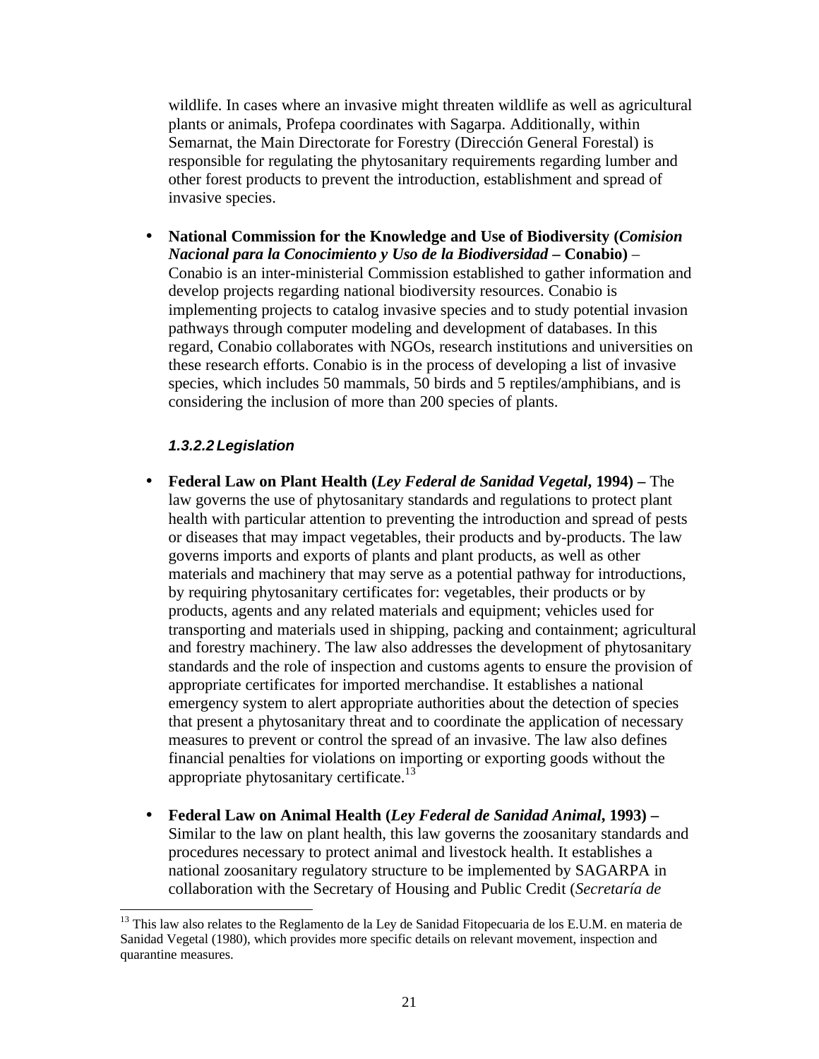wildlife. In cases where an invasive might threaten wildlife as well as agricultural plants or animals, Profepa coordinates with Sagarpa. Additionally, within Semarnat, the Main Directorate for Forestry (Dirección General Forestal) is responsible for regulating the phytosanitary requirements regarding lumber and other forest products to prevent the introduction, establishment and spread of invasive species.

- **National Commission for the Knowledge and Use of Biodiversity (*Comision Nacional para la Conocimiento y Uso de la Biodiversidad* – Conabio)** – Conabio is an inter-ministerial Commission established to gather information and develop projects regarding national biodiversity resources. Conabio is implementing projects to catalog invasive species and to study potential invasion pathways through computer modeling and development of databases. In this regard, Conabio collaborates with NGOs, research institutions and universities on these research efforts. Conabio is in the process of developing a list of invasive species, which includes 50 mammals, 50 birds and 5 reptiles/amphibians, and is considering the inclusion of more than 200 species of plants.

#### 1.3.2.2 Legislation

- **Federal Law on Plant Health (*Ley Federal de Sanidad Vegetal*, 1994) –** The law governs the use of phytosanitary standards and regulations to protect plant health with particular attention to preventing the introduction and spread of pests or diseases that may impact vegetables, their products and by-products. The law governs imports and exports of plants and plant products, as well as other materials and machinery that may serve as a potential pathway for introductions, by requiring phytosanitary certificates for: vegetables, their products or by products, agents and any related materials and equipment; vehicles used for transporting and materials used in shipping, packing and containment; agricultural and forestry machinery. The law also addresses the development of phytosanitary standards and the role of inspection and customs agents to ensure the provision of appropriate certificates for imported merchandise. It establishes a national emergency system to alert appropriate authorities about the detection of species that present a phytosanitary threat and to coordinate the application of necessary measures to prevent or control the spread of an invasive. The law also defines financial penalties for violations on importing or exporting goods without the appropriate phytosanitary certificate.[13]

- **Federal Law on Animal Health (*Ley Federal de Sanidad Animal*, 1993) –** Similar to the law on plant health, this law governs the zoosanitary standards and procedures necessary to protect animal and livestock health. It establishes a national zoosanitary regulatory structure to be implemented by SAGARPA in collaboration with the Secretary of Housing and Public Credit (*Secretaría de*

---

[13] This law also relates to the Reglamento de la Ley de Sanidad Fitopecuaria de los E.U.M. en materia de Sanidad Vegetal (1980), which provides more specific details on relevant movement, inspection and quarantine measures.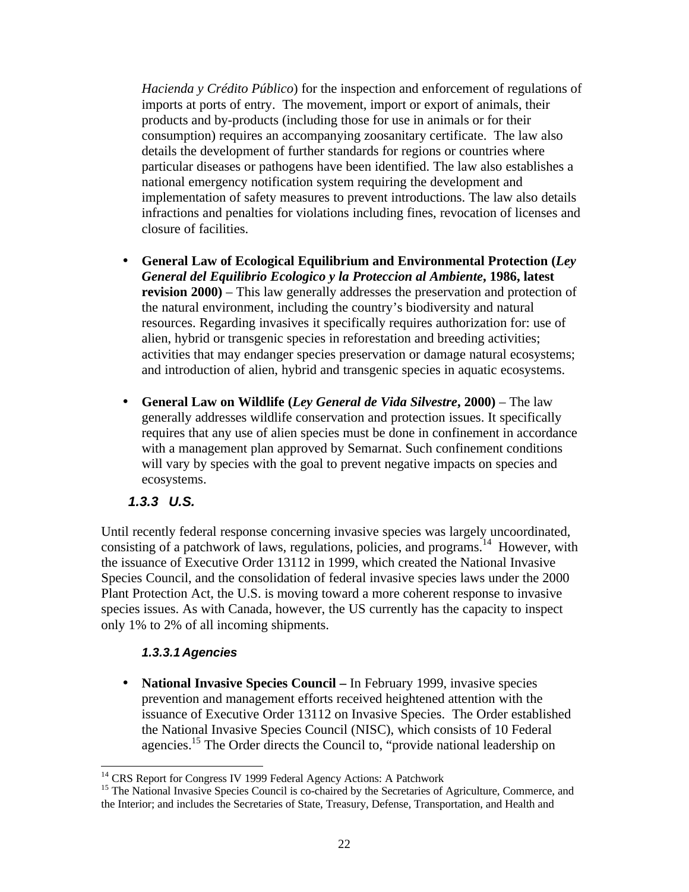*Hacienda y Crédito Público*) for the inspection and enforcement of regulations of imports at ports of entry. The movement, import or export of animals, their products and by-products (including those for use in animals or for their consumption) requires an accompanying zoosanitary certificate. The law also details the development of further standards for regions or countries where particular diseases or pathogens have been identified. The law also establishes a national emergency notification system requiring the development and implementation of safety measures to prevent introductions. The law also details infractions and penalties for violations including fines, revocation of licenses and closure of facilities.

- **General Law of Ecological Equilibrium and Environmental Protection (*Ley General del Equilibrio Ecologico y la Proteccion al Ambiente*, 1986, latest revision 2000)** – This law generally addresses the preservation and protection of the natural environment, including the country's biodiversity and natural resources. Regarding invasives it specifically requires authorization for: use of alien, hybrid or transgenic species in reforestation and breeding activities; activities that may endanger species preservation or damage natural ecosystems; and introduction of alien, hybrid and transgenic species in aquatic ecosystems.

- **General Law on Wildlife (*Ley General de Vida Silvestre*, 2000)** – The law generally addresses wildlife conservation and protection issues. It specifically requires that any use of alien species must be done in confinement in accordance with a management plan approved by Semarnat. Such confinement conditions will vary by species with the goal to prevent negative impacts on species and ecosystems.

### 1.3.3 U.S.

Until recently federal response concerning invasive species was largely uncoordinated, consisting of a patchwork of laws, regulations, policies, and programs.[14] However, with the issuance of Executive Order 13112 in 1999, which created the National Invasive Species Council, and the consolidation of federal invasive species laws under the 2000 Plant Protection Act, the U.S. is moving toward a more coherent response to invasive species issues. As with Canada, however, the US currently has the capacity to inspect only 1% to 2% of all incoming shipments.

#### 1.3.3.1 Agencies

- **National Invasive Species Council –** In February 1999, invasive species prevention and management efforts received heightened attention with the issuance of Executive Order 13112 on Invasive Species. The Order established the National Invasive Species Council (NISC), which consists of 10 Federal agencies.[15] The Order directs the Council to, "provide national leadership on

[14] CRS Report for Congress IV 1999 Federal Agency Actions: A Patchwork

[15] The National Invasive Species Council is co-chaired by the Secretaries of Agriculture, Commerce, and the Interior; and includes the Secretaries of State, Treasury, Defense, Transportation, and Health and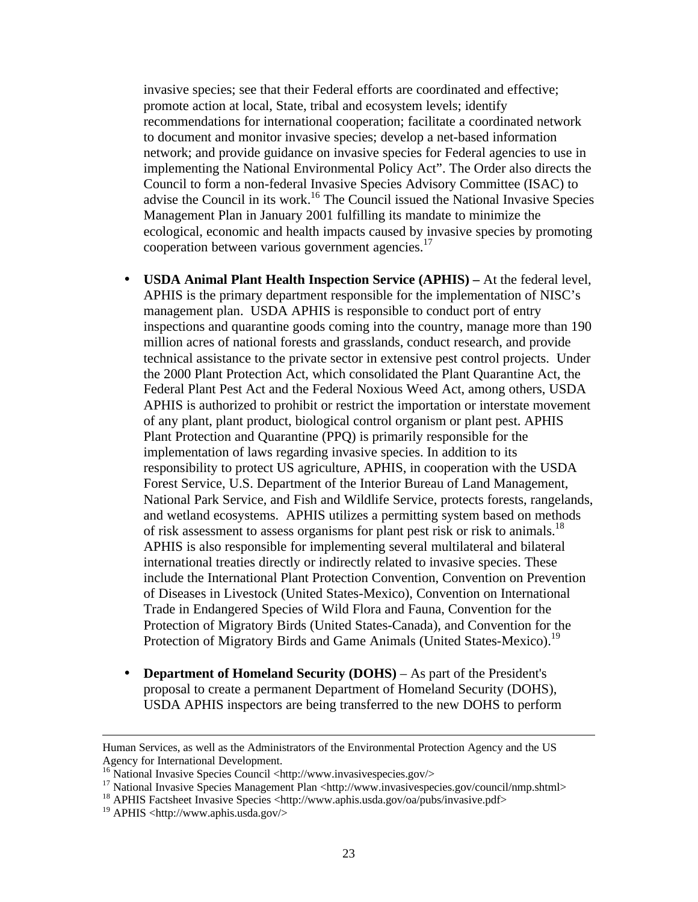invasive species; see that their Federal efforts are coordinated and effective; promote action at local, State, tribal and ecosystem levels; identify recommendations for international cooperation; facilitate a coordinated network to document and monitor invasive species; develop a net-based information network; and provide guidance on invasive species for Federal agencies to use in implementing the National Environmental Policy Act". The Order also directs the Council to form a non-federal Invasive Species Advisory Committee (ISAC) to advise the Council in its work.[16] The Council issued the National Invasive Species Management Plan in January 2001 fulfilling its mandate to minimize the ecological, economic and health impacts caused by invasive species by promoting cooperation between various government agencies.[17]

- **USDA Animal Plant Health Inspection Service (APHIS) –** At the federal level, APHIS is the primary department responsible for the implementation of NISC's management plan. USDA APHIS is responsible to conduct port of entry inspections and quarantine goods coming into the country, manage more than 190 million acres of national forests and grasslands, conduct research, and provide technical assistance to the private sector in extensive pest control projects. Under the 2000 Plant Protection Act, which consolidated the Plant Quarantine Act, the Federal Plant Pest Act and the Federal Noxious Weed Act, among others, USDA APHIS is authorized to prohibit or restrict the importation or interstate movement of any plant, plant product, biological control organism or plant pest. APHIS Plant Protection and Quarantine (PPQ) is primarily responsible for the implementation of laws regarding invasive species. In addition to its responsibility to protect US agriculture, APHIS, in cooperation with the USDA Forest Service, U.S. Department of the Interior Bureau of Land Management, National Park Service, and Fish and Wildlife Service, protects forests, rangelands, and wetland ecosystems. APHIS utilizes a permitting system based on methods of risk assessment to assess organisms for plant pest risk or risk to animals.[18] APHIS is also responsible for implementing several multilateral and bilateral international treaties directly or indirectly related to invasive species. These include the International Plant Protection Convention, Convention on Prevention of Diseases in Livestock (United States-Mexico), Convention on International Trade in Endangered Species of Wild Flora and Fauna, Convention for the Protection of Migratory Birds (United States-Canada), and Convention for the Protection of Migratory Birds and Game Animals (United States-Mexico).[19]

- **Department of Homeland Security (DOHS)** – As part of the President's proposal to create a permanent Department of Homeland Security (DOHS), USDA APHIS inspectors are being transferred to the new DOHS to perform

---

Human Services, as well as the Administrators of the Environmental Protection Agency and the US Agency for International Development.

[16] National Invasive Species Council <http://www.invasivespecies.gov/>

[17] National Invasive Species Management Plan <http://www.invasivespecies.gov/council/nmp.shtml>

[18] APHIS Factsheet Invasive Species <http://www.aphis.usda.gov/oa/pubs/invasive.pdf>

[19] APHIS <http://www.aphis.usda.gov/>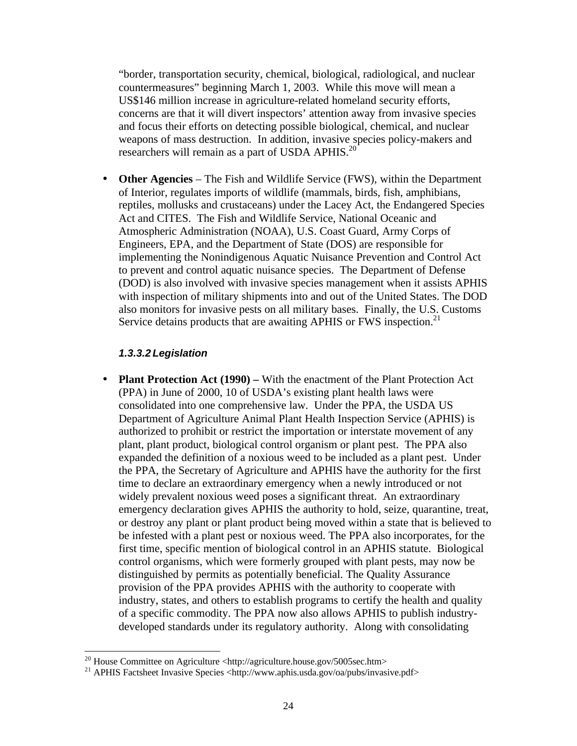"border, transportation security, chemical, biological, radiological, and nuclear countermeasures" beginning March 1, 2003. While this move will mean a US$146 million increase in agriculture-related homeland security efforts, concerns are that it will divert inspectors' attention away from invasive species and focus their efforts on detecting possible biological, chemical, and nuclear weapons of mass destruction. In addition, invasive species policy-makers and researchers will remain as a part of USDA APHIS.[20]

- **Other Agencies** – The Fish and Wildlife Service (FWS), within the Department of Interior, regulates imports of wildlife (mammals, birds, fish, amphibians, reptiles, mollusks and crustaceans) under the Lacey Act, the Endangered Species Act and CITES. The Fish and Wildlife Service, National Oceanic and Atmospheric Administration (NOAA), U.S. Coast Guard, Army Corps of Engineers, EPA, and the Department of State (DOS) are responsible for implementing the Nonindigenous Aquatic Nuisance Prevention and Control Act to prevent and control aquatic nuisance species. The Department of Defense (DOD) is also involved with invasive species management when it assists APHIS with inspection of military shipments into and out of the United States. The DOD also monitors for invasive pests on all military bases. Finally, the U.S. Customs Service detains products that are awaiting APHIS or FWS inspection.[21]

#### *1.3.3.2 Legislation*

- **Plant Protection Act (1990) –** With the enactment of the Plant Protection Act (PPA) in June of 2000, 10 of USDA's existing plant health laws were consolidated into one comprehensive law. Under the PPA, the USDA US Department of Agriculture Animal Plant Health Inspection Service (APHIS) is authorized to prohibit or restrict the importation or interstate movement of any plant, plant product, biological control organism or plant pest. The PPA also expanded the definition of a noxious weed to be included as a plant pest. Under the PPA, the Secretary of Agriculture and APHIS have the authority for the first time to declare an extraordinary emergency when a newly introduced or not widely prevalent noxious weed poses a significant threat. An extraordinary emergency declaration gives APHIS the authority to hold, seize, quarantine, treat, or destroy any plant or plant product being moved within a state that is believed to be infested with a plant pest or noxious weed. The PPA also incorporates, for the first time, specific mention of biological control in an APHIS statute. Biological control organisms, which were formerly grouped with plant pests, may now be distinguished by permits as potentially beneficial. The Quality Assurance provision of the PPA provides APHIS with the authority to cooperate with industry, states, and others to establish programs to certify the health and quality of a specific commodity. The PPA now also allows APHIS to publish industry-developed standards under its regulatory authority. Along with consolidating

---

[20] House Committee on Agriculture <http://agriculture.house.gov/5005sec.htm>

[21] APHIS Factsheet Invasive Species <http://www.aphis.usda.gov/oa/pubs/invasive.pdf>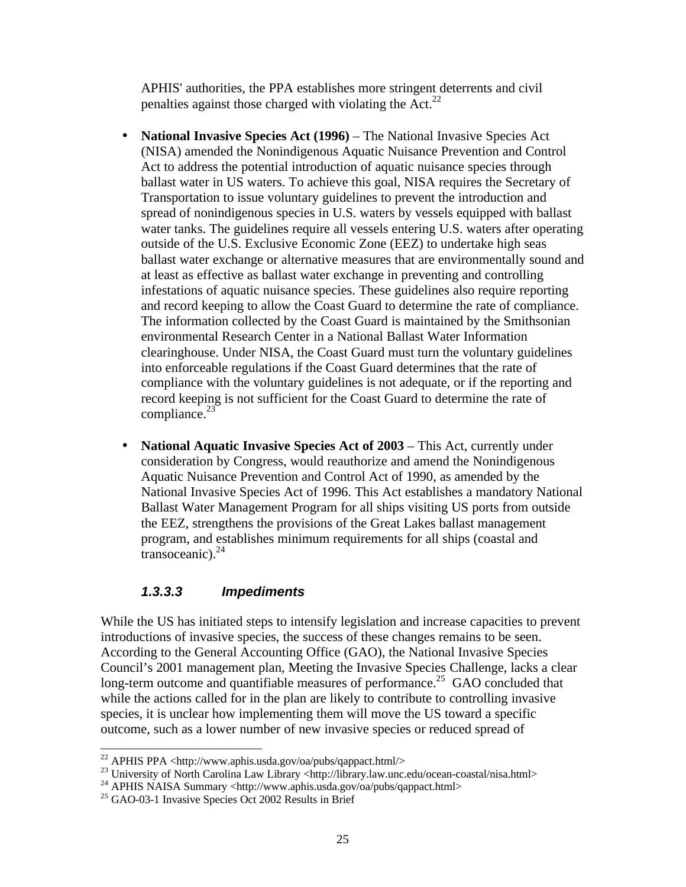APHIS' authorities, the PPA establishes more stringent deterrents and civil penalties against those charged with violating the Act.[22]

- **National Invasive Species Act (1996)** – The National Invasive Species Act (NISA) amended the Nonindigenous Aquatic Nuisance Prevention and Control Act to address the potential introduction of aquatic nuisance species through ballast water in US waters. To achieve this goal, NISA requires the Secretary of Transportation to issue voluntary guidelines to prevent the introduction and spread of nonindigenous species in U.S. waters by vessels equipped with ballast water tanks. The guidelines require all vessels entering U.S. waters after operating outside of the U.S. Exclusive Economic Zone (EEZ) to undertake high seas ballast water exchange or alternative measures that are environmentally sound and at least as effective as ballast water exchange in preventing and controlling infestations of aquatic nuisance species. These guidelines also require reporting and record keeping to allow the Coast Guard to determine the rate of compliance. The information collected by the Coast Guard is maintained by the Smithsonian environmental Research Center in a National Ballast Water Information clearinghouse. Under NISA, the Coast Guard must turn the voluntary guidelines into enforceable regulations if the Coast Guard determines that the rate of compliance with the voluntary guidelines is not adequate, or if the reporting and record keeping is not sufficient for the Coast Guard to determine the rate of compliance.[23]

- **National Aquatic Invasive Species Act of 2003** – This Act, currently under consideration by Congress, would reauthorize and amend the Nonindigenous Aquatic Nuisance Prevention and Control Act of 1990, as amended by the National Invasive Species Act of 1996. This Act establishes a mandatory National Ballast Water Management Program for all ships visiting US ports from outside the EEZ, strengthens the provisions of the Great Lakes ballast management program, and establishes minimum requirements for all ships (coastal and transoceanic).[24]

#### *1.3.3.3 Impediments*

While the US has initiated steps to intensify legislation and increase capacities to prevent introductions of invasive species, the success of these changes remains to be seen. According to the General Accounting Office (GAO), the National Invasive Species Council's 2001 management plan, Meeting the Invasive Species Challenge, lacks a clear long-term outcome and quantifiable measures of performance.[25] GAO concluded that while the actions called for in the plan are likely to contribute to controlling invasive species, it is unclear how implementing them will move the US toward a specific outcome, such as a lower number of new invasive species or reduced spread of

---

[22] APHIS PPA <http://www.aphis.usda.gov/oa/pubs/qappact.html/>

[23] University of North Carolina Law Library <http://library.law.unc.edu/ocean-coastal/nisa.html>

[24] APHIS NAISA Summary <http://www.aphis.usda.gov/oa/pubs/qappact.html>

[25] GAO-03-1 Invasive Species Oct 2002 Results in Brief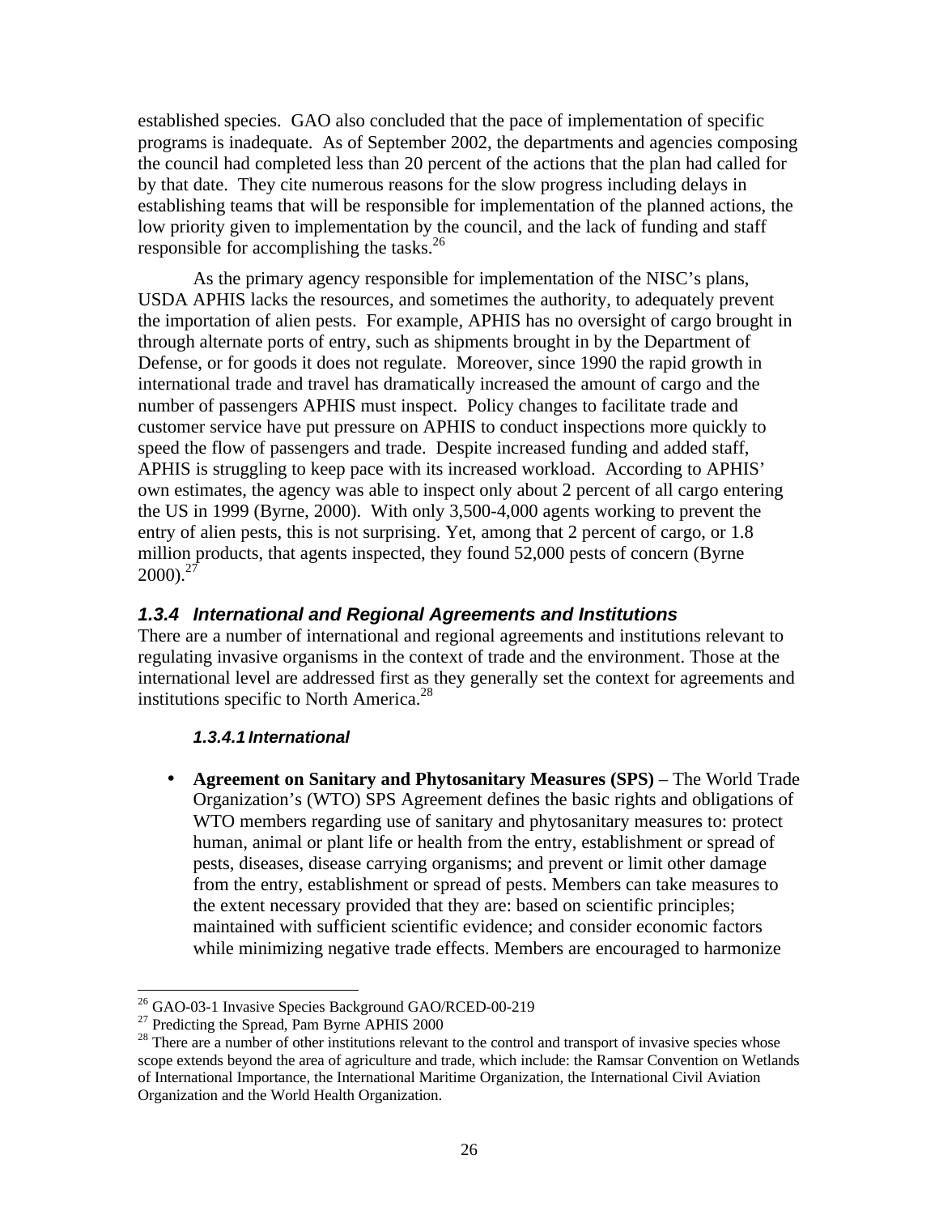established species. GAO also concluded that the pace of implementation of specific programs is inadequate. As of September 2002, the departments and agencies composing the council had completed less than 20 percent of the actions that the plan had called for by that date. They cite numerous reasons for the slow progress including delays in establishing teams that will be responsible for implementation of the planned actions, the low priority given to implementation by the council, and the lack of funding and staff responsible for accomplishing the tasks.[26]

As the primary agency responsible for implementation of the NISC's plans, USDA APHIS lacks the resources, and sometimes the authority, to adequately prevent the importation of alien pests. For example, APHIS has no oversight of cargo brought in through alternate ports of entry, such as shipments brought in by the Department of Defense, or for goods it does not regulate. Moreover, since 1990 the rapid growth in international trade and travel has dramatically increased the amount of cargo and the number of passengers APHIS must inspect. Policy changes to facilitate trade and customer service have put pressure on APHIS to conduct inspections more quickly to speed the flow of passengers and trade. Despite increased funding and added staff, APHIS is struggling to keep pace with its increased workload. According to APHIS' own estimates, the agency was able to inspect only about 2 percent of all cargo entering the US in 1999 (Byrne, 2000). With only 3,500-4,000 agents working to prevent the entry of alien pests, this is not surprising. Yet, among that 2 percent of cargo, or 1.8 million products, that agents inspected, they found 52,000 pests of concern (Byrne 2000).[27]

### *1.3.4 International and Regional Agreements and Institutions*

There are a number of international and regional agreements and institutions relevant to regulating invasive organisms in the context of trade and the environment. Those at the international level are addressed first as they generally set the context for agreements and institutions specific to North America.[28]

#### *1.3.4.1 International*

- **Agreement on Sanitary and Phytosanitary Measures (SPS)** – The World Trade Organization's (WTO) SPS Agreement defines the basic rights and obligations of WTO members regarding use of sanitary and phytosanitary measures to: protect human, animal or plant life or health from the entry, establishment or spread of pests, diseases, disease carrying organisms; and prevent or limit other damage from the entry, establishment or spread of pests. Members can take measures to the extent necessary provided that they are: based on scientific principles; maintained with sufficient scientific evidence; and consider economic factors while minimizing negative trade effects. Members are encouraged to harmonize

---

[26] GAO-03-1 Invasive Species Background GAO/RCED-00-219

[27] Predicting the Spread, Pam Byrne APHIS 2000

[28] There are a number of other institutions relevant to the control and transport of invasive species whose scope extends beyond the area of agriculture and trade, which include: the Ramsar Convention on Wetlands of International Importance, the International Maritime Organization, the International Civil Aviation Organization and the World Health Organization.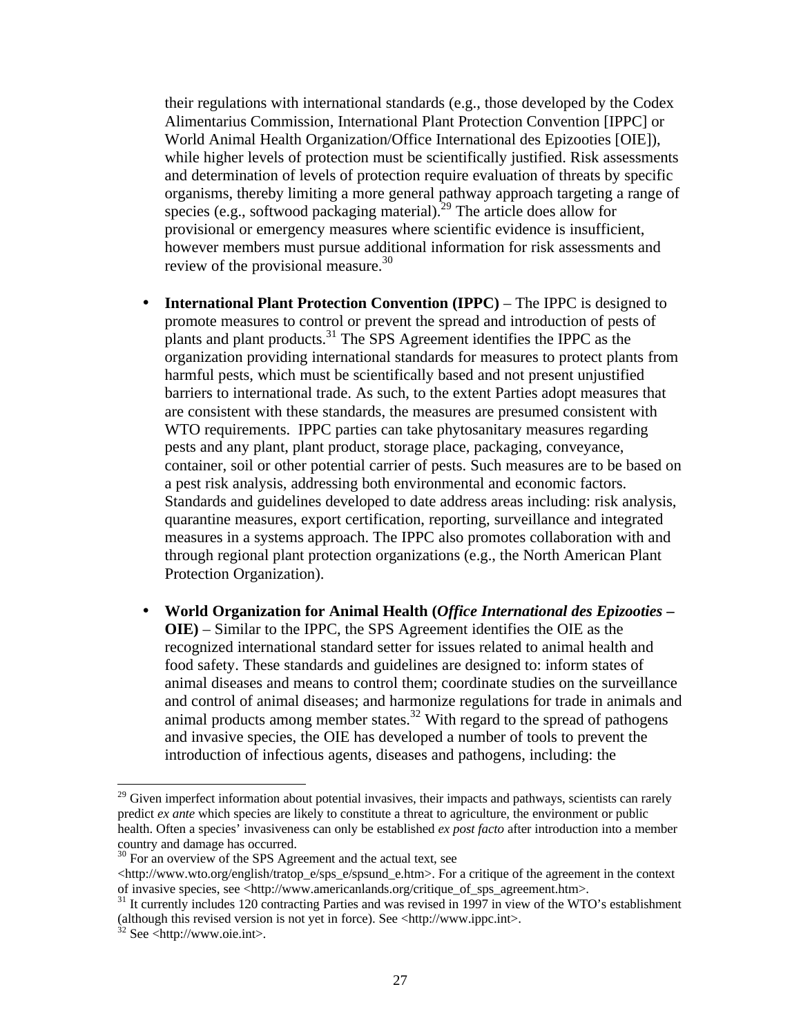their regulations with international standards (e.g., those developed by the Codex Alimentarius Commission, International Plant Protection Convention [IPPC] or World Animal Health Organization/Office International des Epizooties [OIE]), while higher levels of protection must be scientifically justified. Risk assessments and determination of levels of protection require evaluation of threats by specific organisms, thereby limiting a more general pathway approach targeting a range of species (e.g., softwood packaging material).[29] The article does allow for provisional or emergency measures where scientific evidence is insufficient, however members must pursue additional information for risk assessments and review of the provisional measure.[30]

- **International Plant Protection Convention (IPPC)** – The IPPC is designed to promote measures to control or prevent the spread and introduction of pests of plants and plant products.[31] The SPS Agreement identifies the IPPC as the organization providing international standards for measures to protect plants from harmful pests, which must be scientifically based and not present unjustified barriers to international trade. As such, to the extent Parties adopt measures that are consistent with these standards, the measures are presumed consistent with WTO requirements. IPPC parties can take phytosanitary measures regarding pests and any plant, plant product, storage place, packaging, conveyance, container, soil or other potential carrier of pests. Such measures are to be based on a pest risk analysis, addressing both environmental and economic factors. Standards and guidelines developed to date address areas including: risk analysis, quarantine measures, export certification, reporting, surveillance and integrated measures in a systems approach. The IPPC also promotes collaboration with and through regional plant protection organizations (e.g., the North American Plant Protection Organization).

- **World Organization for Animal Health (*Office International des Epizooties* – OIE)** – Similar to the IPPC, the SPS Agreement identifies the OIE as the recognized international standard setter for issues related to animal health and food safety. These standards and guidelines are designed to: inform states of animal diseases and means to control them; coordinate studies on the surveillance and control of animal diseases; and harmonize regulations for trade in animals and animal products among member states.[32] With regard to the spread of pathogens and invasive species, the OIE has developed a number of tools to prevent the introduction of infectious agents, diseases and pathogens, including: the

---

[29] Given imperfect information about potential invasives, their impacts and pathways, scientists can rarely predict *ex ante* which species are likely to constitute a threat to agriculture, the environment or public health. Often a species' invasiveness can only be established *ex post facto* after introduction into a member country and damage has occurred.

[30] For an overview of the SPS Agreement and the actual text, see <http://www.wto.org/english/tratop_e/sps_e/spsund_e.htm>. For a critique of the agreement in the context of invasive species, see <http://www.americanlands.org/critique_of_sps_agreement.htm>.

[31] It currently includes 120 contracting Parties and was revised in 1997 in view of the WTO's establishment (although this revised version is not yet in force). See <http://www.ippc.int>.

[32] See <http://www.oie.int>.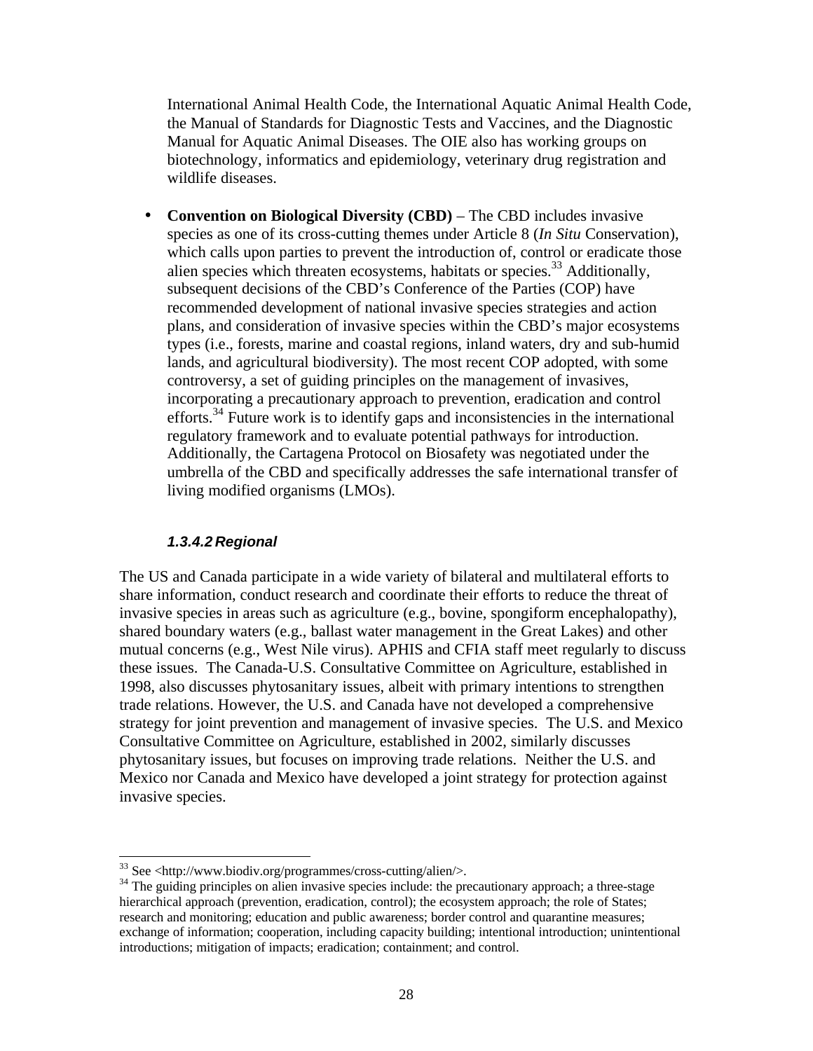International Animal Health Code, the International Aquatic Animal Health Code, the Manual of Standards for Diagnostic Tests and Vaccines, and the Diagnostic Manual for Aquatic Animal Diseases. The OIE also has working groups on biotechnology, informatics and epidemiology, veterinary drug registration and wildlife diseases.

- **Convention on Biological Diversity (CBD)** – The CBD includes invasive species as one of its cross-cutting themes under Article 8 (*In Situ* Conservation), which calls upon parties to prevent the introduction of, control or eradicate those alien species which threaten ecosystems, habitats or species.[33] Additionally, subsequent decisions of the CBD's Conference of the Parties (COP) have recommended development of national invasive species strategies and action plans, and consideration of invasive species within the CBD's major ecosystems types (i.e., forests, marine and coastal regions, inland waters, dry and sub-humid lands, and agricultural biodiversity). The most recent COP adopted, with some controversy, a set of guiding principles on the management of invasives, incorporating a precautionary approach to prevention, eradication and control efforts.[34] Future work is to identify gaps and inconsistencies in the international regulatory framework and to evaluate potential pathways for introduction. Additionally, the Cartagena Protocol on Biosafety was negotiated under the umbrella of the CBD and specifically addresses the safe international transfer of living modified organisms (LMOs).

#### *1.3.4.2 Regional*

The US and Canada participate in a wide variety of bilateral and multilateral efforts to share information, conduct research and coordinate their efforts to reduce the threat of invasive species in areas such as agriculture (e.g., bovine, spongiform encephalopathy), shared boundary waters (e.g., ballast water management in the Great Lakes) and other mutual concerns (e.g., West Nile virus). APHIS and CFIA staff meet regularly to discuss these issues. The Canada-U.S. Consultative Committee on Agriculture, established in 1998, also discusses phytosanitary issues, albeit with primary intentions to strengthen trade relations. However, the U.S. and Canada have not developed a comprehensive strategy for joint prevention and management of invasive species. The U.S. and Mexico Consultative Committee on Agriculture, established in 2002, similarly discusses phytosanitary issues, but focuses on improving trade relations. Neither the U.S. and Mexico nor Canada and Mexico have developed a joint strategy for protection against invasive species.

---

[33] See <http://www.biodiv.org/programmes/cross-cutting/alien/>.

[34] The guiding principles on alien invasive species include: the precautionary approach; a three-stage hierarchical approach (prevention, eradication, control); the ecosystem approach; the role of States; research and monitoring; education and public awareness; border control and quarantine measures; exchange of information; cooperation, including capacity building; intentional introduction; unintentional introductions; mitigation of impacts; eradication; containment; and control.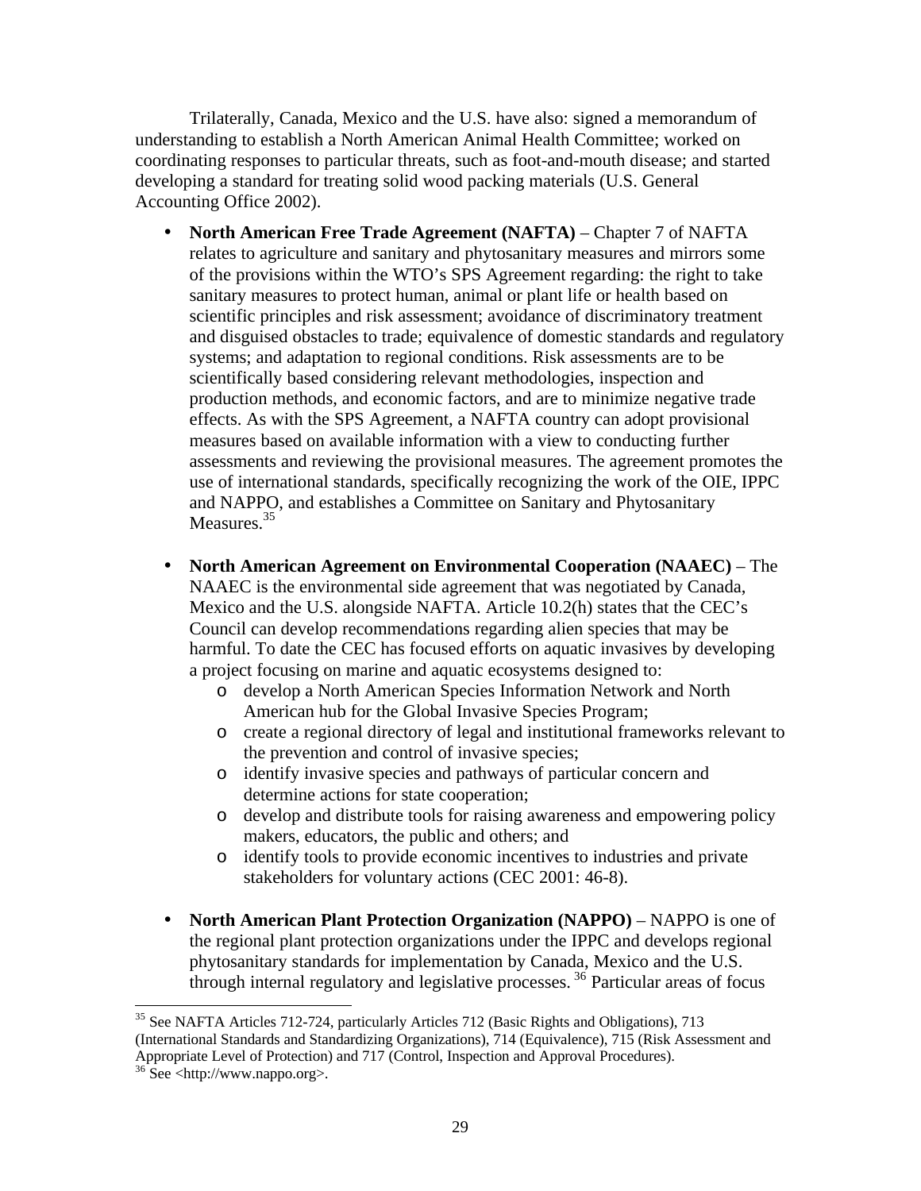Trilaterally, Canada, Mexico and the U.S. have also: signed a memorandum of understanding to establish a North American Animal Health Committee; worked on coordinating responses to particular threats, such as foot-and-mouth disease; and started developing a standard for treating solid wood packing materials (U.S. General Accounting Office 2002).

- **North American Free Trade Agreement (NAFTA)** – Chapter 7 of NAFTA relates to agriculture and sanitary and phytosanitary measures and mirrors some of the provisions within the WTO's SPS Agreement regarding: the right to take sanitary measures to protect human, animal or plant life or health based on scientific principles and risk assessment; avoidance of discriminatory treatment and disguised obstacles to trade; equivalence of domestic standards and regulatory systems; and adaptation to regional conditions. Risk assessments are to be scientifically based considering relevant methodologies, inspection and production methods, and economic factors, and are to minimize negative trade effects. As with the SPS Agreement, a NAFTA country can adopt provisional measures based on available information with a view to conducting further assessments and reviewing the provisional measures. The agreement promotes the use of international standards, specifically recognizing the work of the OIE, IPPC and NAPPO, and establishes a Committee on Sanitary and Phytosanitary Measures.[35]

- **North American Agreement on Environmental Cooperation (NAAEC)** – The NAAEC is the environmental side agreement that was negotiated by Canada, Mexico and the U.S. alongside NAFTA. Article 10.2(h) states that the CEC's Council can develop recommendations regarding alien species that may be harmful. To date the CEC has focused efforts on aquatic invasives by developing a project focusing on marine and aquatic ecosystems designed to:
  - develop a North American Species Information Network and North American hub for the Global Invasive Species Program;
  - create a regional directory of legal and institutional frameworks relevant to the prevention and control of invasive species;
  - identify invasive species and pathways of particular concern and determine actions for state cooperation;
  - develop and distribute tools for raising awareness and empowering policy makers, educators, the public and others; and
  - identify tools to provide economic incentives to industries and private stakeholders for voluntary actions (CEC 2001: 46-8).

- **North American Plant Protection Organization (NAPPO)** – NAPPO is one of the regional plant protection organizations under the IPPC and develops regional phytosanitary standards for implementation by Canada, Mexico and the U.S. through internal regulatory and legislative processes.[36] Particular areas of focus

---

[35] See NAFTA Articles 712-724, particularly Articles 712 (Basic Rights and Obligations), 713 (International Standards and Standardizing Organizations), 714 (Equivalence), 715 (Risk Assessment and Appropriate Level of Protection) and 717 (Control, Inspection and Approval Procedures).

[36] See <http://www.nappo.org>.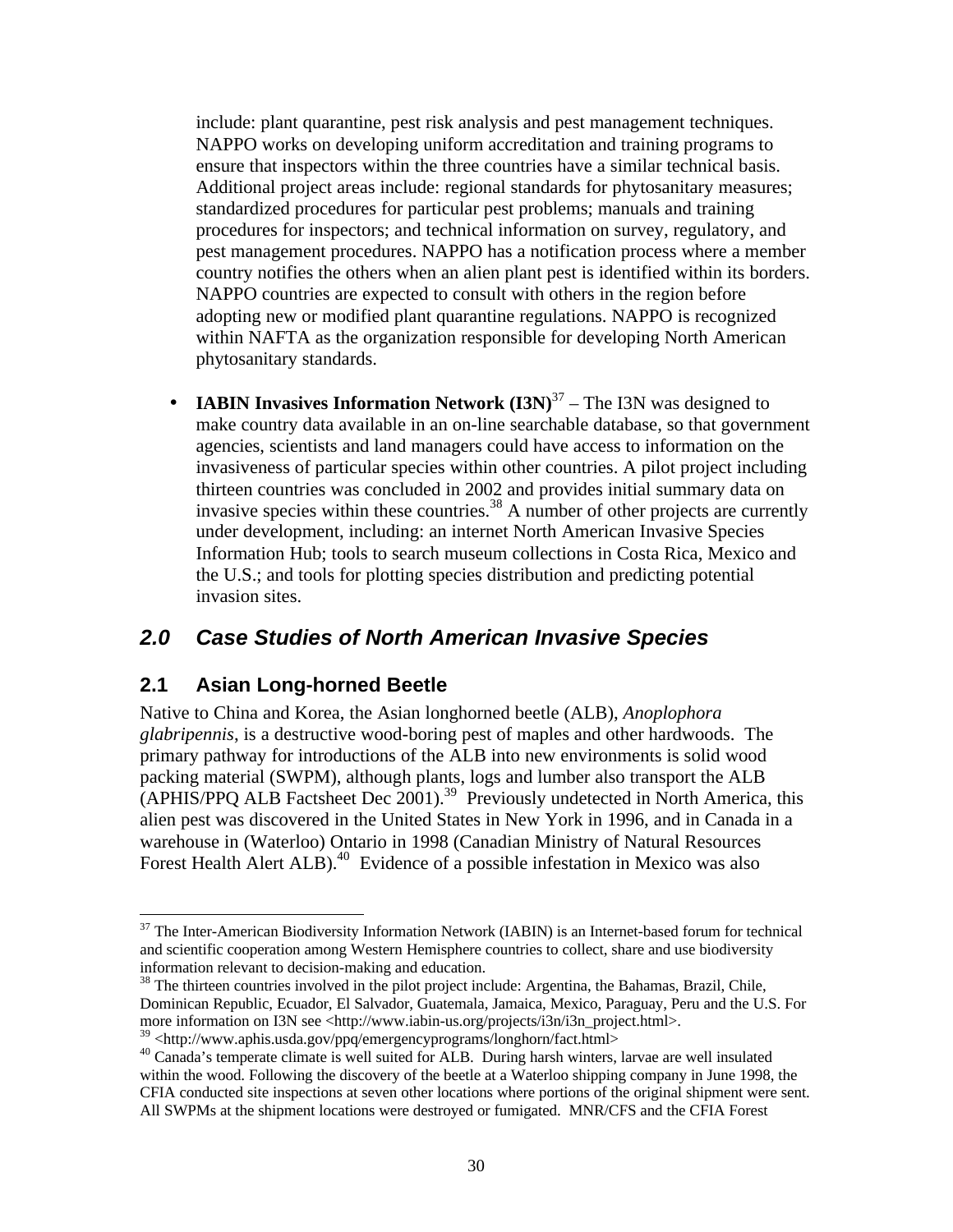include: plant quarantine, pest risk analysis and pest management techniques. NAPPO works on developing uniform accreditation and training programs to ensure that inspectors within the three countries have a similar technical basis. Additional project areas include: regional standards for phytosanitary measures; standardized procedures for particular pest problems; manuals and training procedures for inspectors; and technical information on survey, regulatory, and pest management procedures. NAPPO has a notification process where a member country notifies the others when an alien plant pest is identified within its borders. NAPPO countries are expected to consult with others in the region before adopting new or modified plant quarantine regulations. NAPPO is recognized within NAFTA as the organization responsible for developing North American phytosanitary standards.

- **IABIN Invasives Information Network (I3N)**[37] – The I3N was designed to make country data available in an on-line searchable database, so that government agencies, scientists and land managers could have access to information on the invasiveness of particular species within other countries. A pilot project including thirteen countries was concluded in 2002 and provides initial summary data on invasive species within these countries.[38] A number of other projects are currently under development, including: an internet North American Invasive Species Information Hub; tools to search museum collections in Costa Rica, Mexico and the U.S.; and tools for plotting species distribution and predicting potential invasion sites.

## *2.0 Case Studies of North American Invasive Species*

### 2.1 Asian Long-horned Beetle

Native to China and Korea, the Asian longhorned beetle (ALB), *Anoplophora glabripennis*, is a destructive wood-boring pest of maples and other hardwoods. The primary pathway for introductions of the ALB into new environments is solid wood packing material (SWPM), although plants, logs and lumber also transport the ALB (APHIS/PPQ ALB Factsheet Dec 2001).[39] Previously undetected in North America, this alien pest was discovered in the United States in New York in 1996, and in Canada in a warehouse in (Waterloo) Ontario in 1998 (Canadian Ministry of Natural Resources Forest Health Alert ALB).[40] Evidence of a possible infestation in Mexico was also

---

[37] The Inter-American Biodiversity Information Network (IABIN) is an Internet-based forum for technical and scientific cooperation among Western Hemisphere countries to collect, share and use biodiversity information relevant to decision-making and education.

[38] The thirteen countries involved in the pilot project include: Argentina, the Bahamas, Brazil, Chile, Dominican Republic, Ecuador, El Salvador, Guatemala, Jamaica, Mexico, Paraguay, Peru and the U.S. For more information on I3N see <http://www.iabin-us.org/projects/i3n/i3n_project.html>.

[39] <http://www.aphis.usda.gov/ppq/emergencyprograms/longhorn/fact.html>

[40] Canada's temperate climate is well suited for ALB. During harsh winters, larvae are well insulated within the wood. Following the discovery of the beetle at a Waterloo shipping company in June 1998, the CFIA conducted site inspections at seven other locations where portions of the original shipment were sent. All SWPMs at the shipment locations were destroyed or fumigated. MNR/CFS and the CFIA Forest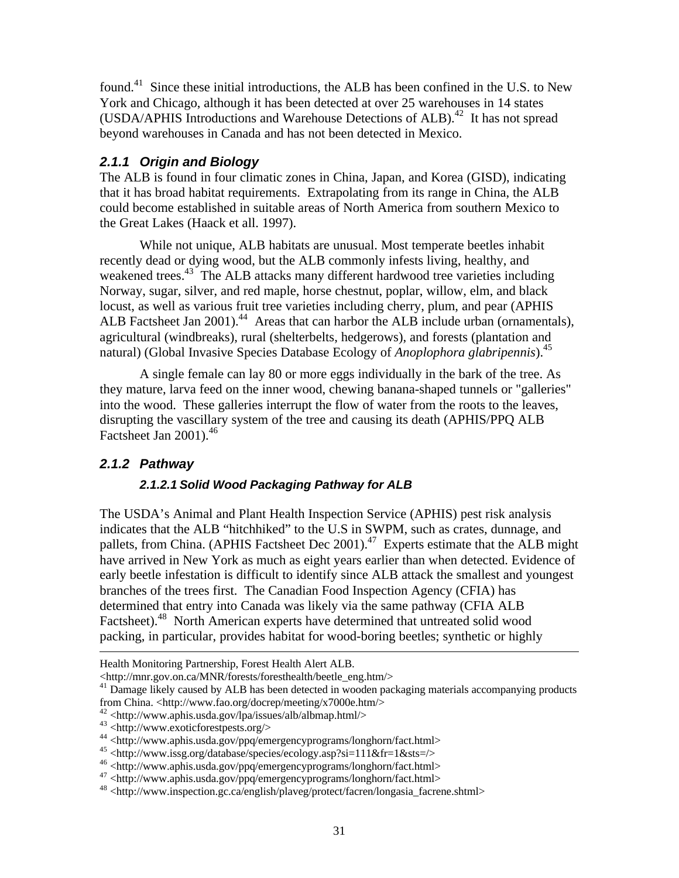found.[41] Since these initial introductions, the ALB has been confined in the U.S. to New York and Chicago, although it has been detected at over 25 warehouses in 14 states (USDA/APHIS Introductions and Warehouse Detections of ALB).[42] It has not spread beyond warehouses in Canada and has not been detected in Mexico.

### *2.1.1 Origin and Biology*

The ALB is found in four climatic zones in China, Japan, and Korea (GISD), indicating that it has broad habitat requirements. Extrapolating from its range in China, the ALB could become established in suitable areas of North America from southern Mexico to the Great Lakes (Haack et all. 1997).

While not unique, ALB habitats are unusual. Most temperate beetles inhabit recently dead or dying wood, but the ALB commonly infests living, healthy, and weakened trees.[43] The ALB attacks many different hardwood tree varieties including Norway, sugar, silver, and red maple, horse chestnut, poplar, willow, elm, and black locust, as well as various fruit tree varieties including cherry, plum, and pear (APHIS ALB Factsheet Jan 2001).[44] Areas that can harbor the ALB include urban (ornamentals), agricultural (windbreaks), rural (shelterbelts, hedgerows), and forests (plantation and natural) (Global Invasive Species Database Ecology of *Anoplophora glabripennis*).[45]

A single female can lay 80 or more eggs individually in the bark of the tree. As they mature, larva feed on the inner wood, chewing banana-shaped tunnels or "galleries" into the wood. These galleries interrupt the flow of water from the roots to the leaves, disrupting the vascillary system of the tree and causing its death (APHIS/PPQ ALB Factsheet Jan 2001).[46]

### *2.1.2 Pathway*

#### *2.1.2.1 Solid Wood Packaging Pathway for ALB*

The USDA's Animal and Plant Health Inspection Service (APHIS) pest risk analysis indicates that the ALB "hitchhiked" to the U.S in SWPM, such as crates, dunnage, and pallets, from China. (APHIS Factsheet Dec 2001).[47] Experts estimate that the ALB might have arrived in New York as much as eight years earlier than when detected. Evidence of early beetle infestation is difficult to identify since ALB attack the smallest and youngest branches of the trees first. The Canadian Food Inspection Agency (CFIA) has determined that entry into Canada was likely via the same pathway (CFIA ALB Factsheet).[48] North American experts have determined that untreated solid wood packing, in particular, provides habitat for wood-boring beetles; synthetic or highly

---

Health Monitoring Partnership, Forest Health Alert ALB. <http://mnr.gov.on.ca/MNR/forests/foresthealth/beetle_eng.htm/>

[41] Damage likely caused by ALB has been detected in wooden packaging materials accompanying products from China. <http://www.fao.org/docrep/meeting/x7000e.htm/>

[42] <http://www.aphis.usda.gov/lpa/issues/alb/albmap.html/>

[43] <http://www.exoticforestpests.org/>

[44] <http://www.aphis.usda.gov/ppq/emergencyprograms/longhorn/fact.html>

[45] <http://www.issg.org/database/species/ecology.asp?si=111&fr=1&sts=/>

[46] <http://www.aphis.usda.gov/ppq/emergencyprograms/longhorn/fact.html>

[47] <http://www.aphis.usda.gov/ppq/emergencyprograms/longhorn/fact.html>

[48] <http://www.inspection.gc.ca/english/plaveg/protect/facren/longasia_facrene.shtml>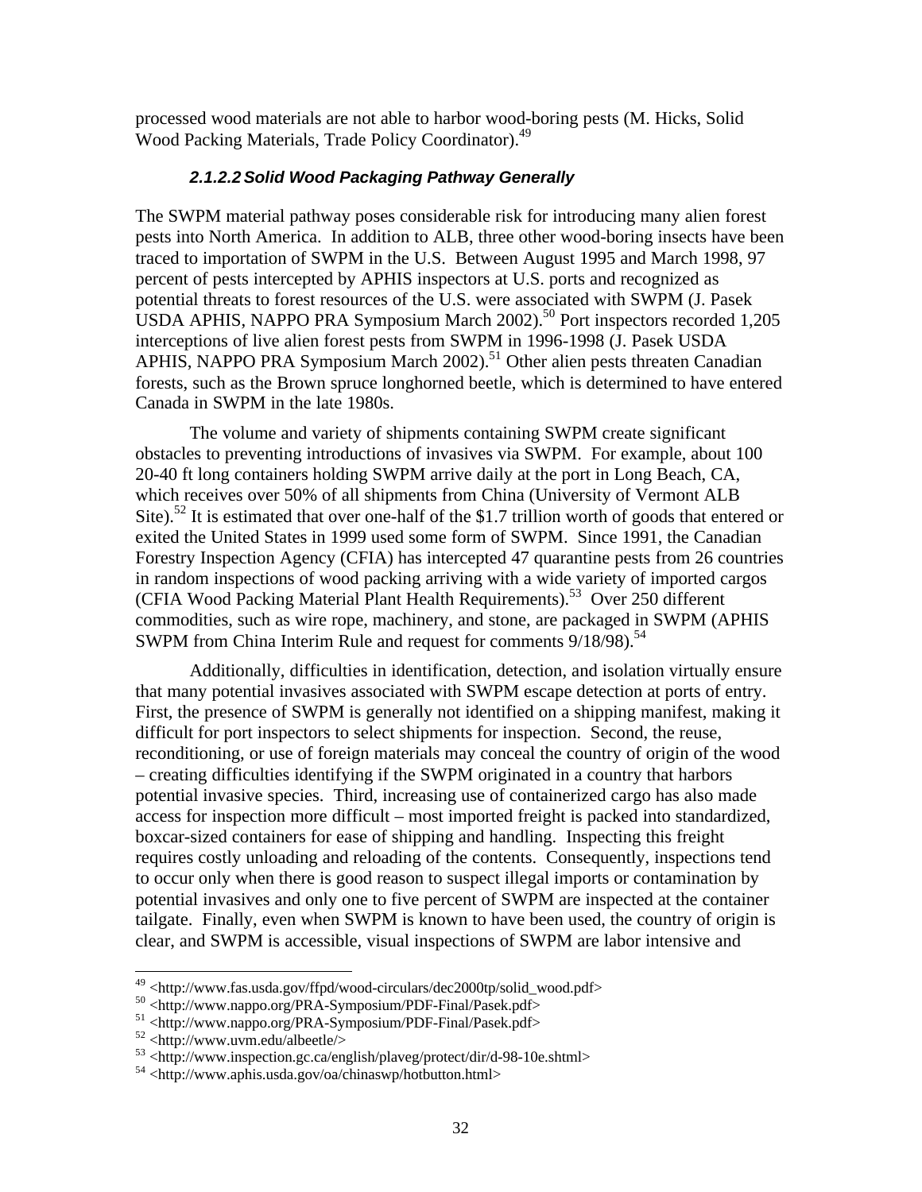processed wood materials are not able to harbor wood-boring pests (M. Hicks, Solid Wood Packing Materials, Trade Policy Coordinator).[49]

#### *2.1.2.2 Solid Wood Packaging Pathway Generally*

The SWPM material pathway poses considerable risk for introducing many alien forest pests into North America. In addition to ALB, three other wood-boring insects have been traced to importation of SWPM in the U.S. Between August 1995 and March 1998, 97 percent of pests intercepted by APHIS inspectors at U.S. ports and recognized as potential threats to forest resources of the U.S. were associated with SWPM (J. Pasek USDA APHIS, NAPPO PRA Symposium March 2002).[50] Port inspectors recorded 1,205 interceptions of live alien forest pests from SWPM in 1996-1998 (J. Pasek USDA APHIS, NAPPO PRA Symposium March 2002).[51] Other alien pests threaten Canadian forests, such as the Brown spruce longhorned beetle, which is determined to have entered Canada in SWPM in the late 1980s.

The volume and variety of shipments containing SWPM create significant obstacles to preventing introductions of invasives via SWPM. For example, about 100 20-40 ft long containers holding SWPM arrive daily at the port in Long Beach, CA, which receives over 50% of all shipments from China (University of Vermont ALB Site).[52] It is estimated that over one-half of the $1.7 trillion worth of goods that entered or exited the United States in 1999 used some form of SWPM. Since 1991, the Canadian Forestry Inspection Agency (CFIA) has intercepted 47 quarantine pests from 26 countries in random inspections of wood packing arriving with a wide variety of imported cargos (CFIA Wood Packing Material Plant Health Requirements).[53] Over 250 different commodities, such as wire rope, machinery, and stone, are packaged in SWPM (APHIS SWPM from China Interim Rule and request for comments 9/18/98).[54]

Additionally, difficulties in identification, detection, and isolation virtually ensure that many potential invasives associated with SWPM escape detection at ports of entry. First, the presence of SWPM is generally not identified on a shipping manifest, making it difficult for port inspectors to select shipments for inspection. Second, the reuse, reconditioning, or use of foreign materials may conceal the country of origin of the wood – creating difficulties identifying if the SWPM originated in a country that harbors potential invasive species. Third, increasing use of containerized cargo has also made access for inspection more difficult – most imported freight is packed into standardized, boxcar-sized containers for ease of shipping and handling. Inspecting this freight requires costly unloading and reloading of the contents. Consequently, inspections tend to occur only when there is good reason to suspect illegal imports or contamination by potential invasives and only one to five percent of SWPM are inspected at the container tailgate. Finally, even when SWPM is known to have been used, the country of origin is clear, and SWPM is accessible, visual inspections of SWPM are labor intensive and

---

[49] <http://www.fas.usda.gov/ffpd/wood-circulars/dec2000tp/solid_wood.pdf>
[50] <http://www.nappo.org/PRA-Symposium/PDF-Final/Pasek.pdf>
[51] <http://www.nappo.org/PRA-Symposium/PDF-Final/Pasek.pdf>
[52] <http://www.uvm.edu/albeetle/>
[53] <http://www.inspection.gc.ca/english/plaveg/protect/dir/d-98-10e.shtml>
[54] <http://www.aphis.usda.gov/oa/chinaswp/hotbutton.html>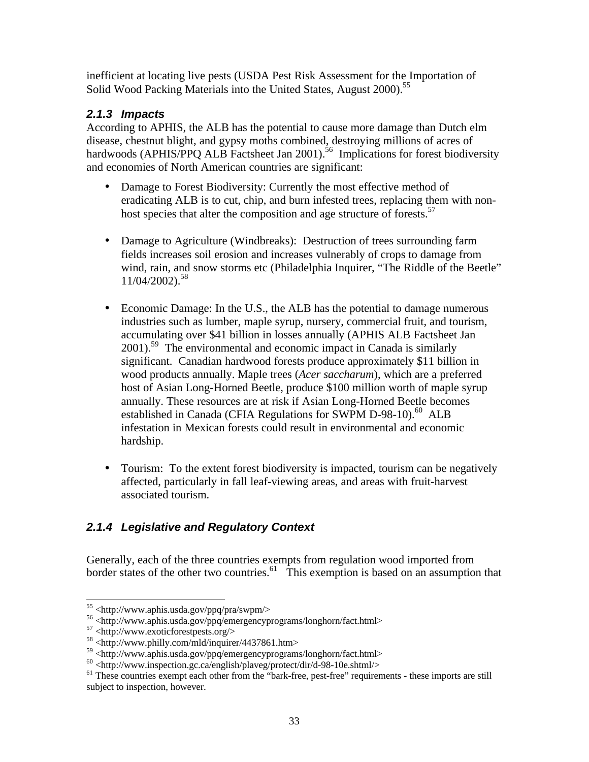inefficient at locating live pests (USDA Pest Risk Assessment for the Importation of Solid Wood Packing Materials into the United States, August 2000).[55]

### *2.1.3 Impacts*

According to APHIS, the ALB has the potential to cause more damage than Dutch elm disease, chestnut blight, and gypsy moths combined, destroying millions of acres of hardwoods (APHIS/PPQ ALB Factsheet Jan 2001).[56] Implications for forest biodiversity and economies of North American countries are significant:

- Damage to Forest Biodiversity: Currently the most effective method of eradicating ALB is to cut, chip, and burn infested trees, replacing them with non-host species that alter the composition and age structure of forests.[57]

- Damage to Agriculture (Windbreaks): Destruction of trees surrounding farm fields increases soil erosion and increases vulnerably of crops to damage from wind, rain, and snow storms etc (Philadelphia Inquirer, "The Riddle of the Beetle" 11/04/2002).[58]

- Economic Damage: In the U.S., the ALB has the potential to damage numerous industries such as lumber, maple syrup, nursery, commercial fruit, and tourism, accumulating over $41 billion in losses annually (APHIS ALB Factsheet Jan 2001).[59] The environmental and economic impact in Canada is similarly significant. Canadian hardwood forests produce approximately $11 billion in wood products annually. Maple trees (*Acer saccharum*), which are a preferred host of Asian Long-Horned Beetle, produce $100 million worth of maple syrup annually. These resources are at risk if Asian Long-Horned Beetle becomes established in Canada (CFIA Regulations for SWPM D-98-10).[60] ALB infestation in Mexican forests could result in environmental and economic hardship.

- Tourism: To the extent forest biodiversity is impacted, tourism can be negatively affected, particularly in fall leaf-viewing areas, and areas with fruit-harvest associated tourism.

### *2.1.4 Legislative and Regulatory Context*

Generally, each of the three countries exempts from regulation wood imported from border states of the other two countries.[61] This exemption is based on an assumption that

---

[55] <http://www.aphis.usda.gov/ppq/pra/swpm/>

[56] <http://www.aphis.usda.gov/ppq/emergencyprograms/longhorn/fact.html>

[57] <http://www.exoticforestpests.org/>

[58] <http://www.philly.com/mld/inquirer/4437861.htm>

[59] <http://www.aphis.usda.gov/ppq/emergencyprograms/longhorn/fact.html>

[60] <http://www.inspection.gc.ca/english/plaveg/protect/dir/d-98-10e.shtml/>

[61] These countries exempt each other from the "bark-free, pest-free" requirements - these imports are still subject to inspection, however.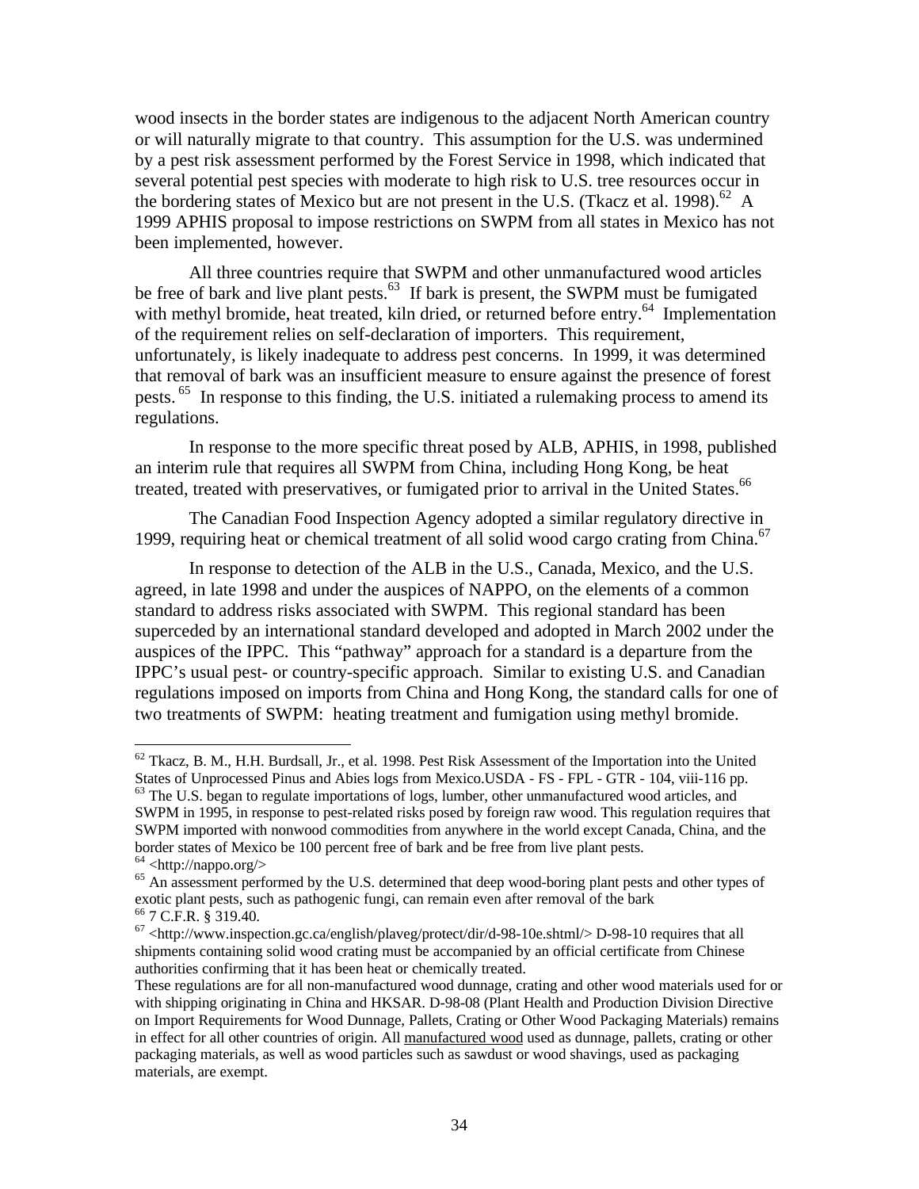wood insects in the border states are indigenous to the adjacent North American country or will naturally migrate to that country. This assumption for the U.S. was undermined by a pest risk assessment performed by the Forest Service in 1998, which indicated that several potential pest species with moderate to high risk to U.S. tree resources occur in the bordering states of Mexico but are not present in the U.S. (Tkacz et al. 1998).[62] A 1999 APHIS proposal to impose restrictions on SWPM from all states in Mexico has not been implemented, however.

All three countries require that SWPM and other unmanufactured wood articles be free of bark and live plant pests.[63] If bark is present, the SWPM must be fumigated with methyl bromide, heat treated, kiln dried, or returned before entry.[64] Implementation of the requirement relies on self-declaration of importers. This requirement, unfortunately, is likely inadequate to address pest concerns. In 1999, it was determined that removal of bark was an insufficient measure to ensure against the presence of forest pests.[65] In response to this finding, the U.S. initiated a rulemaking process to amend its regulations.

In response to the more specific threat posed by ALB, APHIS, in 1998, published an interim rule that requires all SWPM from China, including Hong Kong, be heat treated, treated with preservatives, or fumigated prior to arrival in the United States.[66]

The Canadian Food Inspection Agency adopted a similar regulatory directive in 1999, requiring heat or chemical treatment of all solid wood cargo crating from China.[67]

In response to detection of the ALB in the U.S., Canada, Mexico, and the U.S. agreed, in late 1998 and under the auspices of NAPPO, on the elements of a common standard to address risks associated with SWPM. This regional standard has been superceded by an international standard developed and adopted in March 2002 under the auspices of the IPPC. This "pathway" approach for a standard is a departure from the IPPC's usual pest- or country-specific approach. Similar to existing U.S. and Canadian regulations imposed on imports from China and Hong Kong, the standard calls for one of two treatments of SWPM: heating treatment and fumigation using methyl bromide.

---

[62] Tkacz, B. M., H.H. Burdsall, Jr., et al. 1998. Pest Risk Assessment of the Importation into the United States of Unprocessed Pinus and Abies logs from Mexico.USDA - FS - FPL - GTR - 104, viii-116 pp.

[63] The U.S. began to regulate importations of logs, lumber, other unmanufactured wood articles, and SWPM in 1995, in response to pest-related risks posed by foreign raw wood. This regulation requires that SWPM imported with nonwood commodities from anywhere in the world except Canada, China, and the border states of Mexico be 100 percent free of bark and be free from live plant pests.

[64] <http://nappo.org/>

[65] An assessment performed by the U.S. determined that deep wood-boring plant pests and other types of exotic plant pests, such as pathogenic fungi, can remain even after removal of the bark

[66] 7 C.F.R. § 319.40.

[67] <http://www.inspection.gc.ca/english/plaveg/protect/dir/d-98-10e.shtml/> D-98-10 requires that all shipments containing solid wood crating must be accompanied by an official certificate from Chinese authorities confirming that it has been heat or chemically treated.

These regulations are for all non-manufactured wood dunnage, crating and other wood materials used for or with shipping originating in China and HKSAR. D-98-08 (Plant Health and Production Division Directive on Import Requirements for Wood Dunnage, Pallets, Crating or Other Wood Packaging Materials) remains in effect for all other countries of origin. All manufactured wood used as dunnage, pallets, crating or other packaging materials, as well as wood particles such as sawdust or wood shavings, used as packaging materials, are exempt.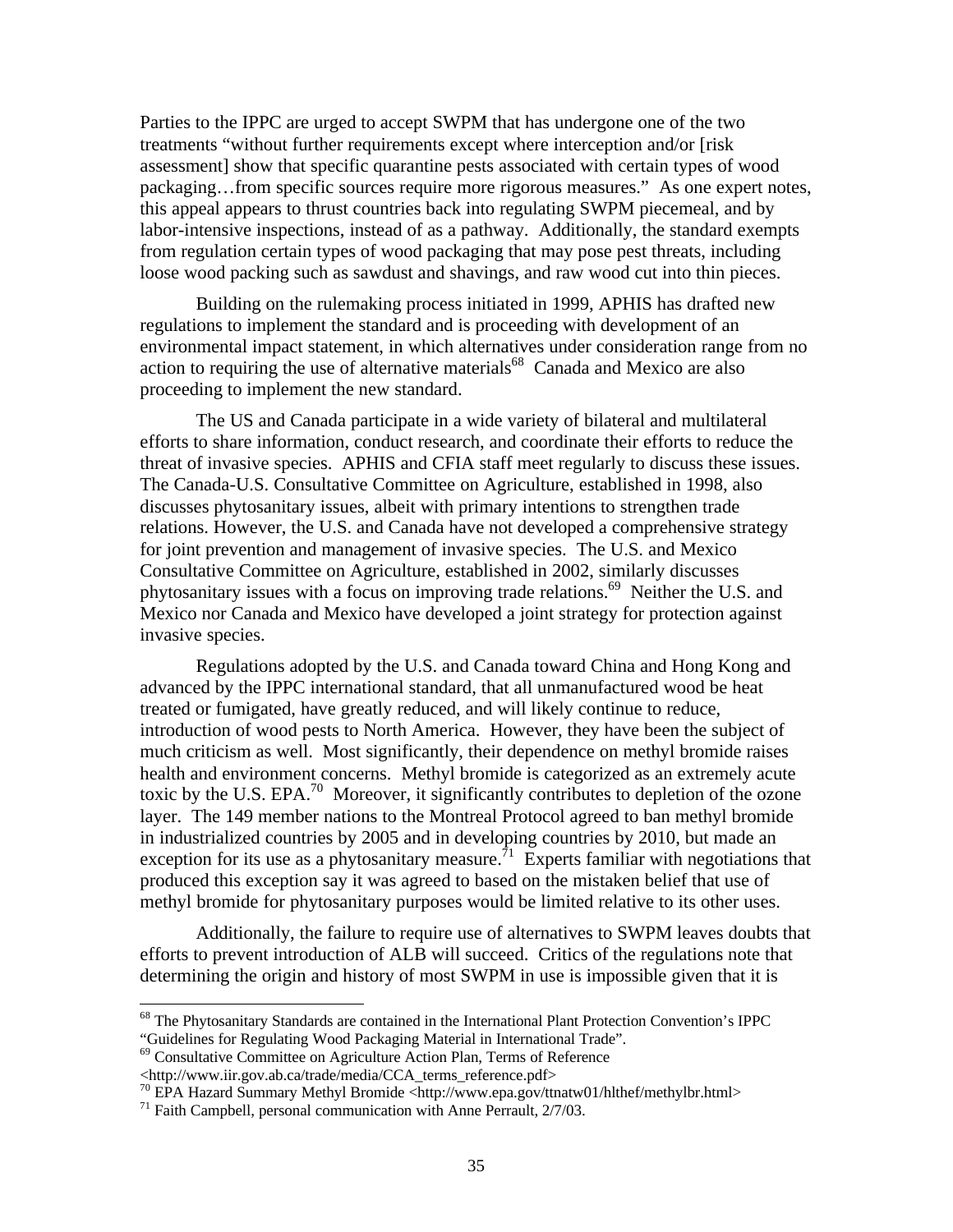Parties to the IPPC are urged to accept SWPM that has undergone one of the two treatments "without further requirements except where interception and/or [risk assessment] show that specific quarantine pests associated with certain types of wood packaging…from specific sources require more rigorous measures." As one expert notes, this appeal appears to thrust countries back into regulating SWPM piecemeal, and by labor-intensive inspections, instead of as a pathway. Additionally, the standard exempts from regulation certain types of wood packaging that may pose pest threats, including loose wood packing such as sawdust and shavings, and raw wood cut into thin pieces.

Building on the rulemaking process initiated in 1999, APHIS has drafted new regulations to implement the standard and is proceeding with development of an environmental impact statement, in which alternatives under consideration range from no action to requiring the use of alternative materials[68] Canada and Mexico are also proceeding to implement the new standard.

The US and Canada participate in a wide variety of bilateral and multilateral efforts to share information, conduct research, and coordinate their efforts to reduce the threat of invasive species. APHIS and CFIA staff meet regularly to discuss these issues. The Canada-U.S. Consultative Committee on Agriculture, established in 1998, also discusses phytosanitary issues, albeit with primary intentions to strengthen trade relations. However, the U.S. and Canada have not developed a comprehensive strategy for joint prevention and management of invasive species. The U.S. and Mexico Consultative Committee on Agriculture, established in 2002, similarly discusses phytosanitary issues with a focus on improving trade relations.[69] Neither the U.S. and Mexico nor Canada and Mexico have developed a joint strategy for protection against invasive species.

Regulations adopted by the U.S. and Canada toward China and Hong Kong and advanced by the IPPC international standard, that all unmanufactured wood be heat treated or fumigated, have greatly reduced, and will likely continue to reduce, introduction of wood pests to North America. However, they have been the subject of much criticism as well. Most significantly, their dependence on methyl bromide raises health and environment concerns. Methyl bromide is categorized as an extremely acute toxic by the U.S. EPA.[70] Moreover, it significantly contributes to depletion of the ozone layer. The 149 member nations to the Montreal Protocol agreed to ban methyl bromide in industrialized countries by 2005 and in developing countries by 2010, but made an exception for its use as a phytosanitary measure.[71] Experts familiar with negotiations that produced this exception say it was agreed to based on the mistaken belief that use of methyl bromide for phytosanitary purposes would be limited relative to its other uses.

Additionally, the failure to require use of alternatives to SWPM leaves doubts that efforts to prevent introduction of ALB will succeed. Critics of the regulations note that determining the origin and history of most SWPM in use is impossible given that it is

---

[68] The Phytosanitary Standards are contained in the International Plant Protection Convention's IPPC "Guidelines for Regulating Wood Packaging Material in International Trade".

[69] Consultative Committee on Agriculture Action Plan, Terms of Reference <http://www.iir.gov.ab.ca/trade/media/CCA_terms_reference.pdf>

[70] EPA Hazard Summary Methyl Bromide <http://www.epa.gov/ttnatw01/hlthef/methylbr.html>

[71] Faith Campbell, personal communication with Anne Perrault, 2/7/03.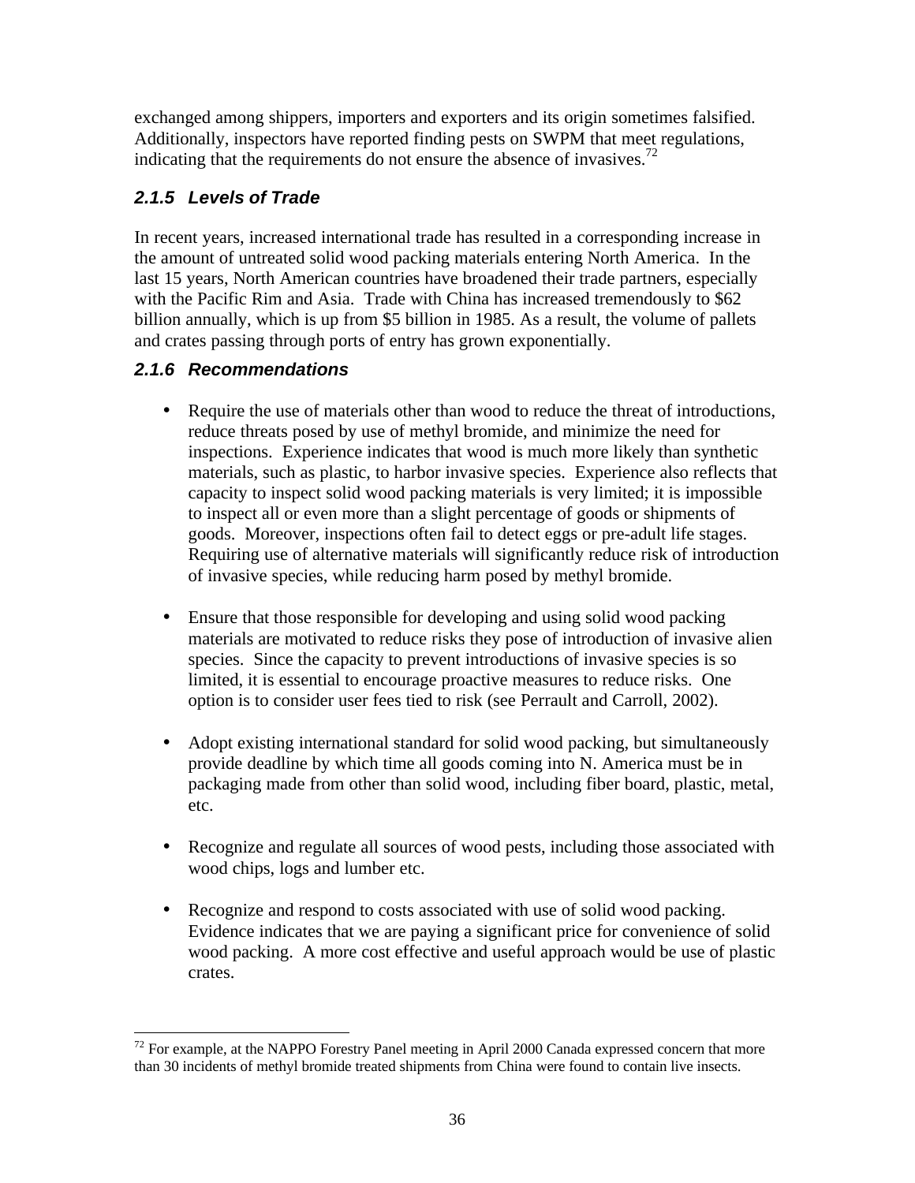exchanged among shippers, importers and exporters and its origin sometimes falsified. Additionally, inspectors have reported finding pests on SWPM that meet regulations, indicating that the requirements do not ensure the absence of invasives.[72]

### *2.1.5 Levels of Trade*

In recent years, increased international trade has resulted in a corresponding increase in the amount of untreated solid wood packing materials entering North America. In the last 15 years, North American countries have broadened their trade partners, especially with the Pacific Rim and Asia. Trade with China has increased tremendously to $62 billion annually, which is up from $5 billion in 1985. As a result, the volume of pallets and crates passing through ports of entry has grown exponentially.

### *2.1.6 Recommendations*

- Require the use of materials other than wood to reduce the threat of introductions, reduce threats posed by use of methyl bromide, and minimize the need for inspections. Experience indicates that wood is much more likely than synthetic materials, such as plastic, to harbor invasive species. Experience also reflects that capacity to inspect solid wood packing materials is very limited; it is impossible to inspect all or even more than a slight percentage of goods or shipments of goods. Moreover, inspections often fail to detect eggs or pre-adult life stages. Requiring use of alternative materials will significantly reduce risk of introduction of invasive species, while reducing harm posed by methyl bromide.

- Ensure that those responsible for developing and using solid wood packing materials are motivated to reduce risks they pose of introduction of invasive alien species. Since the capacity to prevent introductions of invasive species is so limited, it is essential to encourage proactive measures to reduce risks. One option is to consider user fees tied to risk (see Perrault and Carroll, 2002).

- Adopt existing international standard for solid wood packing, but simultaneously provide deadline by which time all goods coming into N. America must be in packaging made from other than solid wood, including fiber board, plastic, metal, etc.

- Recognize and regulate all sources of wood pests, including those associated with wood chips, logs and lumber etc.

- Recognize and respond to costs associated with use of solid wood packing. Evidence indicates that we are paying a significant price for convenience of solid wood packing. A more cost effective and useful approach would be use of plastic crates.

---

[72] For example, at the NAPPO Forestry Panel meeting in April 2000 Canada expressed concern that more than 30 incidents of methyl bromide treated shipments from China were found to contain live insects.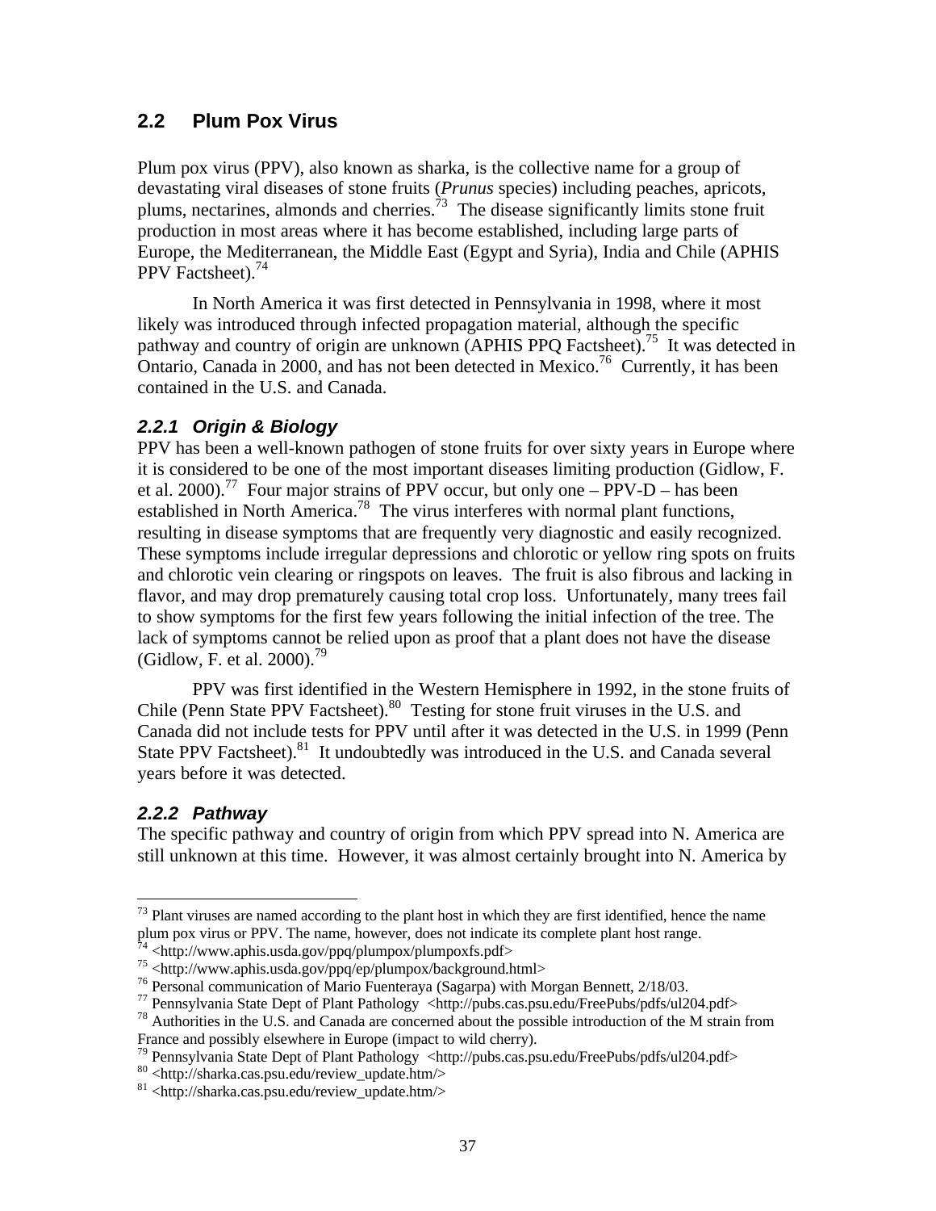## 2.2 Plum Pox Virus

Plum pox virus (PPV), also known as sharka, is the collective name for a group of devastating viral diseases of stone fruits (*Prunus* species) including peaches, apricots, plums, nectarines, almonds and cherries.[73] The disease significantly limits stone fruit production in most areas where it has become established, including large parts of Europe, the Mediterranean, the Middle East (Egypt and Syria), India and Chile (APHIS PPV Factsheet).[74]

In North America it was first detected in Pennsylvania in 1998, where it most likely was introduced through infected propagation material, although the specific pathway and country of origin are unknown (APHIS PPQ Factsheet).[75] It was detected in Ontario, Canada in 2000, and has not been detected in Mexico.[76] Currently, it has been contained in the U.S. and Canada.

### *2.2.1 Origin & Biology*

PPV has been a well-known pathogen of stone fruits for over sixty years in Europe where it is considered to be one of the most important diseases limiting production (Gidlow, F. et al. 2000).[77] Four major strains of PPV occur, but only one – PPV-D – has been established in North America.[78] The virus interferes with normal plant functions, resulting in disease symptoms that are frequently very diagnostic and easily recognized. These symptoms include irregular depressions and chlorotic or yellow ring spots on fruits and chlorotic vein clearing or ringspots on leaves. The fruit is also fibrous and lacking in flavor, and may drop prematurely causing total crop loss. Unfortunately, many trees fail to show symptoms for the first few years following the initial infection of the tree. The lack of symptoms cannot be relied upon as proof that a plant does not have the disease (Gidlow, F. et al. 2000).[79]

PPV was first identified in the Western Hemisphere in 1992, in the stone fruits of Chile (Penn State PPV Factsheet).[80] Testing for stone fruit viruses in the U.S. and Canada did not include tests for PPV until after it was detected in the U.S. in 1999 (Penn State PPV Factsheet).[81] It undoubtedly was introduced in the U.S. and Canada several years before it was detected.

### *2.2.2 Pathway*

The specific pathway and country of origin from which PPV spread into N. America are still unknown at this time. However, it was almost certainly brought into N. America by

---

[73] Plant viruses are named according to the plant host in which they are first identified, hence the name plum pox virus or PPV. The name, however, does not indicate its complete plant host range.

[74] <http://www.aphis.usda.gov/ppq/plumpox/plumpoxfs.pdf>

[75] <http://www.aphis.usda.gov/ppq/ep/plumpox/background.html>

[76] Personal communication of Mario Fuenteraya (Sagarpa) with Morgan Bennett, 2/18/03.

[77] Pennsylvania State Dept of Plant Pathology <http://pubs.cas.psu.edu/FreePubs/pdfs/ul204.pdf>

[78] Authorities in the U.S. and Canada are concerned about the possible introduction of the M strain from France and possibly elsewhere in Europe (impact to wild cherry).

[79] Pennsylvania State Dept of Plant Pathology <http://pubs.cas.psu.edu/FreePubs/pdfs/ul204.pdf>

[80] <http://sharka.cas.psu.edu/review_update.htm/>

[81] <http://sharka.cas.psu.edu/review_update.htm/>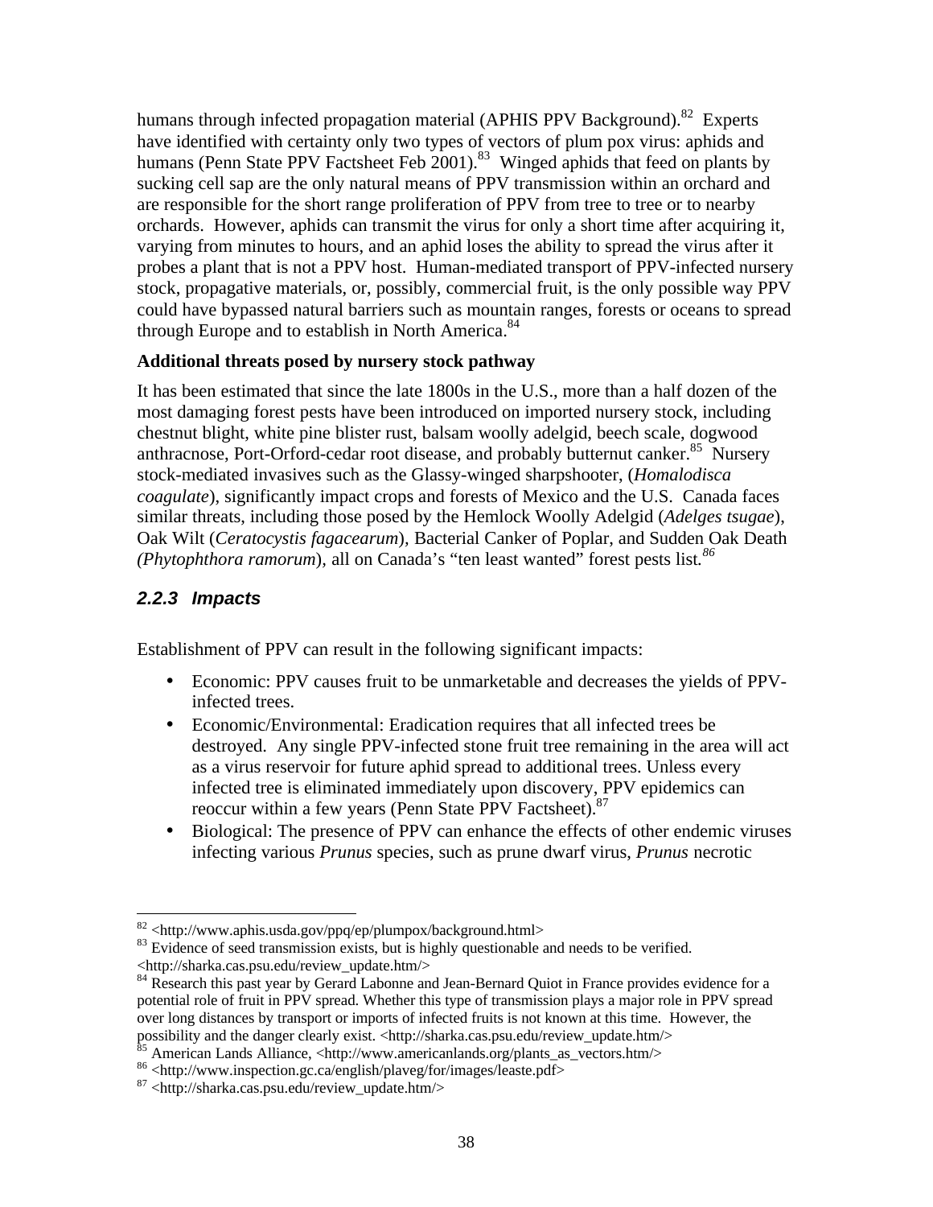humans through infected propagation material (APHIS PPV Background).[82] Experts have identified with certainty only two types of vectors of plum pox virus: aphids and humans (Penn State PPV Factsheet Feb 2001).[83] Winged aphids that feed on plants by sucking cell sap are the only natural means of PPV transmission within an orchard and are responsible for the short range proliferation of PPV from tree to tree or to nearby orchards. However, aphids can transmit the virus for only a short time after acquiring it, varying from minutes to hours, and an aphid loses the ability to spread the virus after it probes a plant that is not a PPV host. Human-mediated transport of PPV-infected nursery stock, propagative materials, or, possibly, commercial fruit, is the only possible way PPV could have bypassed natural barriers such as mountain ranges, forests or oceans to spread through Europe and to establish in North America.[84]

**Additional threats posed by nursery stock pathway**

It has been estimated that since the late 1800s in the U.S., more than a half dozen of the most damaging forest pests have been introduced on imported nursery stock, including chestnut blight, white pine blister rust, balsam woolly adelgid, beech scale, dogwood anthracnose, Port-Orford-cedar root disease, and probably butternut canker.[85] Nursery stock-mediated invasives such as the Glassy-winged sharpshooter, (*Homalodisca coagulate*), significantly impact crops and forests of Mexico and the U.S. Canada faces similar threats, including those posed by the Hemlock Woolly Adelgid (*Adelges tsugae*), Oak Wilt (*Ceratocystis fagacearum*), Bacterial Canker of Poplar, and Sudden Oak Death (*Phytophthora ramorum*), all on Canada's "ten least wanted" forest pests list.[86]

### 2.2.3 Impacts

Establishment of PPV can result in the following significant impacts:

- Economic: PPV causes fruit to be unmarketable and decreases the yields of PPV-infected trees.
- Economic/Environmental: Eradication requires that all infected trees be destroyed. Any single PPV-infected stone fruit tree remaining in the area will act as a virus reservoir for future aphid spread to additional trees. Unless every infected tree is eliminated immediately upon discovery, PPV epidemics can reoccur within a few years (Penn State PPV Factsheet).[87]
- Biological: The presence of PPV can enhance the effects of other endemic viruses infecting various *Prunus* species, such as prune dwarf virus, *Prunus* necrotic

---

[82] <http://www.aphis.usda.gov/ppq/ep/plumpox/background.html>

[83] Evidence of seed transmission exists, but is highly questionable and needs to be verified. <http://sharka.cas.psu.edu/review_update.htm/>

[84] Research this past year by Gerard Labonne and Jean-Bernard Quiot in France provides evidence for a potential role of fruit in PPV spread. Whether this type of transmission plays a major role in PPV spread over long distances by transport or imports of infected fruits is not known at this time. However, the possibility and the danger clearly exist. <http://sharka.cas.psu.edu/review_update.htm/>

[85] American Lands Alliance, <http://www.americanlands.org/plants_as_vectors.htm/>

[86] <http://www.inspection.gc.ca/english/plaveg/for/images/leaste.pdf>

[87] <http://sharka.cas.psu.edu/review_update.htm/>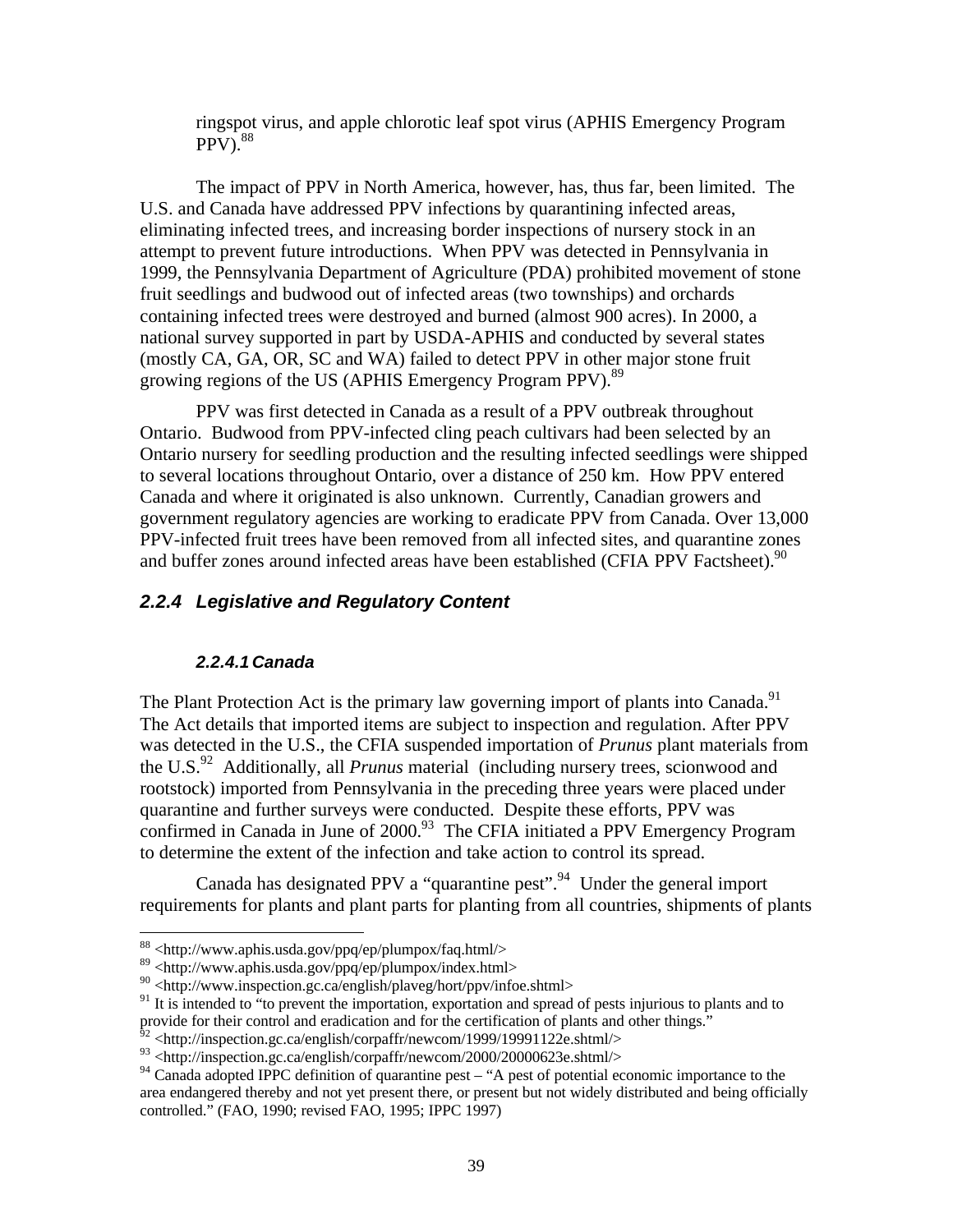ringspot virus, and apple chlorotic leaf spot virus (APHIS Emergency Program PPV).[88]

The impact of PPV in North America, however, has, thus far, been limited. The U.S. and Canada have addressed PPV infections by quarantining infected areas, eliminating infected trees, and increasing border inspections of nursery stock in an attempt to prevent future introductions. When PPV was detected in Pennsylvania in 1999, the Pennsylvania Department of Agriculture (PDA) prohibited movement of stone fruit seedlings and budwood out of infected areas (two townships) and orchards containing infected trees were destroyed and burned (almost 900 acres). In 2000, a national survey supported in part by USDA-APHIS and conducted by several states (mostly CA, GA, OR, SC and WA) failed to detect PPV in other major stone fruit growing regions of the US (APHIS Emergency Program PPV).[89]

PPV was first detected in Canada as a result of a PPV outbreak throughout Ontario. Budwood from PPV-infected cling peach cultivars had been selected by an Ontario nursery for seedling production and the resulting infected seedlings were shipped to several locations throughout Ontario, over a distance of 250 km. How PPV entered Canada and where it originated is also unknown. Currently, Canadian growers and government regulatory agencies are working to eradicate PPV from Canada. Over 13,000 PPV-infected fruit trees have been removed from all infected sites, and quarantine zones and buffer zones around infected areas have been established (CFIA PPV Factsheet).[90]

### *2.2.4 Legislative and Regulatory Content*

#### *2.2.4.1 Canada*

The Plant Protection Act is the primary law governing import of plants into Canada.[91] The Act details that imported items are subject to inspection and regulation. After PPV was detected in the U.S., the CFIA suspended importation of *Prunus* plant materials from the U.S.[92] Additionally, all *Prunus* material (including nursery trees, scionwood and rootstock) imported from Pennsylvania in the preceding three years were placed under quarantine and further surveys were conducted. Despite these efforts, PPV was confirmed in Canada in June of 2000.[93] The CFIA initiated a PPV Emergency Program to determine the extent of the infection and take action to control its spread.

Canada has designated PPV a "quarantine pest".[94] Under the general import requirements for plants and plant parts for planting from all countries, shipments of plants

---

[88] <http://www.aphis.usda.gov/ppq/ep/plumpox/faq.html/>

[89] <http://www.aphis.usda.gov/ppq/ep/plumpox/index.html>

[90] <http://www.inspection.gc.ca/english/plaveg/hort/ppv/infoe.shtml>

[91] It is intended to "to prevent the importation, exportation and spread of pests injurious to plants and to provide for their control and eradication and for the certification of plants and other things."

[92] <http://inspection.gc.ca/english/corpaffr/newcom/1999/19991122e.shtml/>

[93] <http://inspection.gc.ca/english/corpaffr/newcom/2000/20000623e.shtml/>

[94] Canada adopted IPPC definition of quarantine pest – "A pest of potential economic importance to the area endangered thereby and not yet present there, or present but not widely distributed and being officially controlled." (FAO, 1990; revised FAO, 1995; IPPC 1997)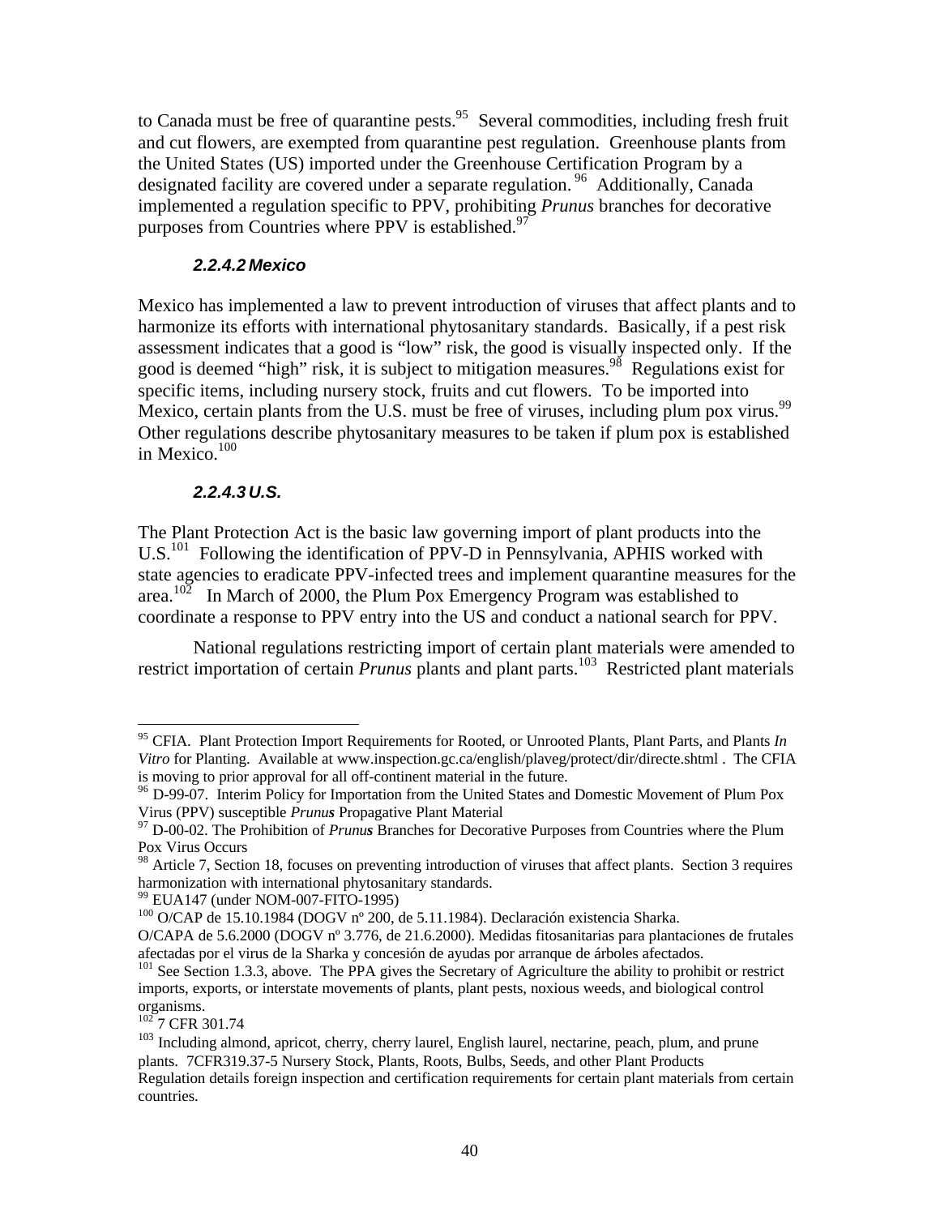to Canada must be free of quarantine pests.[95] Several commodities, including fresh fruit and cut flowers, are exempted from quarantine pest regulation. Greenhouse plants from the United States (US) imported under the Greenhouse Certification Program by a designated facility are covered under a separate regulation.[96] Additionally, Canada implemented a regulation specific to PPV, prohibiting *Prunus* branches for decorative purposes from Countries where PPV is established.[97]

#### *2.2.4.2 Mexico*

Mexico has implemented a law to prevent introduction of viruses that affect plants and to harmonize its efforts with international phytosanitary standards. Basically, if a pest risk assessment indicates that a good is "low" risk, the good is visually inspected only. If the good is deemed "high" risk, it is subject to mitigation measures.[98] Regulations exist for specific items, including nursery stock, fruits and cut flowers. To be imported into Mexico, certain plants from the U.S. must be free of viruses, including plum pox virus.[99] Other regulations describe phytosanitary measures to be taken if plum pox is established in Mexico.[100]

#### *2.2.4.3 U.S.*

The Plant Protection Act is the basic law governing import of plant products into the U.S.[101] Following the identification of PPV-D in Pennsylvania, APHIS worked with state agencies to eradicate PPV-infected trees and implement quarantine measures for the area.[102] In March of 2000, the Plum Pox Emergency Program was established to coordinate a response to PPV entry into the US and conduct a national search for PPV.

National regulations restricting import of certain plant materials were amended to restrict importation of certain *Prunus* plants and plant parts.[103] Restricted plant materials

---

[95] CFIA. Plant Protection Import Requirements for Rooted, or Unrooted Plants, Plant Parts, and Plants *In Vitro* for Planting. Available at www.inspection.gc.ca/english/plaveg/protect/dir/directe.shtml . The CFIA is moving to prior approval for all off-continent material in the future.

[96] D-99-07. Interim Policy for Importation from the United States and Domestic Movement of Plum Pox Virus (PPV) susceptible *Prunus* Propagative Plant Material

[97] D-00-02. The Prohibition of *Prunus* Branches for Decorative Purposes from Countries where the Plum Pox Virus Occurs

[98] Article 7, Section 18, focuses on preventing introduction of viruses that affect plants. Section 3 requires harmonization with international phytosanitary standards.

[99] EUA147 (under NOM-007-FITO-1995)

[100] O/CAP de 15.10.1984 (DOGV nº 200, de 5.11.1984). Declaración existencia Sharka. O/CAPA de 5.6.2000 (DOGV nº 3.776, de 21.6.2000). Medidas fitosanitarias para plantaciones de frutales afectadas por el virus de la Sharka y concesión de ayudas por arranque de árboles afectados.

[101] See Section 1.3.3, above. The PPA gives the Secretary of Agriculture the ability to prohibit or restrict imports, exports, or interstate movements of plants, plant pests, noxious weeds, and biological control organisms.

[102] 7 CFR 301.74

[103] Including almond, apricot, cherry, cherry laurel, English laurel, nectarine, peach, plum, and prune plants. 7CFR319.37-5 Nursery Stock, Plants, Roots, Bulbs, Seeds, and other Plant Products Regulation details foreign inspection and certification requirements for certain plant materials from certain countries.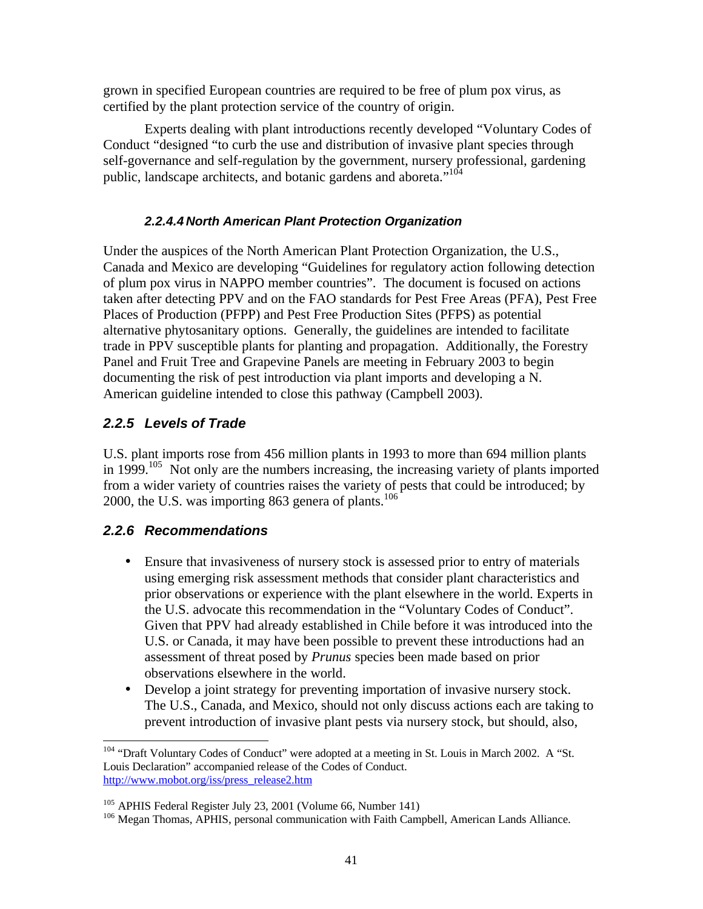grown in specified European countries are required to be free of plum pox virus, as certified by the plant protection service of the country of origin.

Experts dealing with plant introductions recently developed "Voluntary Codes of Conduct "designed "to curb the use and distribution of invasive plant species through self-governance and self-regulation by the government, nursery professional, gardening public, landscape architects, and botanic gardens and aboreta."[104]

#### *2.2.4.4 North American Plant Protection Organization*

Under the auspices of the North American Plant Protection Organization, the U.S., Canada and Mexico are developing "Guidelines for regulatory action following detection of plum pox virus in NAPPO member countries". The document is focused on actions taken after detecting PPV and on the FAO standards for Pest Free Areas (PFA), Pest Free Places of Production (PFPP) and Pest Free Production Sites (PFPS) as potential alternative phytosanitary options. Generally, the guidelines are intended to facilitate trade in PPV susceptible plants for planting and propagation. Additionally, the Forestry Panel and Fruit Tree and Grapevine Panels are meeting in February 2003 to begin documenting the risk of pest introduction via plant imports and developing a N. American guideline intended to close this pathway (Campbell 2003).

### *2.2.5 Levels of Trade*

U.S. plant imports rose from 456 million plants in 1993 to more than 694 million plants in 1999.[105] Not only are the numbers increasing, the increasing variety of plants imported from a wider variety of countries raises the variety of pests that could be introduced; by 2000, the U.S. was importing 863 genera of plants.[106]

### *2.2.6 Recommendations*

- Ensure that invasiveness of nursery stock is assessed prior to entry of materials using emerging risk assessment methods that consider plant characteristics and prior observations or experience with the plant elsewhere in the world. Experts in the U.S. advocate this recommendation in the "Voluntary Codes of Conduct". Given that PPV had already established in Chile before it was introduced into the U.S. or Canada, it may have been possible to prevent these introductions had an assessment of threat posed by *Prunus* species been made based on prior observations elsewhere in the world.
- Develop a joint strategy for preventing importation of invasive nursery stock. The U.S., Canada, and Mexico, should not only discuss actions each are taking to prevent introduction of invasive plant pests via nursery stock, but should, also,

---

[104] "Draft Voluntary Codes of Conduct" were adopted at a meeting in St. Louis in March 2002. A "St. Louis Declaration" accompanied release of the Codes of Conduct. http://www.mobot.org/iss/press_release2.htm

[105] APHIS Federal Register July 23, 2001 (Volume 66, Number 141)

[106] Megan Thomas, APHIS, personal communication with Faith Campbell, American Lands Alliance.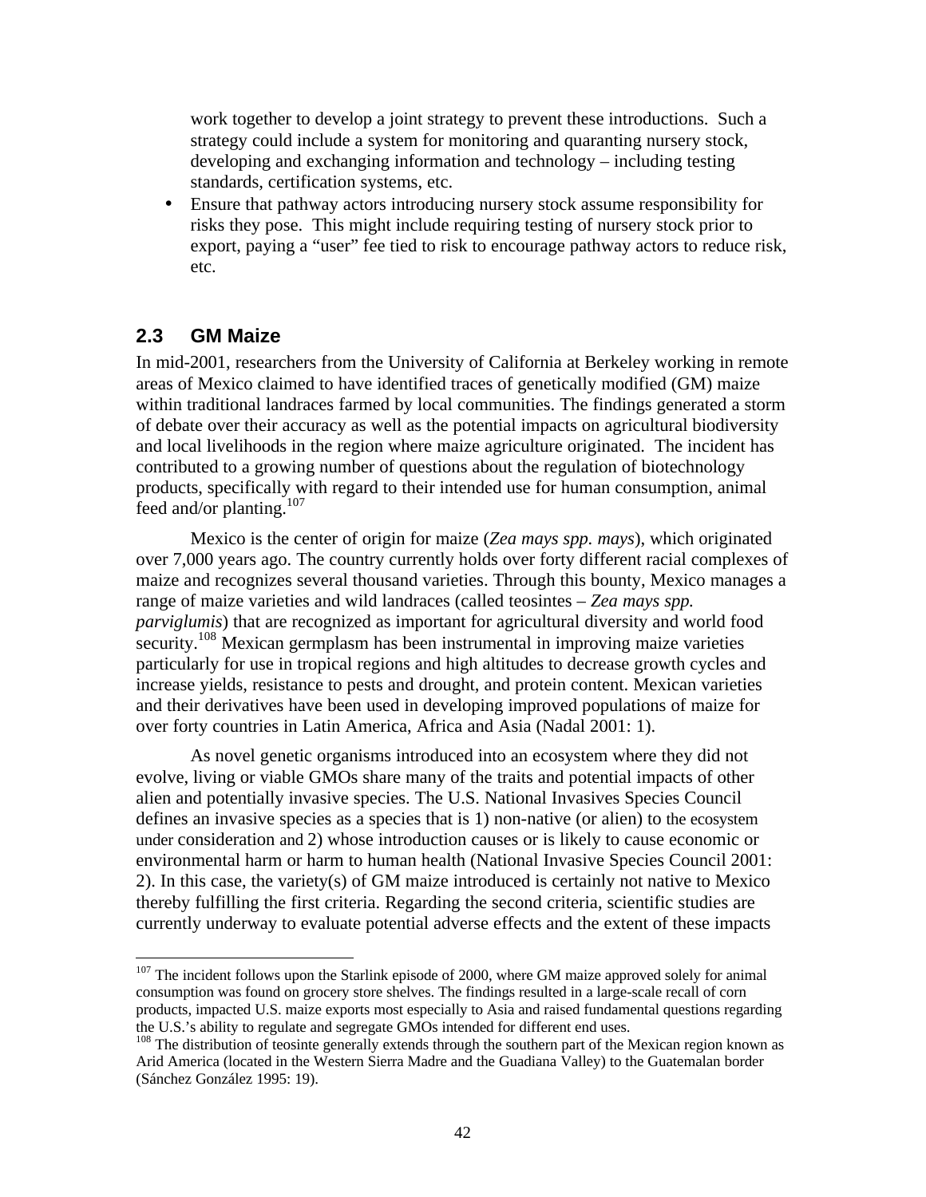work together to develop a joint strategy to prevent these introductions. Such a strategy could include a system for monitoring and quaranting nursery stock, developing and exchanging information and technology – including testing standards, certification systems, etc.

- Ensure that pathway actors introducing nursery stock assume responsibility for risks they pose. This might include requiring testing of nursery stock prior to export, paying a "user" fee tied to risk to encourage pathway actors to reduce risk, etc.

## 2.3 GM Maize

In mid-2001, researchers from the University of California at Berkeley working in remote areas of Mexico claimed to have identified traces of genetically modified (GM) maize within traditional landraces farmed by local communities. The findings generated a storm of debate over their accuracy as well as the potential impacts on agricultural biodiversity and local livelihoods in the region where maize agriculture originated. The incident has contributed to a growing number of questions about the regulation of biotechnology products, specifically with regard to their intended use for human consumption, animal feed and/or planting.[107]

Mexico is the center of origin for maize (*Zea mays spp. mays*), which originated over 7,000 years ago. The country currently holds over forty different racial complexes of maize and recognizes several thousand varieties. Through this bounty, Mexico manages a range of maize varieties and wild landraces (called teosintes – *Zea mays spp. parviglumis*) that are recognized as important for agricultural diversity and world food security.[108] Mexican germplasm has been instrumental in improving maize varieties particularly for use in tropical regions and high altitudes to decrease growth cycles and increase yields, resistance to pests and drought, and protein content. Mexican varieties and their derivatives have been used in developing improved populations of maize for over forty countries in Latin America, Africa and Asia (Nadal 2001: 1).

As novel genetic organisms introduced into an ecosystem where they did not evolve, living or viable GMOs share many of the traits and potential impacts of other alien and potentially invasive species. The U.S. National Invasives Species Council defines an invasive species as a species that is 1) non-native (or alien) to the ecosystem under consideration and 2) whose introduction causes or is likely to cause economic or environmental harm or harm to human health (National Invasive Species Council 2001: 2). In this case, the variety(s) of GM maize introduced is certainly not native to Mexico thereby fulfilling the first criteria. Regarding the second criteria, scientific studies are currently underway to evaluate potential adverse effects and the extent of these impacts

---

[107] The incident follows upon the Starlink episode of 2000, where GM maize approved solely for animal consumption was found on grocery store shelves. The findings resulted in a large-scale recall of corn products, impacted U.S. maize exports most especially to Asia and raised fundamental questions regarding the U.S.'s ability to regulate and segregate GMOs intended for different end uses.

[108] The distribution of teosinte generally extends through the southern part of the Mexican region known as Arid America (located in the Western Sierra Madre and the Guadiana Valley) to the Guatemalan border (Sánchez González 1995: 19).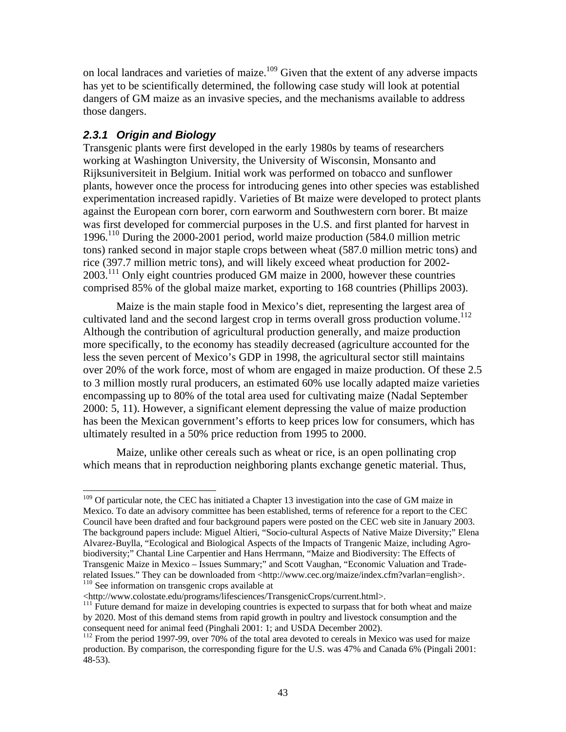on local landraces and varieties of maize.[109] Given that the extent of any adverse impacts has yet to be scientifically determined, the following case study will look at potential dangers of GM maize as an invasive species, and the mechanisms available to address those dangers.

### *2.3.1 Origin and Biology*

Transgenic plants were first developed in the early 1980s by teams of researchers working at Washington University, the University of Wisconsin, Monsanto and Rijksuniversiteit in Belgium. Initial work was performed on tobacco and sunflower plants, however once the process for introducing genes into other species was established experimentation increased rapidly. Varieties of Bt maize were developed to protect plants against the European corn borer, corn earworm and Southwestern corn borer. Bt maize was first developed for commercial purposes in the U.S. and first planted for harvest in 1996.[110] During the 2000-2001 period, world maize production (584.0 million metric tons) ranked second in major staple crops between wheat (587.0 million metric tons) and rice (397.7 million metric tons), and will likely exceed wheat production for 2002-2003.[111] Only eight countries produced GM maize in 2000, however these countries comprised 85% of the global maize market, exporting to 168 countries (Phillips 2003).

Maize is the main staple food in Mexico's diet, representing the largest area of cultivated land and the second largest crop in terms overall gross production volume.[112] Although the contribution of agricultural production generally, and maize production more specifically, to the economy has steadily decreased (agriculture accounted for the less the seven percent of Mexico's GDP in 1998, the agricultural sector still maintains over 20% of the work force, most of whom are engaged in maize production. Of these 2.5 to 3 million mostly rural producers, an estimated 60% use locally adapted maize varieties encompassing up to 80% of the total area used for cultivating maize (Nadal September 2000: 5, 11). However, a significant element depressing the value of maize production has been the Mexican government's efforts to keep prices low for consumers, which has ultimately resulted in a 50% price reduction from 1995 to 2000.

Maize, unlike other cereals such as wheat or rice, is an open pollinating crop which means that in reproduction neighboring plants exchange genetic material. Thus,

---

[109] Of particular note, the CEC has initiated a Chapter 13 investigation into the case of GM maize in Mexico. To date an advisory committee has been established, terms of reference for a report to the CEC Council have been drafted and four background papers were posted on the CEC web site in January 2003. The background papers include: Miguel Altieri, "Socio-cultural Aspects of Native Maize Diversity;" Elena Alvarez-Buylla, "Ecological and Biological Aspects of the Impacts of Trangenic Maize, including Agro-biodiversity;" Chantal Line Carpentier and Hans Herrmann, "Maize and Biodiversity: The Effects of Transgenic Maize in Mexico – Issues Summary;" and Scott Vaughan, "Economic Valuation and Trade-related Issues." They can be downloaded from <http://www.cec.org/maize/index.cfm?varlan=english>.

[110] See information on transgenic crops available at <http://www.colostate.edu/programs/lifesciences/TransgenicCrops/current.html>.

[111] Future demand for maize in developing countries is expected to surpass that for both wheat and maize by 2020. Most of this demand stems from rapid growth in poultry and livestock consumption and the consequent need for animal feed (Pinghali 2001: 1; and USDA December 2002).

[112] From the period 1997-99, over 70% of the total area devoted to cereals in Mexico was used for maize production. By comparison, the corresponding figure for the U.S. was 47% and Canada 6% (Pingali 2001: 48-53).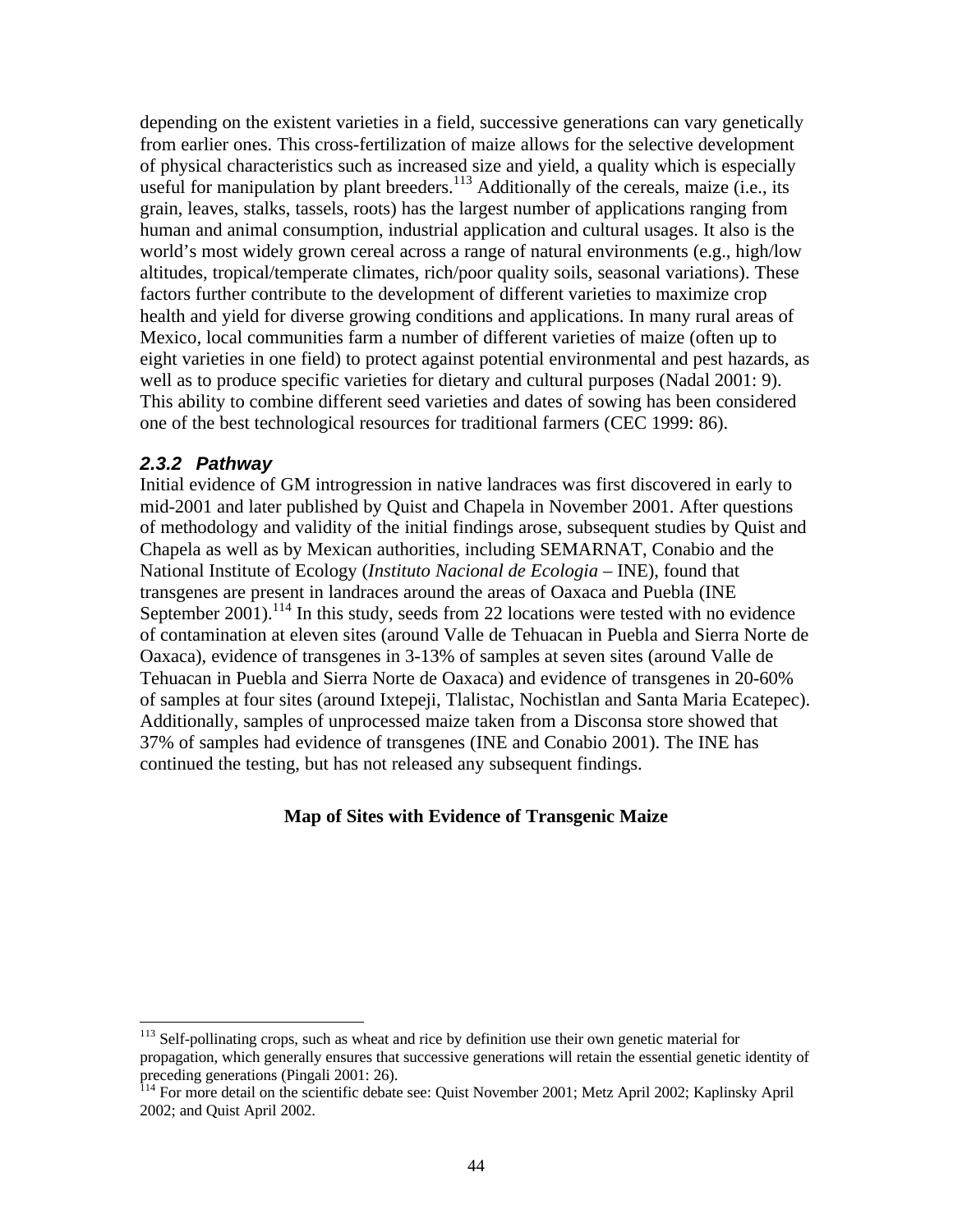depending on the existent varieties in a field, successive generations can vary genetically from earlier ones. This cross-fertilization of maize allows for the selective development of physical characteristics such as increased size and yield, a quality which is especially useful for manipulation by plant breeders.[113] Additionally of the cereals, maize (i.e., its grain, leaves, stalks, tassels, roots) has the largest number of applications ranging from human and animal consumption, industrial application and cultural usages. It also is the world's most widely grown cereal across a range of natural environments (e.g., high/low altitudes, tropical/temperate climates, rich/poor quality soils, seasonal variations). These factors further contribute to the development of different varieties to maximize crop health and yield for diverse growing conditions and applications. In many rural areas of Mexico, local communities farm a number of different varieties of maize (often up to eight varieties in one field) to protect against potential environmental and pest hazards, as well as to produce specific varieties for dietary and cultural purposes (Nadal 2001: 9). This ability to combine different seed varieties and dates of sowing has been considered one of the best technological resources for traditional farmers (CEC 1999: 86).

### *2.3.2 Pathway*

Initial evidence of GM introgression in native landraces was first discovered in early to mid-2001 and later published by Quist and Chapela in November 2001. After questions of methodology and validity of the initial findings arose, subsequent studies by Quist and Chapela as well as by Mexican authorities, including SEMARNAT, Conabio and the National Institute of Ecology (*Instituto Nacional de Ecologia* – INE), found that transgenes are present in landraces around the areas of Oaxaca and Puebla (INE September 2001).[114] In this study, seeds from 22 locations were tested with no evidence of contamination at eleven sites (around Valle de Tehuacan in Puebla and Sierra Norte de Oaxaca), evidence of transgenes in 3-13% of samples at seven sites (around Valle de Tehuacan in Puebla and Sierra Norte de Oaxaca) and evidence of transgenes in 20-60% of samples at four sites (around Ixtepeji, Tlalistac, Nochistlan and Santa Maria Ecatepec). Additionally, samples of unprocessed maize taken from a Disconsa store showed that 37% of samples had evidence of transgenes (INE and Conabio 2001). The INE has continued the testing, but has not released any subsequent findings.

**Map of Sites with Evidence of Transgenic Maize**

[113] Self-pollinating crops, such as wheat and rice by definition use their own genetic material for propagation, which generally ensures that successive generations will retain the essential genetic identity of preceding generations (Pingali 2001: 26).

[114] For more detail on the scientific debate see: Quist November 2001; Metz April 2002; Kaplinsky April 2002; and Quist April 2002.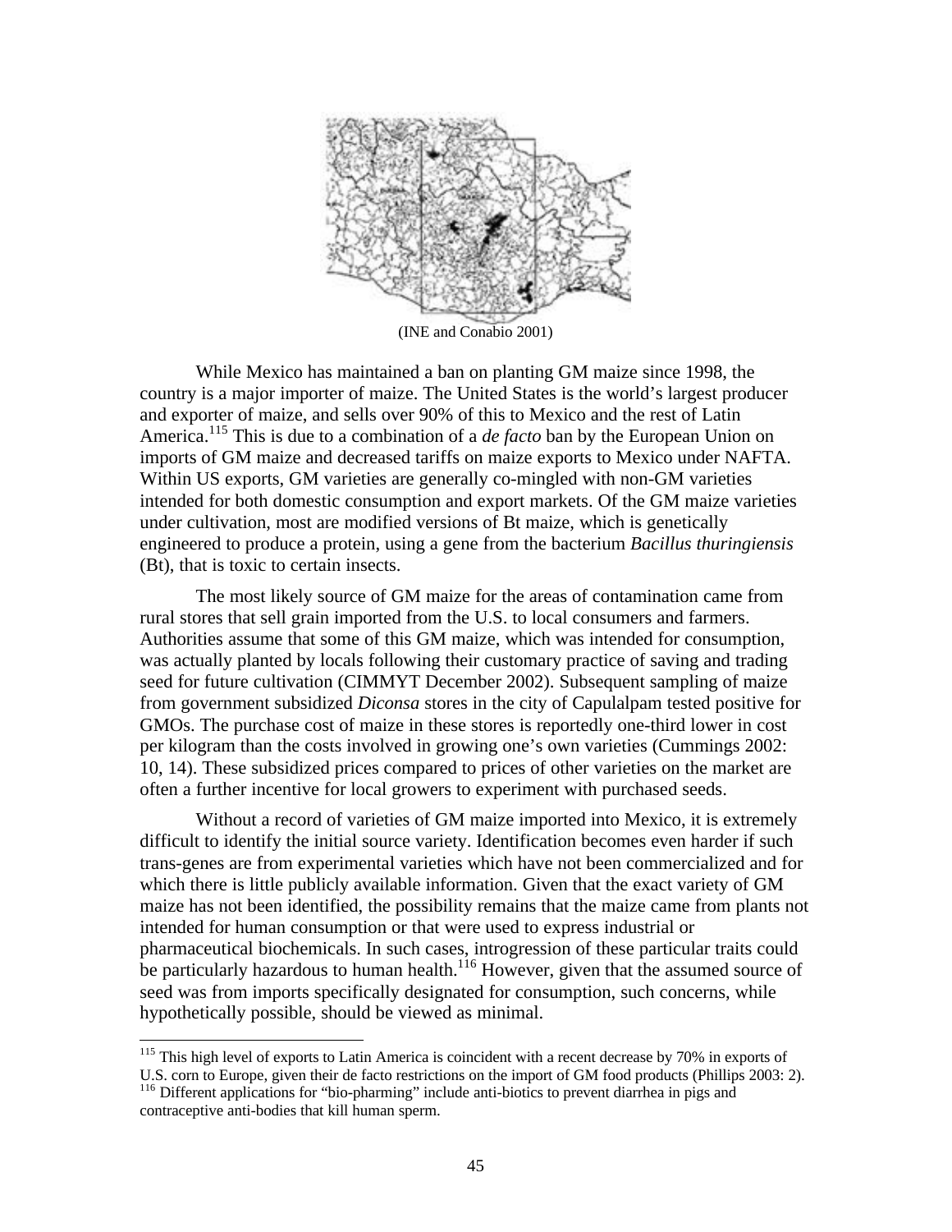(INE and Conabio 2001)

While Mexico has maintained a ban on planting GM maize since 1998, the country is a major importer of maize. The United States is the world's largest producer and exporter of maize, and sells over 90% of this to Mexico and the rest of Latin America.[115] This is due to a combination of a *de facto* ban by the European Union on imports of GM maize and decreased tariffs on maize exports to Mexico under NAFTA. Within US exports, GM varieties are generally co-mingled with non-GM varieties intended for both domestic consumption and export markets. Of the GM maize varieties under cultivation, most are modified versions of Bt maize, which is genetically engineered to produce a protein, using a gene from the bacterium *Bacillus thuringiensis* (Bt), that is toxic to certain insects.

The most likely source of GM maize for the areas of contamination came from rural stores that sell grain imported from the U.S. to local consumers and farmers. Authorities assume that some of this GM maize, which was intended for consumption, was actually planted by locals following their customary practice of saving and trading seed for future cultivation (CIMMYT December 2002). Subsequent sampling of maize from government subsidized *Diconsa* stores in the city of Capulalpam tested positive for GMOs. The purchase cost of maize in these stores is reportedly one-third lower in cost per kilogram than the costs involved in growing one's own varieties (Cummings 2002: 10, 14). These subsidized prices compared to prices of other varieties on the market are often a further incentive for local growers to experiment with purchased seeds.

Without a record of varieties of GM maize imported into Mexico, it is extremely difficult to identify the initial source variety. Identification becomes even harder if such trans-genes are from experimental varieties which have not been commercialized and for which there is little publicly available information. Given that the exact variety of GM maize has not been identified, the possibility remains that the maize came from plants not intended for human consumption or that were used to express industrial or pharmaceutical biochemicals. In such cases, introgression of these particular traits could be particularly hazardous to human health.[116] However, given that the assumed source of seed was from imports specifically designated for consumption, such concerns, while hypothetically possible, should be viewed as minimal.

[115] This high level of exports to Latin America is coincident with a recent decrease by 70% in exports of U.S. corn to Europe, given their de facto restrictions on the import of GM food products (Phillips 2003: 2).

[116] Different applications for "bio-pharming" include anti-biotics to prevent diarrhea in pigs and contraceptive anti-bodies that kill human sperm.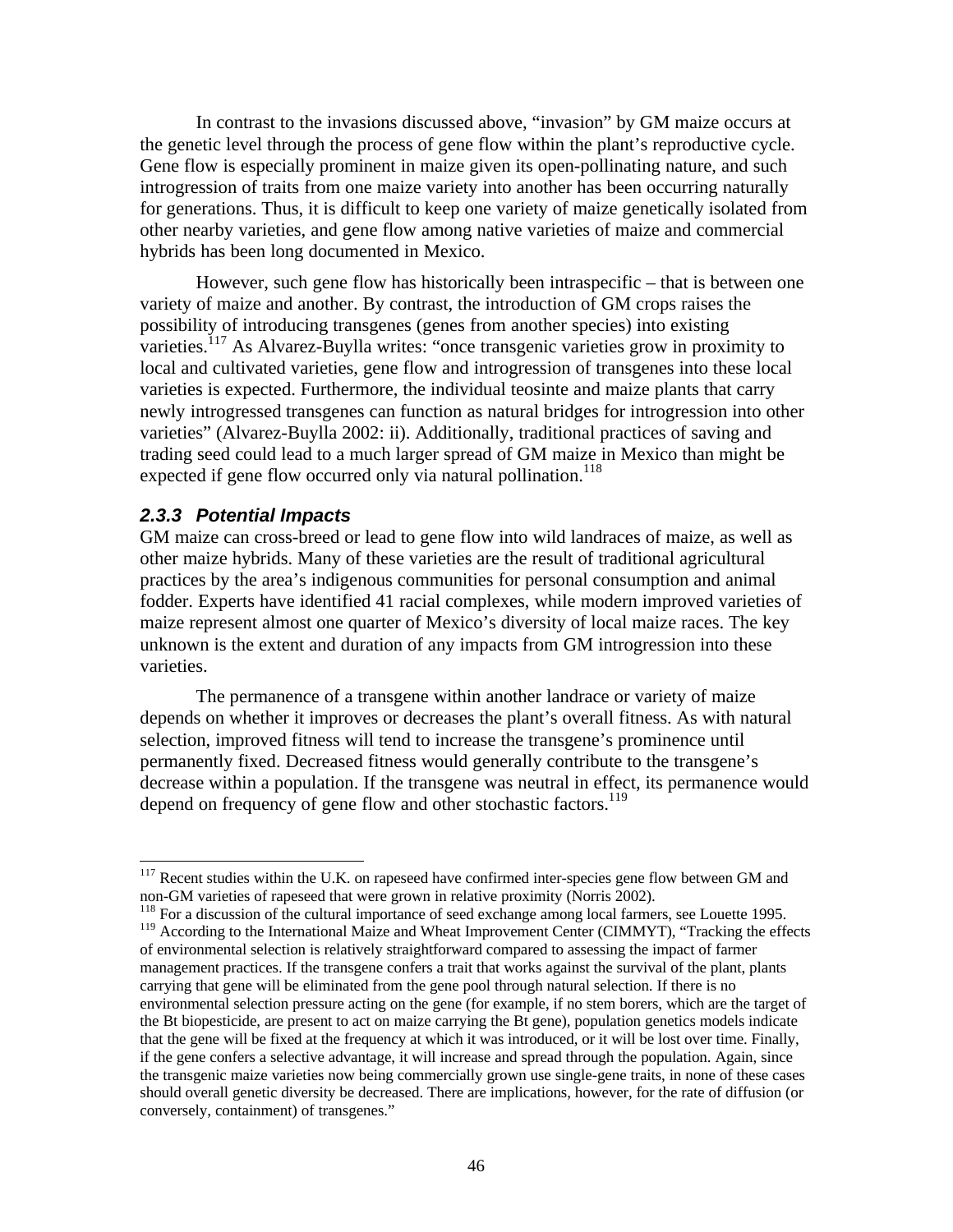In contrast to the invasions discussed above, "invasion" by GM maize occurs at the genetic level through the process of gene flow within the plant's reproductive cycle. Gene flow is especially prominent in maize given its open-pollinating nature, and such introgression of traits from one maize variety into another has been occurring naturally for generations. Thus, it is difficult to keep one variety of maize genetically isolated from other nearby varieties, and gene flow among native varieties of maize and commercial hybrids has been long documented in Mexico.

However, such gene flow has historically been intraspecific – that is between one variety of maize and another. By contrast, the introduction of GM crops raises the possibility of introducing transgenes (genes from another species) into existing varieties.[117] As Alvarez-Buylla writes: "once transgenic varieties grow in proximity to local and cultivated varieties, gene flow and introgression of transgenes into these local varieties is expected. Furthermore, the individual teosinte and maize plants that carry newly introgressed transgenes can function as natural bridges for introgression into other varieties" (Alvarez-Buylla 2002: ii). Additionally, traditional practices of saving and trading seed could lead to a much larger spread of GM maize in Mexico than might be expected if gene flow occurred only via natural pollination.[118]

### *2.3.3 Potential Impacts*

GM maize can cross-breed or lead to gene flow into wild landraces of maize, as well as other maize hybrids. Many of these varieties are the result of traditional agricultural practices by the area's indigenous communities for personal consumption and animal fodder. Experts have identified 41 racial complexes, while modern improved varieties of maize represent almost one quarter of Mexico's diversity of local maize races. The key unknown is the extent and duration of any impacts from GM introgression into these varieties.

The permanence of a transgene within another landrace or variety of maize depends on whether it improves or decreases the plant's overall fitness. As with natural selection, improved fitness will tend to increase the transgene's prominence until permanently fixed. Decreased fitness would generally contribute to the transgene's decrease within a population. If the transgene was neutral in effect, its permanence would depend on frequency of gene flow and other stochastic factors.[119]

---

[117] Recent studies within the U.K. on rapeseed have confirmed inter-species gene flow between GM and non-GM varieties of rapeseed that were grown in relative proximity (Norris 2002).

[118] For a discussion of the cultural importance of seed exchange among local farmers, see Louette 1995.

[119] According to the International Maize and Wheat Improvement Center (CIMMYT), "Tracking the effects of environmental selection is relatively straightforward compared to assessing the impact of farmer management practices. If the transgene confers a trait that works against the survival of the plant, plants carrying that gene will be eliminated from the gene pool through natural selection. If there is no environmental selection pressure acting on the gene (for example, if no stem borers, which are the target of the Bt biopesticide, are present to act on maize carrying the Bt gene), population genetics models indicate that the gene will be fixed at the frequency at which it was introduced, or it will be lost over time. Finally, if the gene confers a selective advantage, it will increase and spread through the population. Again, since the transgenic maize varieties now being commercially grown use single-gene traits, in none of these cases should overall genetic diversity be decreased. There are implications, however, for the rate of diffusion (or conversely, containment) of transgenes."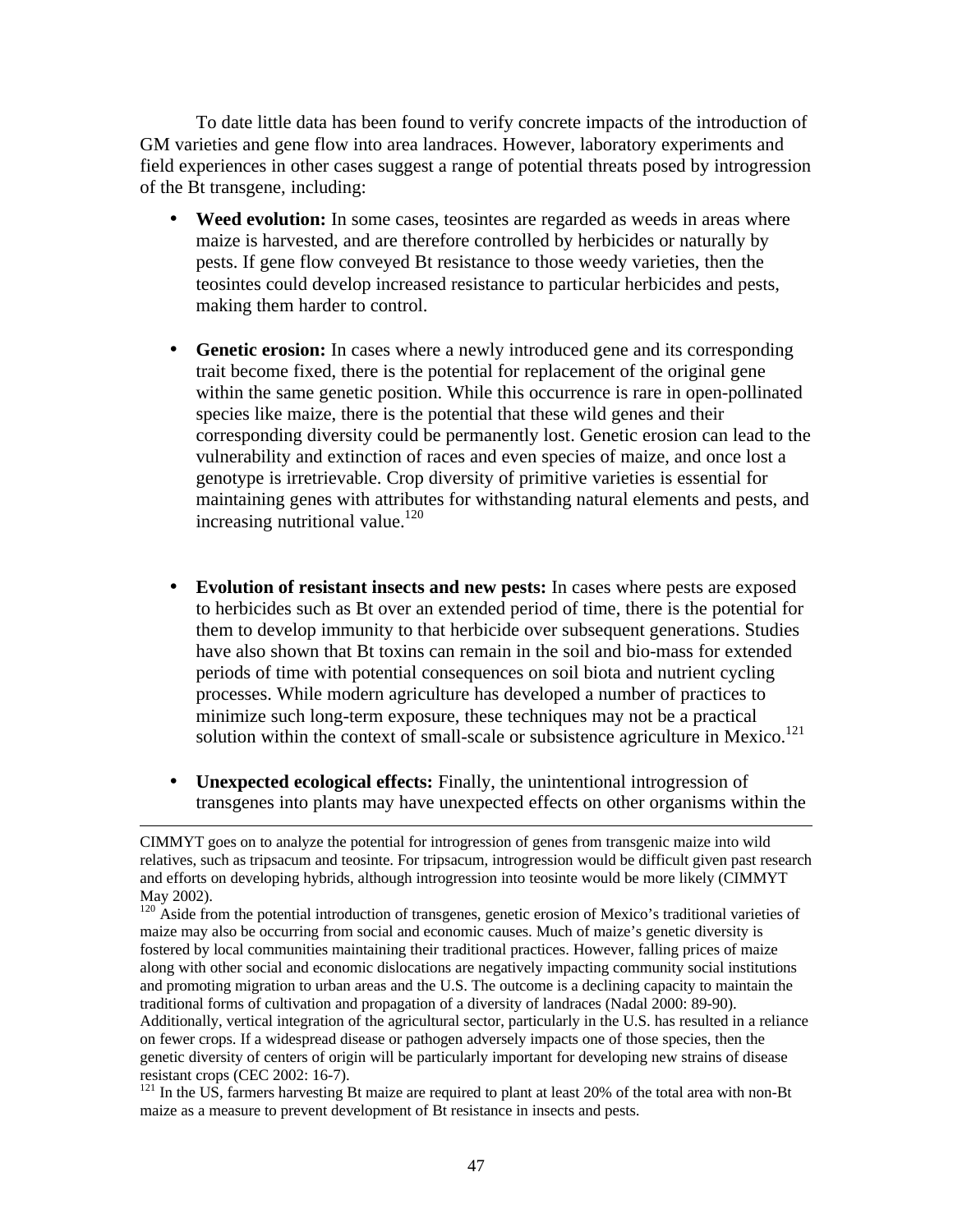To date little data has been found to verify concrete impacts of the introduction of GM varieties and gene flow into area landraces. However, laboratory experiments and field experiences in other cases suggest a range of potential threats posed by introgression of the Bt transgene, including:

- **Weed evolution:** In some cases, teosintes are regarded as weeds in areas where maize is harvested, and are therefore controlled by herbicides or naturally by pests. If gene flow conveyed Bt resistance to those weedy varieties, then the teosintes could develop increased resistance to particular herbicides and pests, making them harder to control.

- **Genetic erosion:** In cases where a newly introduced gene and its corresponding trait become fixed, there is the potential for replacement of the original gene within the same genetic position. While this occurrence is rare in open-pollinated species like maize, there is the potential that these wild genes and their corresponding diversity could be permanently lost. Genetic erosion can lead to the vulnerability and extinction of races and even species of maize, and once lost a genotype is irretrievable. Crop diversity of primitive varieties is essential for maintaining genes with attributes for withstanding natural elements and pests, and increasing nutritional value.[120]

- **Evolution of resistant insects and new pests:** In cases where pests are exposed to herbicides such as Bt over an extended period of time, there is the potential for them to develop immunity to that herbicide over subsequent generations. Studies have also shown that Bt toxins can remain in the soil and bio-mass for extended periods of time with potential consequences on soil biota and nutrient cycling processes. While modern agriculture has developed a number of practices to minimize such long-term exposure, these techniques may not be a practical solution within the context of small-scale or subsistence agriculture in Mexico.[121]

- **Unexpected ecological effects:** Finally, the unintentional introgression of transgenes into plants may have unexpected effects on other organisms within the

---

CIMMYT goes on to analyze the potential for introgression of genes from transgenic maize into wild relatives, such as tripsacum and teosinte. For tripsacum, introgression would be difficult given past research and efforts on developing hybrids, although introgression into teosinte would be more likely (CIMMYT May 2002).

[120] Aside from the potential introduction of transgenes, genetic erosion of Mexico's traditional varieties of maize may also be occurring from social and economic causes. Much of maize's genetic diversity is fostered by local communities maintaining their traditional practices. However, falling prices of maize along with other social and economic dislocations are negatively impacting community social institutions and promoting migration to urban areas and the U.S. The outcome is a declining capacity to maintain the traditional forms of cultivation and propagation of a diversity of landraces (Nadal 2000: 89-90). Additionally, vertical integration of the agricultural sector, particularly in the U.S. has resulted in a reliance on fewer crops. If a widespread disease or pathogen adversely impacts one of those species, then the genetic diversity of centers of origin will be particularly important for developing new strains of disease resistant crops (CEC 2002: 16-7).

[121] In the US, farmers harvesting Bt maize are required to plant at least 20% of the total area with non-Bt maize as a measure to prevent development of Bt resistance in insects and pests.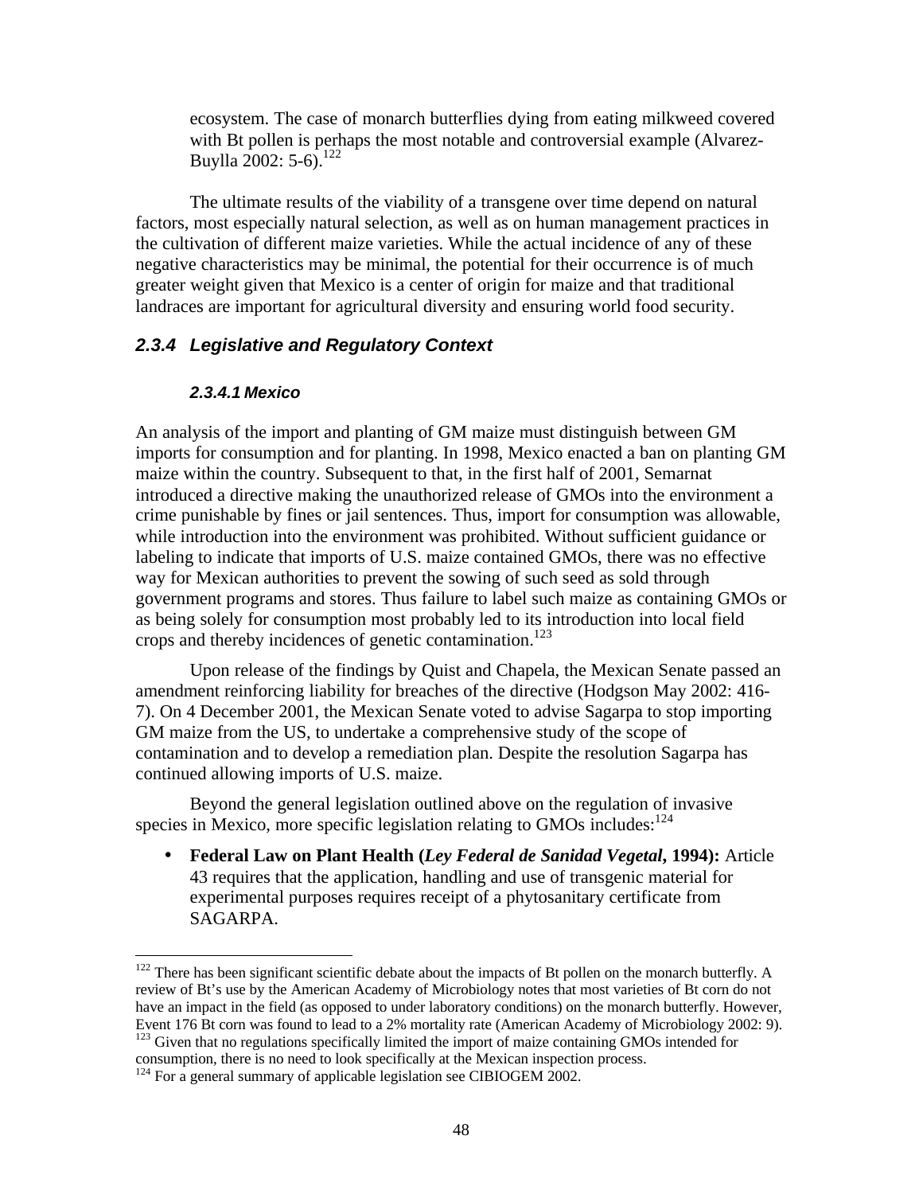ecosystem. The case of monarch butterflies dying from eating milkweed covered with Bt pollen is perhaps the most notable and controversial example (Alvarez-Buylla 2002: 5-6).[122]

The ultimate results of the viability of a transgene over time depend on natural factors, most especially natural selection, as well as on human management practices in the cultivation of different maize varieties. While the actual incidence of any of these negative characteristics may be minimal, the potential for their occurrence is of much greater weight given that Mexico is a center of origin for maize and that traditional landraces are important for agricultural diversity and ensuring world food security.

### *2.3.4 Legislative and Regulatory Context*

#### *2.3.4.1 Mexico*

An analysis of the import and planting of GM maize must distinguish between GM imports for consumption and for planting. In 1998, Mexico enacted a ban on planting GM maize within the country. Subsequent to that, in the first half of 2001, Semarnat introduced a directive making the unauthorized release of GMOs into the environment a crime punishable by fines or jail sentences. Thus, import for consumption was allowable, while introduction into the environment was prohibited. Without sufficient guidance or labeling to indicate that imports of U.S. maize contained GMOs, there was no effective way for Mexican authorities to prevent the sowing of such seed as sold through government programs and stores. Thus failure to label such maize as containing GMOs or as being solely for consumption most probably led to its introduction into local field crops and thereby incidences of genetic contamination.[123]

Upon release of the findings by Quist and Chapela, the Mexican Senate passed an amendment reinforcing liability for breaches of the directive (Hodgson May 2002: 416-7). On 4 December 2001, the Mexican Senate voted to advise Sagarpa to stop importing GM maize from the US, to undertake a comprehensive study of the scope of contamination and to develop a remediation plan. Despite the resolution Sagarpa has continued allowing imports of U.S. maize.

Beyond the general legislation outlined above on the regulation of invasive species in Mexico, more specific legislation relating to GMOs includes:[124]

- **Federal Law on Plant Health (*Ley Federal de Sanidad Vegetal*, 1994):** Article 43 requires that the application, handling and use of transgenic material for experimental purposes requires receipt of a phytosanitary certificate from SAGARPA.

---

[122] There has been significant scientific debate about the impacts of Bt pollen on the monarch butterfly. A review of Bt's use by the American Academy of Microbiology notes that most varieties of Bt corn do not have an impact in the field (as opposed to under laboratory conditions) on the monarch butterfly. However, Event 176 Bt corn was found to lead to a 2% mortality rate (American Academy of Microbiology 2002: 9).

[123] Given that no regulations specifically limited the import of maize containing GMOs intended for consumption, there is no need to look specifically at the Mexican inspection process.

[124] For a general summary of applicable legislation see CIBIOGEM 2002.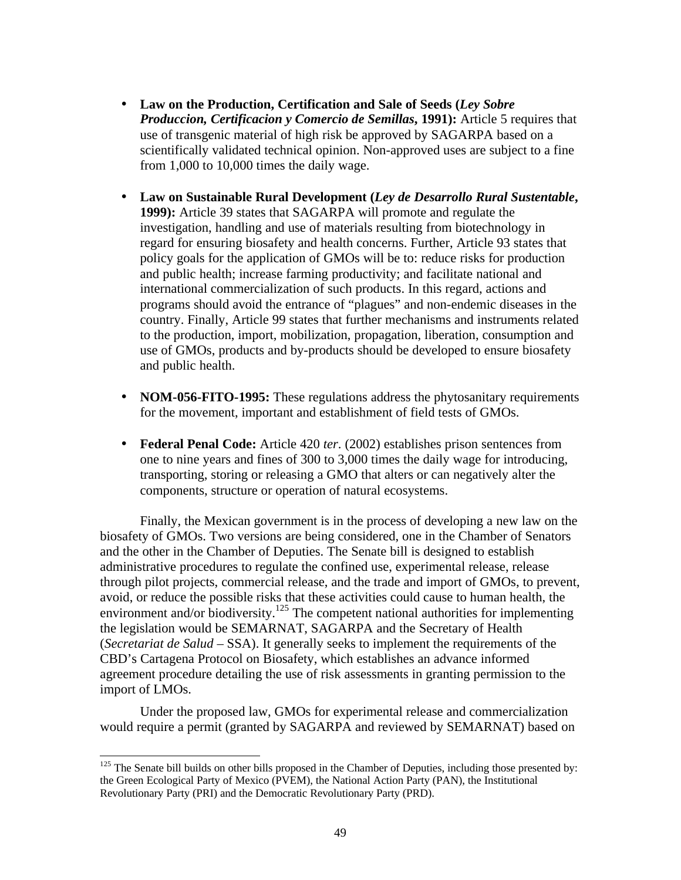- **Law on the Production, Certification and Sale of Seeds (*Ley Sobre Produccion, Certificacion y Comercio de Semillas*, 1991):** Article 5 requires that use of transgenic material of high risk be approved by SAGARPA based on a scientifically validated technical opinion. Non-approved uses are subject to a fine from 1,000 to 10,000 times the daily wage.

- **Law on Sustainable Rural Development (*Ley de Desarrollo Rural Sustentable*, 1999):** Article 39 states that SAGARPA will promote and regulate the investigation, handling and use of materials resulting from biotechnology in regard for ensuring biosafety and health concerns. Further, Article 93 states that policy goals for the application of GMOs will be to: reduce risks for production and public health; increase farming productivity; and facilitate national and international commercialization of such products. In this regard, actions and programs should avoid the entrance of "plagues" and non-endemic diseases in the country. Finally, Article 99 states that further mechanisms and instruments related to the production, import, mobilization, propagation, liberation, consumption and use of GMOs, products and by-products should be developed to ensure biosafety and public health.

- **NOM-056-FITO-1995:** These regulations address the phytosanitary requirements for the movement, important and establishment of field tests of GMOs.

- **Federal Penal Code:** Article 420 *ter*. (2002) establishes prison sentences from one to nine years and fines of 300 to 3,000 times the daily wage for introducing, transporting, storing or releasing a GMO that alters or can negatively alter the components, structure or operation of natural ecosystems.

Finally, the Mexican government is in the process of developing a new law on the biosafety of GMOs. Two versions are being considered, one in the Chamber of Senators and the other in the Chamber of Deputies. The Senate bill is designed to establish administrative procedures to regulate the confined use, experimental release, release through pilot projects, commercial release, and the trade and import of GMOs, to prevent, avoid, or reduce the possible risks that these activities could cause to human health, the environment and/or biodiversity.[125] The competent national authorities for implementing the legislation would be SEMARNAT, SAGARPA and the Secretary of Health (*Secretariat de Salud* – SSA). It generally seeks to implement the requirements of the CBD's Cartagena Protocol on Biosafety, which establishes an advance informed agreement procedure detailing the use of risk assessments in granting permission to the import of LMOs.

Under the proposed law, GMOs for experimental release and commercialization would require a permit (granted by SAGARPA and reviewed by SEMARNAT) based on

---

[125] The Senate bill builds on other bills proposed in the Chamber of Deputies, including those presented by: the Green Ecological Party of Mexico (PVEM), the National Action Party (PAN), the Institutional Revolutionary Party (PRI) and the Democratic Revolutionary Party (PRD).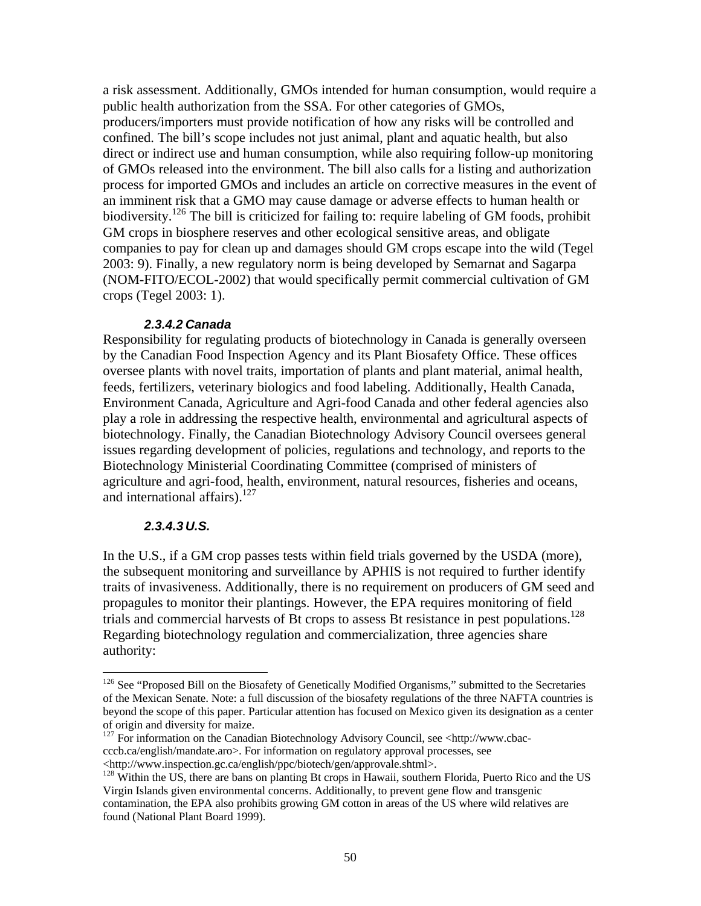a risk assessment. Additionally, GMOs intended for human consumption, would require a public health authorization from the SSA. For other categories of GMOs, producers/importers must provide notification of how any risks will be controlled and confined. The bill's scope includes not just animal, plant and aquatic health, but also direct or indirect use and human consumption, while also requiring follow-up monitoring of GMOs released into the environment. The bill also calls for a listing and authorization process for imported GMOs and includes an article on corrective measures in the event of an imminent risk that a GMO may cause damage or adverse effects to human health or biodiversity.[126] The bill is criticized for failing to: require labeling of GM foods, prohibit GM crops in biosphere reserves and other ecological sensitive areas, and obligate companies to pay for clean up and damages should GM crops escape into the wild (Tegel 2003: 9). Finally, a new regulatory norm is being developed by Semarnat and Sagarpa (NOM-FITO/ECOL-2002) that would specifically permit commercial cultivation of GM crops (Tegel 2003: 1).

#### *2.3.4.2 Canada*

Responsibility for regulating products of biotechnology in Canada is generally overseen by the Canadian Food Inspection Agency and its Plant Biosafety Office. These offices oversee plants with novel traits, importation of plants and plant material, animal health, feeds, fertilizers, veterinary biologics and food labeling. Additionally, Health Canada, Environment Canada, Agriculture and Agri-food Canada and other federal agencies also play a role in addressing the respective health, environmental and agricultural aspects of biotechnology. Finally, the Canadian Biotechnology Advisory Council oversees general issues regarding development of policies, regulations and technology, and reports to the Biotechnology Ministerial Coordinating Committee (comprised of ministers of agriculture and agri-food, health, environment, natural resources, fisheries and oceans, and international affairs).[127]

#### *2.3.4.3 U.S.*

In the U.S., if a GM crop passes tests within field trials governed by the USDA (more), the subsequent monitoring and surveillance by APHIS is not required to further identify traits of invasiveness. Additionally, there is no requirement on producers of GM seed and propagules to monitor their plantings. However, the EPA requires monitoring of field trials and commercial harvests of Bt crops to assess Bt resistance in pest populations.[128] Regarding biotechnology regulation and commercialization, three agencies share authority:

---

[126] See "Proposed Bill on the Biosafety of Genetically Modified Organisms," submitted to the Secretaries of the Mexican Senate. Note: a full discussion of the biosafety regulations of the three NAFTA countries is beyond the scope of this paper. Particular attention has focused on Mexico given its designation as a center of origin and diversity for maize.

[127] For information on the Canadian Biotechnology Advisory Council, see <http://www.cbac-cccb.ca/english/mandate.aro>. For information on regulatory approval processes, see <http://www.inspection.gc.ca/english/ppc/biotech/gen/approvale.shtml>.

[128] Within the US, there are bans on planting Bt crops in Hawaii, southern Florida, Puerto Rico and the US Virgin Islands given environmental concerns. Additionally, to prevent gene flow and transgenic contamination, the EPA also prohibits growing GM cotton in areas of the US where wild relatives are found (National Plant Board 1999).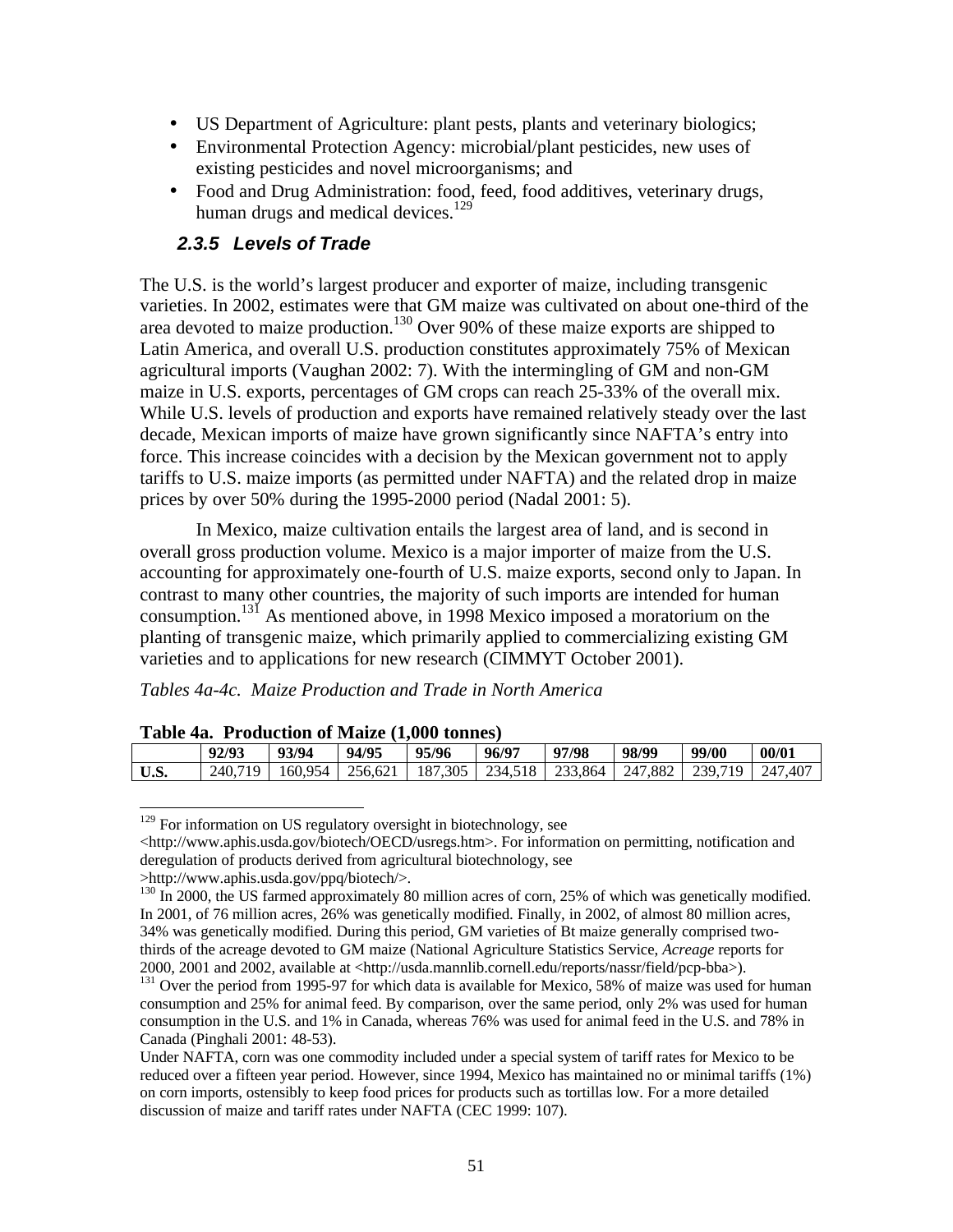- US Department of Agriculture: plant pests, plants and veterinary biologics;
- Environmental Protection Agency: microbial/plant pesticides, new uses of existing pesticides and novel microorganisms; and
- Food and Drug Administration: food, feed, food additives, veterinary drugs, human drugs and medical devices.[129]

### 2.3.5 Levels of Trade

The U.S. is the world's largest producer and exporter of maize, including transgenic varieties. In 2002, estimates were that GM maize was cultivated on about one-third of the area devoted to maize production.[130] Over 90% of these maize exports are shipped to Latin America, and overall U.S. production constitutes approximately 75% of Mexican agricultural imports (Vaughan 2002: 7). With the intermingling of GM and non-GM maize in U.S. exports, percentages of GM crops can reach 25-33% of the overall mix. While U.S. levels of production and exports have remained relatively steady over the last decade, Mexican imports of maize have grown significantly since NAFTA's entry into force. This increase coincides with a decision by the Mexican government not to apply tariffs to U.S. maize imports (as permitted under NAFTA) and the related drop in maize prices by over 50% during the 1995-2000 period (Nadal 2001: 5).

In Mexico, maize cultivation entails the largest area of land, and is second in overall gross production volume. Mexico is a major importer of maize from the U.S. accounting for approximately one-fourth of U.S. maize exports, second only to Japan. In contrast to many other countries, the majority of such imports are intended for human consumption.[131] As mentioned above, in 1998 Mexico imposed a moratorium on the planting of transgenic maize, which primarily applied to commercializing existing GM varieties and to applications for new research (CIMMYT October 2001).

*Tables 4a-4c. Maize Production and Trade in North America*

**Table 4a. Production of Maize (1,000 tonnes)**

| | 92/93 | 93/94 | 94/95 | 95/96 | 96/97 | 97/98 | 98/99 | 99/00 | 00/01 |
|---|---|---|---|---|---|---|---|---|---|
| **U.S.** | 240,719 | 160,954 | 256,621 | 187,305 | 234,518 | 233,864 | 247,882 | 239,719 | 247,407 |

[129] For information on US regulatory oversight in biotechnology, see <http://www.aphis.usda.gov/biotech/OECD/usregs.htm>. For information on permitting, notification and deregulation of products derived from agricultural biotechnology, see >http://www.aphis.usda.gov/ppq/biotech/>.

[130] In 2000, the US farmed approximately 80 million acres of corn, 25% of which was genetically modified. In 2001, of 76 million acres, 26% was genetically modified. Finally, in 2002, of almost 80 million acres, 34% was genetically modified. During this period, GM varieties of Bt maize generally comprised two-thirds of the acreage devoted to GM maize (National Agriculture Statistics Service, *Acreage* reports for 2000, 2001 and 2002, available at <http://usda.mannlib.cornell.edu/reports/nassr/field/pcp-bba>).

[131] Over the period from 1995-97 for which data is available for Mexico, 58% of maize was used for human consumption and 25% for animal feed. By comparison, over the same period, only 2% was used for human consumption in the U.S. and 1% in Canada, whereas 76% was used for animal feed in the U.S. and 78% in Canada (Pinghali 2001: 48-53).

Under NAFTA, corn was one commodity included under a special system of tariff rates for Mexico to be reduced over a fifteen year period. However, since 1994, Mexico has maintained no or minimal tariffs (1%) on corn imports, ostensibly to keep food prices for products such as tortillas low. For a more detailed discussion of maize and tariff rates under NAFTA (CEC 1999: 107).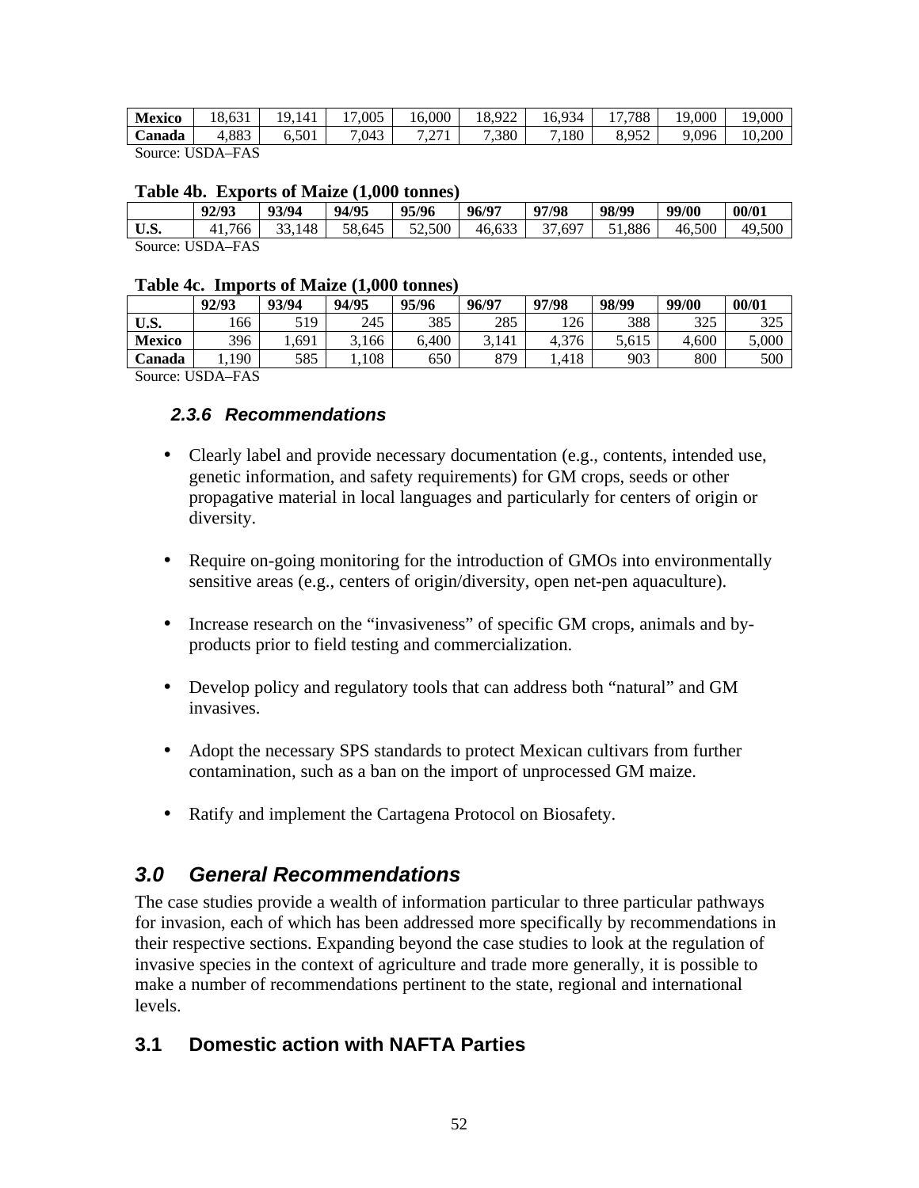| Mexico | 18,631 | 19,141 | 17,005 | 16,000 | 18,922 | 16,934 | 17,788 | 19,000 | 19,000 |
|---|---|---|---|---|---|---|---|---|---|
| Canada | 4,883 | 6,501 | 7,043 | 7,271 | 7,380 | 7,180 | 8,952 | 9,096 | 10,200 |

Source: USDA–FAS

**Table 4b. Exports of Maize (1,000 tonnes)**

| | 92/93 | 93/94 | 94/95 | 95/96 | 96/97 | 97/98 | 98/99 | 99/00 | 00/01 |
|---|---|---|---|---|---|---|---|---|---|
| **U.S.** | 41,766 | 33,148 | 58,645 | 52,500 | 46,633 | 37,697 | 51,886 | 46,500 | 49,500 |

Source: USDA–FAS

**Table 4c. Imports of Maize (1,000 tonnes)**

| | 92/93 | 93/94 | 94/95 | 95/96 | 96/97 | 97/98 | 98/99 | 99/00 | 00/01 |
|---|---|---|---|---|---|---|---|---|---|
| **U.S.** | 166 | 519 | 245 | 385 | 285 | 126 | 388 | 325 | 325 |
| **Mexico** | 396 | 1,691 | 3,166 | 6,400 | 3,141 | 4,376 | 5,615 | 4,600 | 5,000 |
| **Canada** | 1,190 | 585 | 1,108 | 650 | 879 | 1,418 | 903 | 800 | 500 |

Source: USDA–FAS

### *2.3.6 Recommendations*

- Clearly label and provide necessary documentation (e.g., contents, intended use, genetic information, and safety requirements) for GM crops, seeds or other propagative material in local languages and particularly for centers of origin or diversity.
- Require on-going monitoring for the introduction of GMOs into environmentally sensitive areas (e.g., centers of origin/diversity, open net-pen aquaculture).
- Increase research on the "invasiveness" of specific GM crops, animals and by-products prior to field testing and commercialization.
- Develop policy and regulatory tools that can address both "natural" and GM invasives.
- Adopt the necessary SPS standards to protect Mexican cultivars from further contamination, such as a ban on the import of unprocessed GM maize.
- Ratify and implement the Cartagena Protocol on Biosafety.

## *3.0 General Recommendations*

The case studies provide a wealth of information particular to three particular pathways for invasion, each of which has been addressed more specifically by recommendations in their respective sections. Expanding beyond the case studies to look at the regulation of invasive species in the context of agriculture and trade more generally, it is possible to make a number of recommendations pertinent to the state, regional and international levels.

### 3.1 Domestic action with NAFTA Parties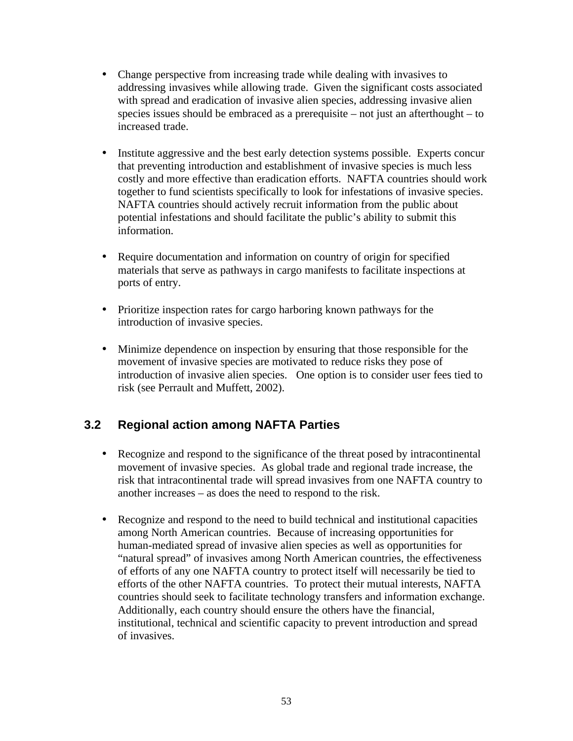- Change perspective from increasing trade while dealing with invasives to addressing invasives while allowing trade. Given the significant costs associated with spread and eradication of invasive alien species, addressing invasive alien species issues should be embraced as a prerequisite – not just an afterthought – to increased trade.

- Institute aggressive and the best early detection systems possible. Experts concur that preventing introduction and establishment of invasive species is much less costly and more effective than eradication efforts. NAFTA countries should work together to fund scientists specifically to look for infestations of invasive species. NAFTA countries should actively recruit information from the public about potential infestations and should facilitate the public's ability to submit this information.

- Require documentation and information on country of origin for specified materials that serve as pathways in cargo manifests to facilitate inspections at ports of entry.

- Prioritize inspection rates for cargo harboring known pathways for the introduction of invasive species.

- Minimize dependence on inspection by ensuring that those responsible for the movement of invasive species are motivated to reduce risks they pose of introduction of invasive alien species. One option is to consider user fees tied to risk (see Perrault and Muffett, 2002).

## 3.2 Regional action among NAFTA Parties

- Recognize and respond to the significance of the threat posed by intracontinental movement of invasive species. As global trade and regional trade increase, the risk that intracontinental trade will spread invasives from one NAFTA country to another increases – as does the need to respond to the risk.

- Recognize and respond to the need to build technical and institutional capacities among North American countries. Because of increasing opportunities for human-mediated spread of invasive alien species as well as opportunities for "natural spread" of invasives among North American countries, the effectiveness of efforts of any one NAFTA country to protect itself will necessarily be tied to efforts of the other NAFTA countries. To protect their mutual interests, NAFTA countries should seek to facilitate technology transfers and information exchange. Additionally, each country should ensure the others have the financial, institutional, technical and scientific capacity to prevent introduction and spread of invasives.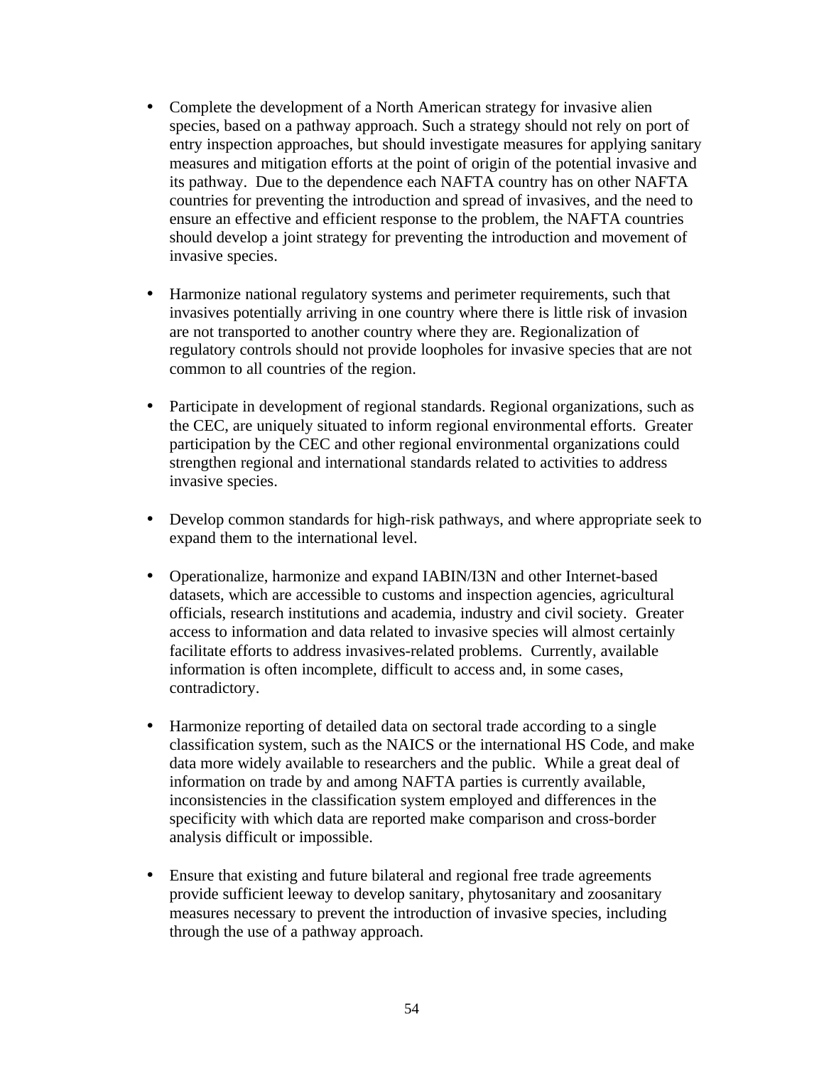- Complete the development of a North American strategy for invasive alien species, based on a pathway approach. Such a strategy should not rely on port of entry inspection approaches, but should investigate measures for applying sanitary measures and mitigation efforts at the point of origin of the potential invasive and its pathway. Due to the dependence each NAFTA country has on other NAFTA countries for preventing the introduction and spread of invasives, and the need to ensure an effective and efficient response to the problem, the NAFTA countries should develop a joint strategy for preventing the introduction and movement of invasive species.

- Harmonize national regulatory systems and perimeter requirements, such that invasives potentially arriving in one country where there is little risk of invasion are not transported to another country where they are. Regionalization of regulatory controls should not provide loopholes for invasive species that are not common to all countries of the region.

- Participate in development of regional standards. Regional organizations, such as the CEC, are uniquely situated to inform regional environmental efforts. Greater participation by the CEC and other regional environmental organizations could strengthen regional and international standards related to activities to address invasive species.

- Develop common standards for high-risk pathways, and where appropriate seek to expand them to the international level.

- Operationalize, harmonize and expand IABIN/I3N and other Internet-based datasets, which are accessible to customs and inspection agencies, agricultural officials, research institutions and academia, industry and civil society. Greater access to information and data related to invasive species will almost certainly facilitate efforts to address invasives-related problems. Currently, available information is often incomplete, difficult to access and, in some cases, contradictory.

- Harmonize reporting of detailed data on sectoral trade according to a single classification system, such as the NAICS or the international HS Code, and make data more widely available to researchers and the public. While a great deal of information on trade by and among NAFTA parties is currently available, inconsistencies in the classification system employed and differences in the specificity with which data are reported make comparison and cross-border analysis difficult or impossible.

- Ensure that existing and future bilateral and regional free trade agreements provide sufficient leeway to develop sanitary, phytosanitary and zoosanitary measures necessary to prevent the introduction of invasive species, including through the use of a pathway approach.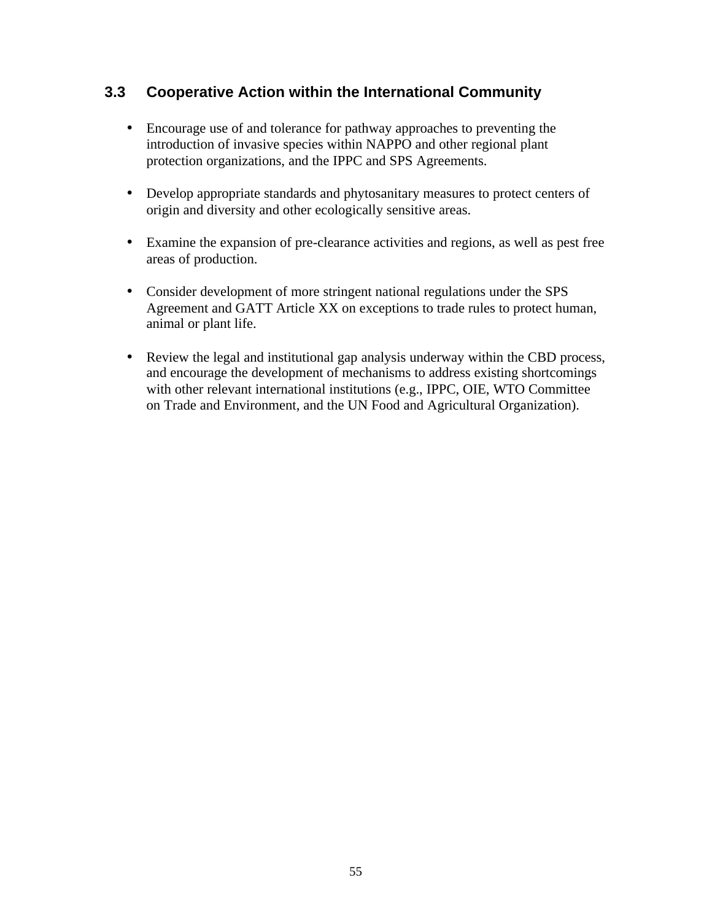## 3.3 Cooperative Action within the International Community

- Encourage use of and tolerance for pathway approaches to preventing the introduction of invasive species within NAPPO and other regional plant protection organizations, and the IPPC and SPS Agreements.

- Develop appropriate standards and phytosanitary measures to protect centers of origin and diversity and other ecologically sensitive areas.

- Examine the expansion of pre-clearance activities and regions, as well as pest free areas of production.

- Consider development of more stringent national regulations under the SPS Agreement and GATT Article XX on exceptions to trade rules to protect human, animal or plant life.

- Review the legal and institutional gap analysis underway within the CBD process, and encourage the development of mechanisms to address existing shortcomings with other relevant international institutions (e.g., IPPC, OIE, WTO Committee on Trade and Environment, and the UN Food and Agricultural Organization).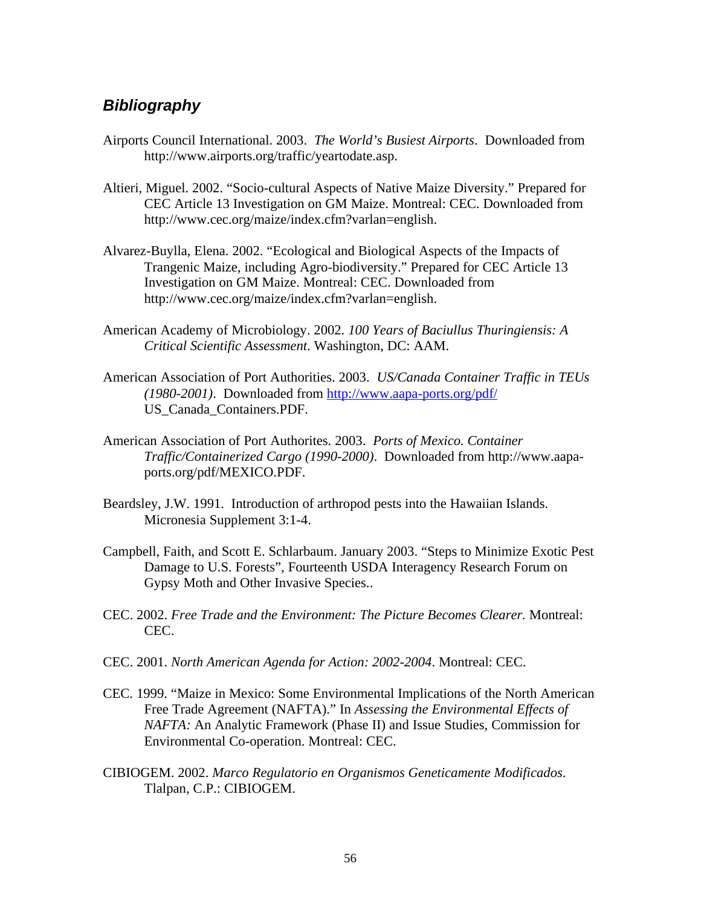## *Bibliography*

Airports Council International. 2003. *The World's Busiest Airports*. Downloaded from http://www.airports.org/traffic/yeartodate.asp.

Altieri, Miguel. 2002. "Socio-cultural Aspects of Native Maize Diversity." Prepared for CEC Article 13 Investigation on GM Maize. Montreal: CEC. Downloaded from http://www.cec.org/maize/index.cfm?varlan=english.

Alvarez-Buylla, Elena. 2002. "Ecological and Biological Aspects of the Impacts of Trangenic Maize, including Agro-biodiversity." Prepared for CEC Article 13 Investigation on GM Maize. Montreal: CEC. Downloaded from http://www.cec.org/maize/index.cfm?varlan=english.

American Academy of Microbiology. 2002. *100 Years of Baciullus Thuringiensis: A Critical Scientific Assessment*. Washington, DC: AAM.

American Association of Port Authorities. 2003. *US/Canada Container Traffic in TEUs (1980-2001)*. Downloaded from http://www.aapa-ports.org/pdf/US_Canada_Containers.PDF.

American Association of Port Authorites. 2003. *Ports of Mexico. Container Traffic/Containerized Cargo (1990-2000)*. Downloaded from http://www.aapa-ports.org/pdf/MEXICO.PDF.

Beardsley, J.W. 1991. Introduction of arthropod pests into the Hawaiian Islands. Micronesia Supplement 3:1-4.

Campbell, Faith, and Scott E. Schlarbaum. January 2003. "Steps to Minimize Exotic Pest Damage to U.S. Forests", Fourteenth USDA Interagency Research Forum on Gypsy Moth and Other Invasive Species..

CEC. 2002. *Free Trade and the Environment: The Picture Becomes Clearer.* Montreal: CEC.

CEC. 2001. *North American Agenda for Action: 2002-2004*. Montreal: CEC.

CEC. 1999. "Maize in Mexico: Some Environmental Implications of the North American Free Trade Agreement (NAFTA)." In *Assessing the Environmental Effects of NAFTA:* An Analytic Framework (Phase II) and Issue Studies, Commission for Environmental Co-operation. Montreal: CEC.

CIBIOGEM. 2002. *Marco Regulatorio en Organismos Geneticamente Modificados*. Tlalpan, C.P.: CIBIOGEM.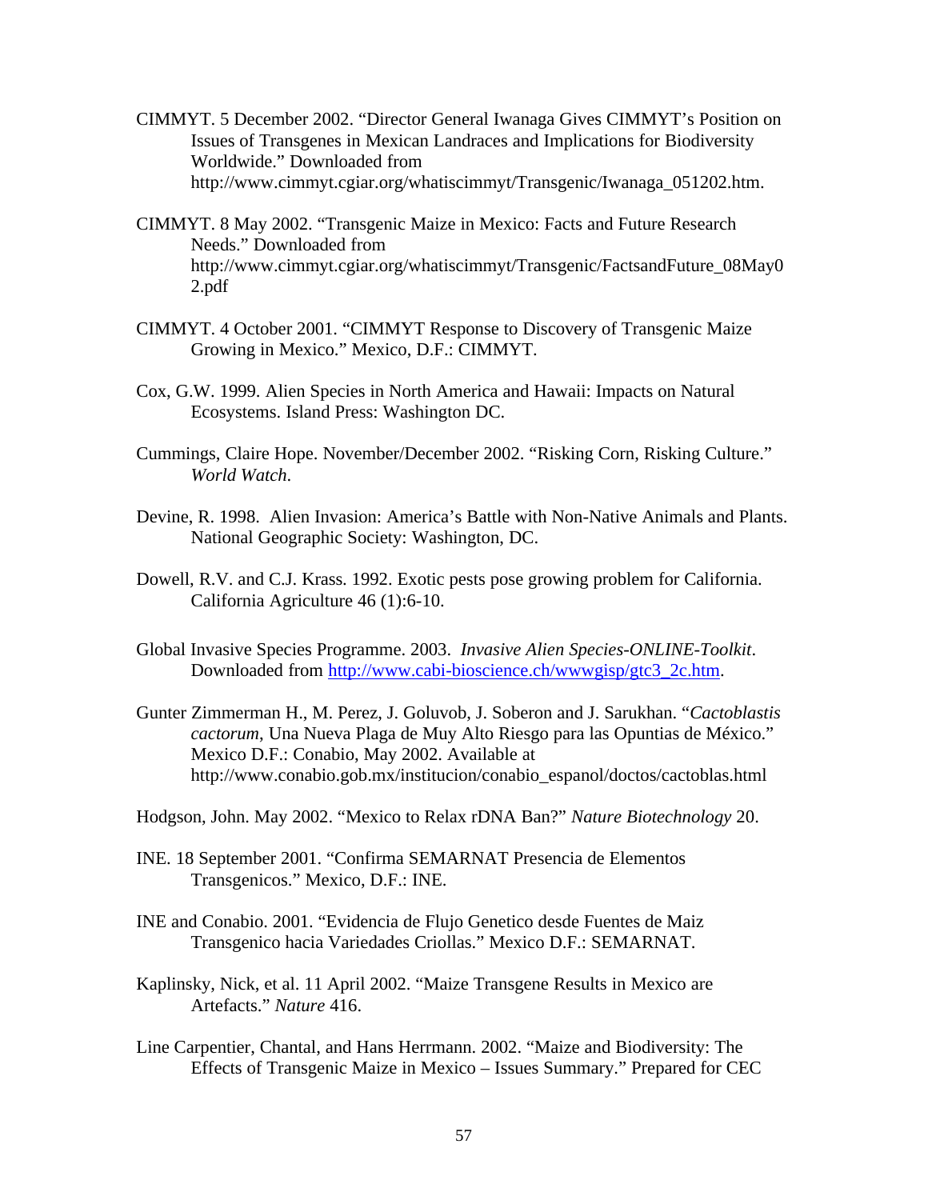CIMMYT. 5 December 2002. "Director General Iwanaga Gives CIMMYT's Position on Issues of Transgenes in Mexican Landraces and Implications for Biodiversity Worldwide." Downloaded from http://www.cimmyt.cgiar.org/whatiscimmyt/Transgenic/Iwanaga_051202.htm.

CIMMYT. 8 May 2002. "Transgenic Maize in Mexico: Facts and Future Research Needs." Downloaded from http://www.cimmyt.cgiar.org/whatiscimmyt/Transgenic/FactsandFuture_08May02.pdf

CIMMYT. 4 October 2001. "CIMMYT Response to Discovery of Transgenic Maize Growing in Mexico." Mexico, D.F.: CIMMYT.

Cox, G.W. 1999. Alien Species in North America and Hawaii: Impacts on Natural Ecosystems. Island Press: Washington DC.

Cummings, Claire Hope. November/December 2002. "Risking Corn, Risking Culture." *World Watch*.

Devine, R. 1998. Alien Invasion: America's Battle with Non-Native Animals and Plants. National Geographic Society: Washington, DC.

Dowell, R.V. and C.J. Krass. 1992. Exotic pests pose growing problem for California. California Agriculture 46 (1):6-10.

Global Invasive Species Programme. 2003. *Invasive Alien Species-ONLINE-Toolkit*. Downloaded from http://www.cabi-bioscience.ch/wwwgisp/gtc3_2c.htm.

Gunter Zimmerman H., M. Perez, J. Goluvob, J. Soberon and J. Sarukhan. "*Cactoblastis cactorum*, Una Nueva Plaga de Muy Alto Riesgo para las Opuntias de México." Mexico D.F.: Conabio, May 2002. Available at http://www.conabio.gob.mx/institucion/conabio_espanol/doctos/cactoblas.html

Hodgson, John. May 2002. "Mexico to Relax rDNA Ban?" *Nature Biotechnology* 20.

INE. 18 September 2001. "Confirma SEMARNAT Presencia de Elementos Transgenicos." Mexico, D.F.: INE.

INE and Conabio. 2001. "Evidencia de Flujo Genetico desde Fuentes de Maiz Transgenico hacia Variedades Criollas." Mexico D.F.: SEMARNAT.

Kaplinsky, Nick, et al. 11 April 2002. "Maize Transgene Results in Mexico are Artefacts." *Nature* 416.

Line Carpentier, Chantal, and Hans Herrmann. 2002. "Maize and Biodiversity: The Effects of Transgenic Maize in Mexico – Issues Summary." Prepared for CEC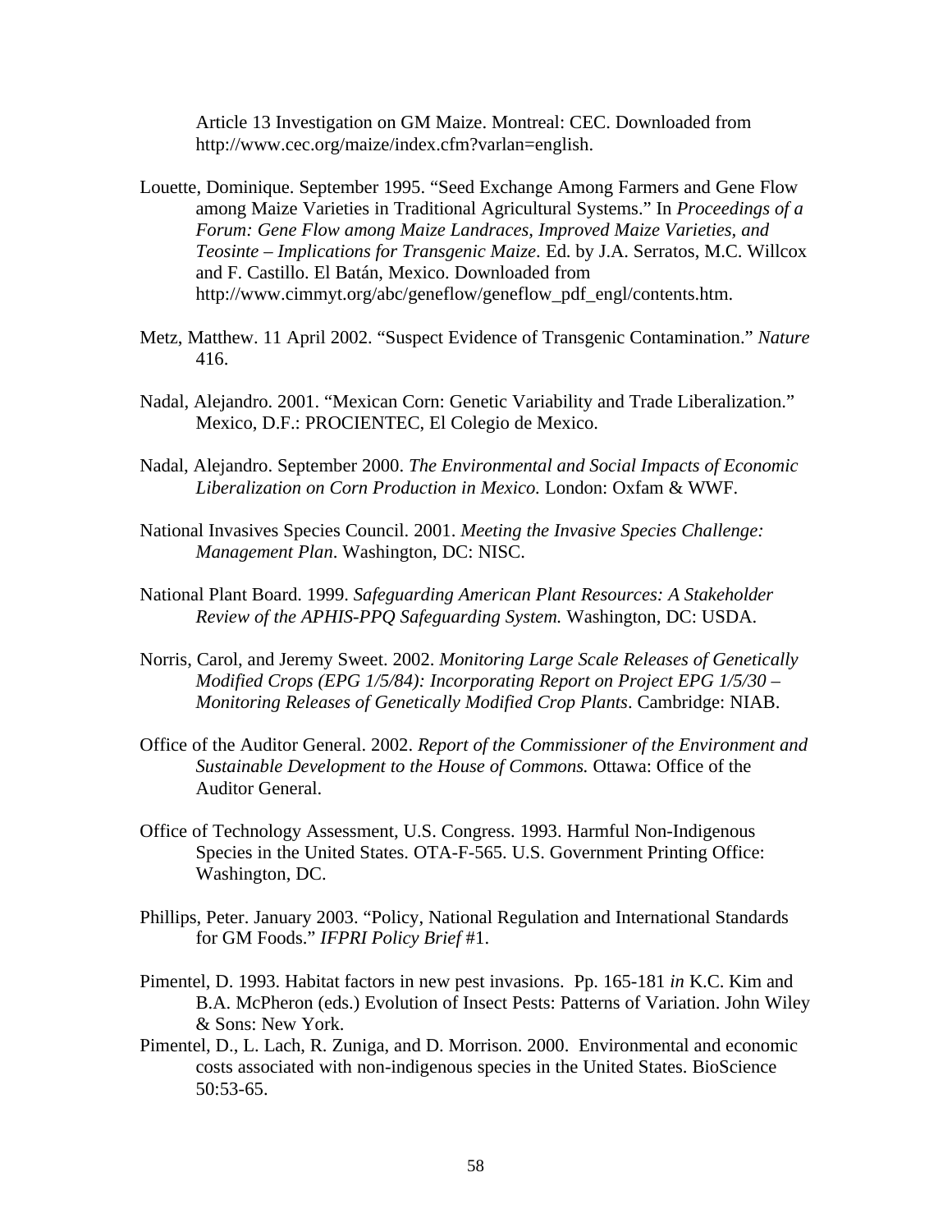Article 13 Investigation on GM Maize. Montreal: CEC. Downloaded from http://www.cec.org/maize/index.cfm?varlan=english.

Louette, Dominique. September 1995. "Seed Exchange Among Farmers and Gene Flow among Maize Varieties in Traditional Agricultural Systems." In *Proceedings of a Forum: Gene Flow among Maize Landraces, Improved Maize Varieties, and Teosinte – Implications for Transgenic Maize*. Ed. by J.A. Serratos, M.C. Willcox and F. Castillo. El Batán, Mexico. Downloaded from http://www.cimmyt.org/abc/geneflow/geneflow_pdf_engl/contents.htm.

Metz, Matthew. 11 April 2002. "Suspect Evidence of Transgenic Contamination." *Nature* 416.

Nadal, Alejandro. 2001. "Mexican Corn: Genetic Variability and Trade Liberalization." Mexico, D.F.: PROCIENTEC, El Colegio de Mexico.

Nadal, Alejandro. September 2000. *The Environmental and Social Impacts of Economic Liberalization on Corn Production in Mexico.* London: Oxfam & WWF.

National Invasives Species Council. 2001. *Meeting the Invasive Species Challenge: Management Plan*. Washington, DC: NISC.

National Plant Board. 1999. *Safeguarding American Plant Resources: A Stakeholder Review of the APHIS-PPQ Safeguarding System.* Washington, DC: USDA.

Norris, Carol, and Jeremy Sweet. 2002. *Monitoring Large Scale Releases of Genetically Modified Crops (EPG 1/5/84): Incorporating Report on Project EPG 1/5/30 – Monitoring Releases of Genetically Modified Crop Plants*. Cambridge: NIAB.

Office of the Auditor General. 2002. *Report of the Commissioner of the Environment and Sustainable Development to the House of Commons.* Ottawa: Office of the Auditor General.

Office of Technology Assessment, U.S. Congress. 1993. Harmful Non-Indigenous Species in the United States. OTA-F-565. U.S. Government Printing Office: Washington, DC.

Phillips, Peter. January 2003. "Policy, National Regulation and International Standards for GM Foods." *IFPRI Policy Brief* #1.

Pimentel, D. 1993. Habitat factors in new pest invasions. Pp. 165-181 *in* K.C. Kim and B.A. McPheron (eds.) Evolution of Insect Pests: Patterns of Variation. John Wiley & Sons: New York.

Pimentel, D., L. Lach, R. Zuniga, and D. Morrison. 2000. Environmental and economic costs associated with non-indigenous species in the United States. BioScience 50:53-65.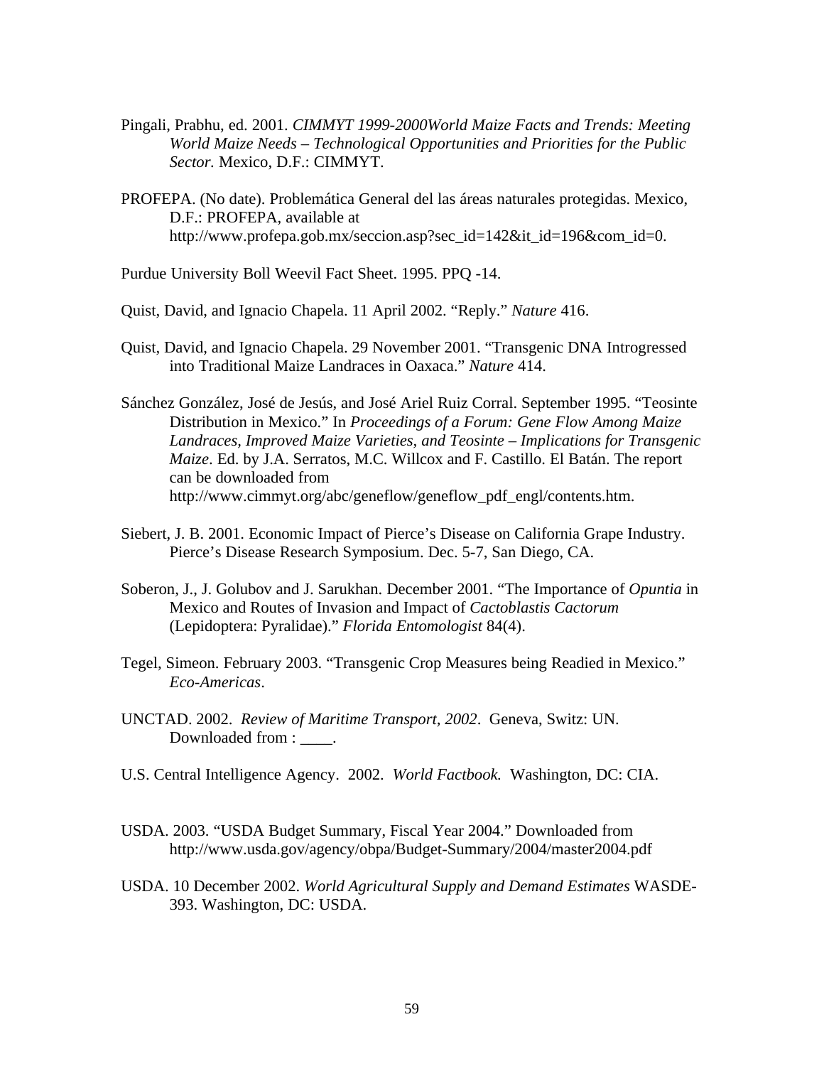Pingali, Prabhu, ed. 2001. *CIMMYT 1999-2000World Maize Facts and Trends: Meeting World Maize Needs – Technological Opportunities and Priorities for the Public Sector.* Mexico, D.F.: CIMMYT.

PROFEPA. (No date). Problemática General del las áreas naturales protegidas. Mexico, D.F.: PROFEPA, available at http://www.profepa.gob.mx/seccion.asp?sec_id=142&it_id=196&com_id=0.

Purdue University Boll Weevil Fact Sheet. 1995. PPQ -14.

Quist, David, and Ignacio Chapela. 11 April 2002. "Reply." *Nature* 416.

Quist, David, and Ignacio Chapela. 29 November 2001. "Transgenic DNA Introgressed into Traditional Maize Landraces in Oaxaca." *Nature* 414.

Sánchez González, José de Jesús, and José Ariel Ruiz Corral. September 1995. "Teosinte Distribution in Mexico." In *Proceedings of a Forum: Gene Flow Among Maize Landraces, Improved Maize Varieties, and Teosinte – Implications for Transgenic Maize*. Ed. by J.A. Serratos, M.C. Willcox and F. Castillo. El Batán. The report can be downloaded from http://www.cimmyt.org/abc/geneflow/geneflow_pdf_engl/contents.htm.

Siebert, J. B. 2001. Economic Impact of Pierce's Disease on California Grape Industry. Pierce's Disease Research Symposium. Dec. 5-7, San Diego, CA.

Soberon, J., J. Golubov and J. Sarukhan. December 2001. "The Importance of *Opuntia* in Mexico and Routes of Invasion and Impact of *Cactoblastis Cactorum* (Lepidoptera: Pyralidae)." *Florida Entomologist* 84(4).

Tegel, Simeon. February 2003. "Transgenic Crop Measures being Readied in Mexico." *Eco-Americas*.

UNCTAD. 2002. *Review of Maritime Transport, 2002*. Geneva, Switz: UN. Downloaded from : ____.

U.S. Central Intelligence Agency. 2002. *World Factbook.* Washington, DC: CIA.

USDA. 2003. "USDA Budget Summary, Fiscal Year 2004." Downloaded from http://www.usda.gov/agency/obpa/Budget-Summary/2004/master2004.pdf

USDA. 10 December 2002. *World Agricultural Supply and Demand Estimates* WASDE-393. Washington, DC: USDA.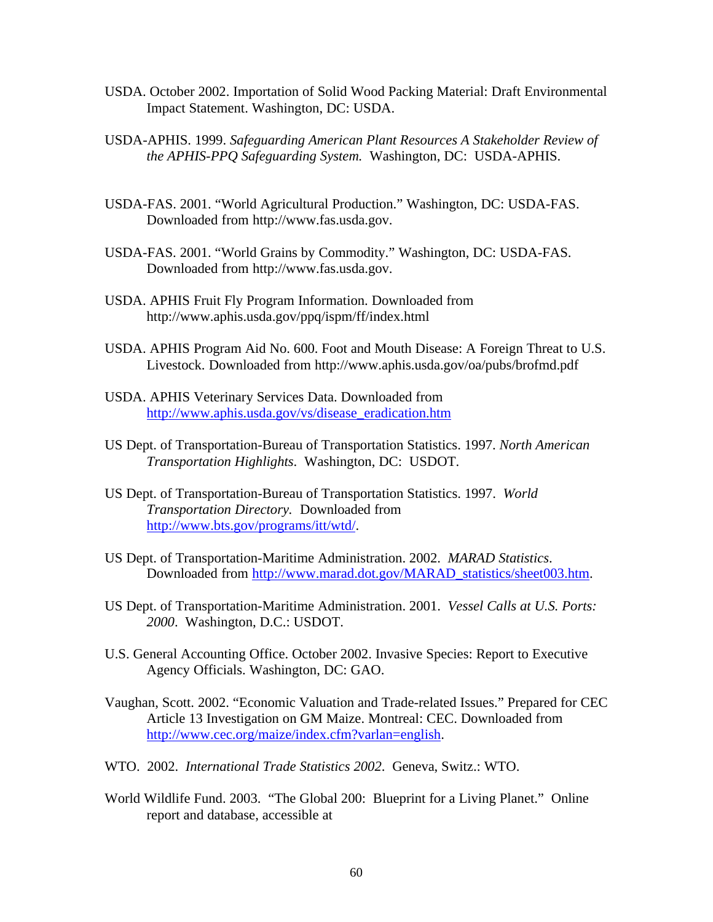USDA. October 2002. Importation of Solid Wood Packing Material: Draft Environmental Impact Statement. Washington, DC: USDA.

USDA-APHIS. 1999. *Safeguarding American Plant Resources A Stakeholder Review of the APHIS-PPQ Safeguarding System.* Washington, DC: USDA-APHIS.

USDA-FAS. 2001. "World Agricultural Production." Washington, DC: USDA-FAS. Downloaded from http://www.fas.usda.gov.

USDA-FAS. 2001. "World Grains by Commodity." Washington, DC: USDA-FAS. Downloaded from http://www.fas.usda.gov.

USDA. APHIS Fruit Fly Program Information. Downloaded from http://www.aphis.usda.gov/ppq/ispm/ff/index.html

USDA. APHIS Program Aid No. 600. Foot and Mouth Disease: A Foreign Threat to U.S. Livestock. Downloaded from http://www.aphis.usda.gov/oa/pubs/brofmd.pdf

USDA. APHIS Veterinary Services Data. Downloaded from http://www.aphis.usda.gov/vs/disease_eradication.htm

US Dept. of Transportation-Bureau of Transportation Statistics. 1997. *North American Transportation Highlights*. Washington, DC: USDOT.

US Dept. of Transportation-Bureau of Transportation Statistics. 1997. *World Transportation Directory*. Downloaded from http://www.bts.gov/programs/itt/wtd/.

US Dept. of Transportation-Maritime Administration. 2002. *MARAD Statistics*. Downloaded from http://www.marad.dot.gov/MARAD_statistics/sheet003.htm.

US Dept. of Transportation-Maritime Administration. 2001. *Vessel Calls at U.S. Ports: 2000*. Washington, D.C.: USDOT.

U.S. General Accounting Office. October 2002. Invasive Species: Report to Executive Agency Officials. Washington, DC: GAO.

Vaughan, Scott. 2002. "Economic Valuation and Trade-related Issues." Prepared for CEC Article 13 Investigation on GM Maize. Montreal: CEC. Downloaded from http://www.cec.org/maize/index.cfm?varlan=english.

WTO. 2002. *International Trade Statistics 2002*. Geneva, Switz.: WTO.

World Wildlife Fund. 2003. "The Global 200: Blueprint for a Living Planet." Online report and database, accessible at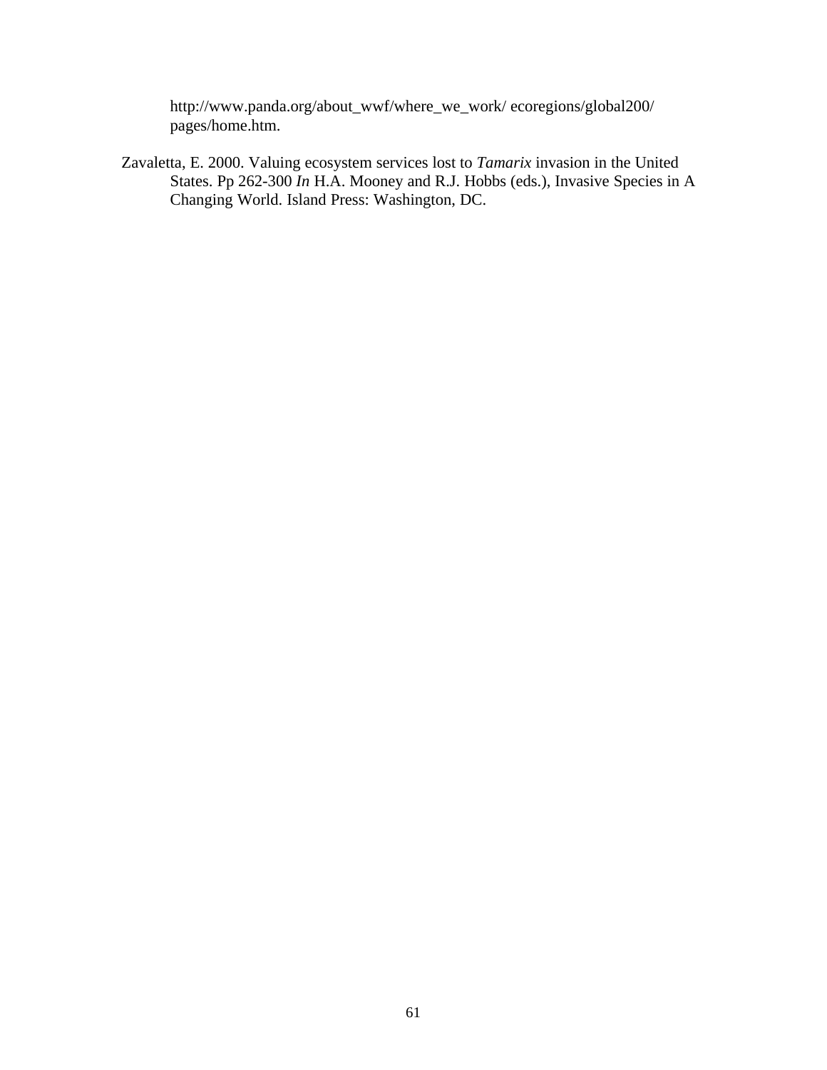http://www.panda.org/about_wwf/where_we_work/ ecoregions/global200/ pages/home.htm.

Zavaletta, E. 2000. Valuing ecosystem services lost to *Tamarix* invasion in the United States. Pp 262-300 *In* H.A. Mooney and R.J. Hobbs (eds.), Invasive Species in A Changing World. Island Press: Washington, DC.